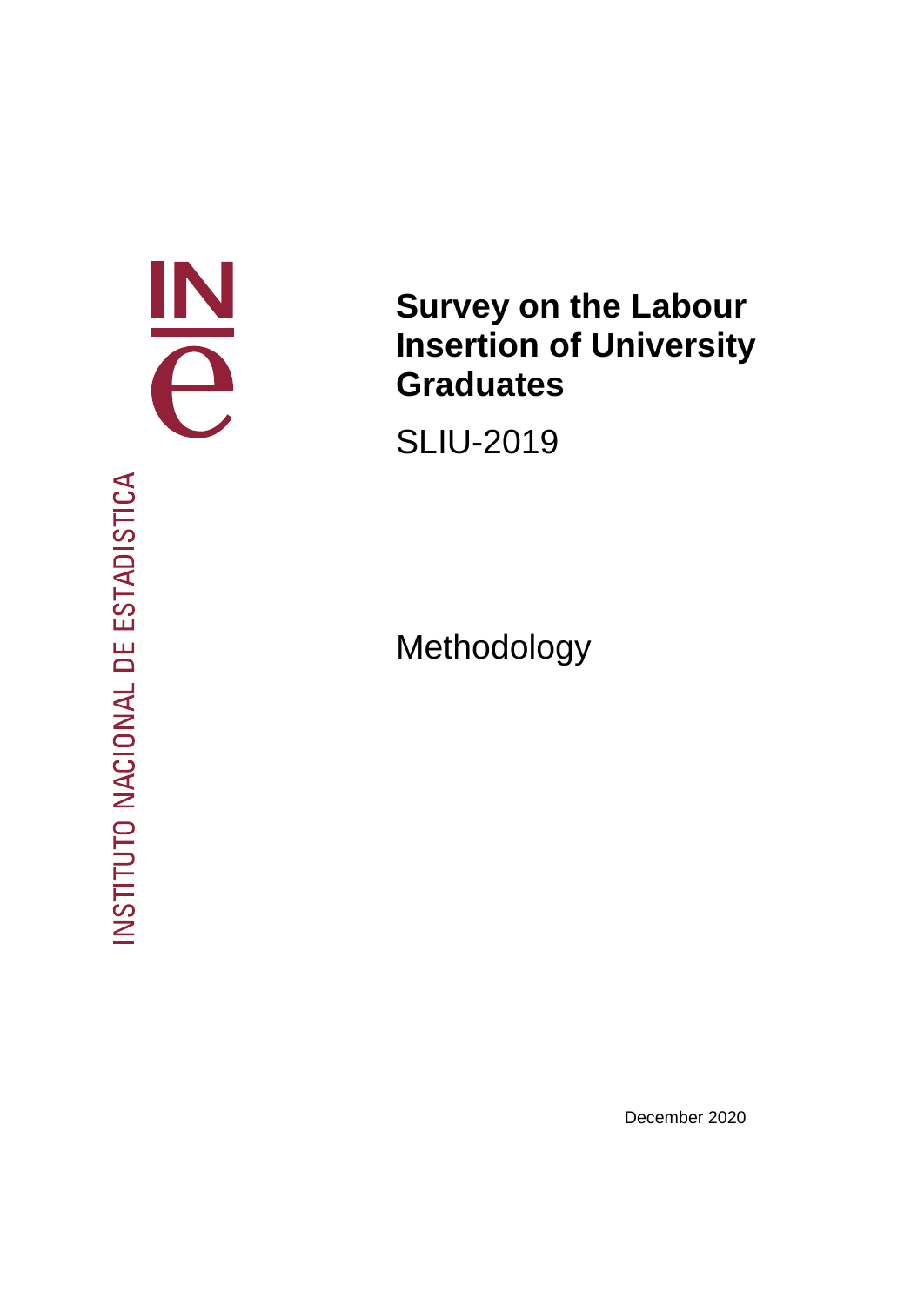INSTITUTO NACIONAL DE ESTADISTICA

# Survey on the Labour Insertion of University Graduates

SLIU-2019

Methodology

December 2020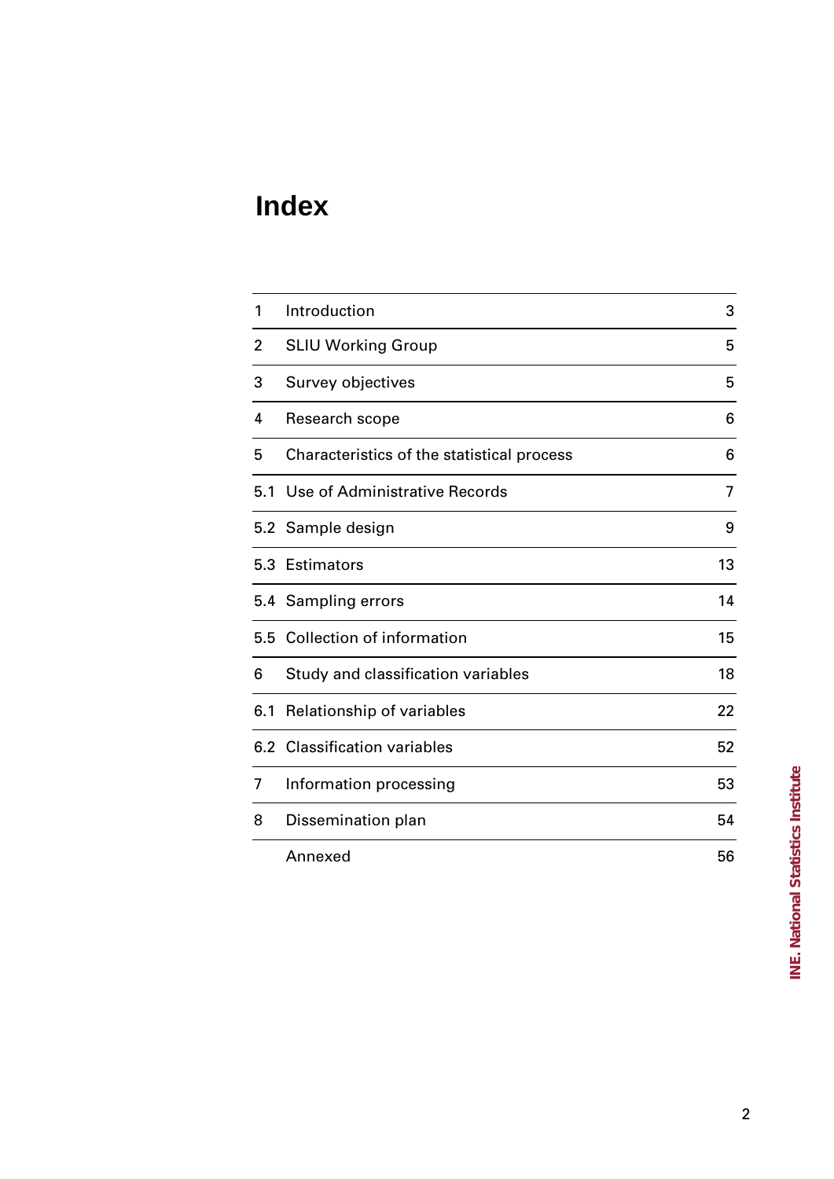# Index

| | | |
|---|---|---|
| 1 | Introduction | 3 |
| 2 | SLIU Working Group | 5 |
| 3 | Survey objectives | 5 |
| 4 | Research scope | 6 |
| 5 | Characteristics of the statistical process | 6 |
| 5.1 | Use of Administrative Records | 7 |
| 5.2 | Sample design | 9 |
| 5.3 | Estimators | 13 |
| 5.4 | Sampling errors | 14 |
| 5.5 | Collection of information | 15 |
| 6 | Study and classification variables | 18 |
| 6.1 | Relationship of variables | 22 |
| 6.2 | Classification variables | 52 |
| 7 | Information processing | 53 |
| 8 | Dissemination plan | 54 |
| | Annexed | 56 |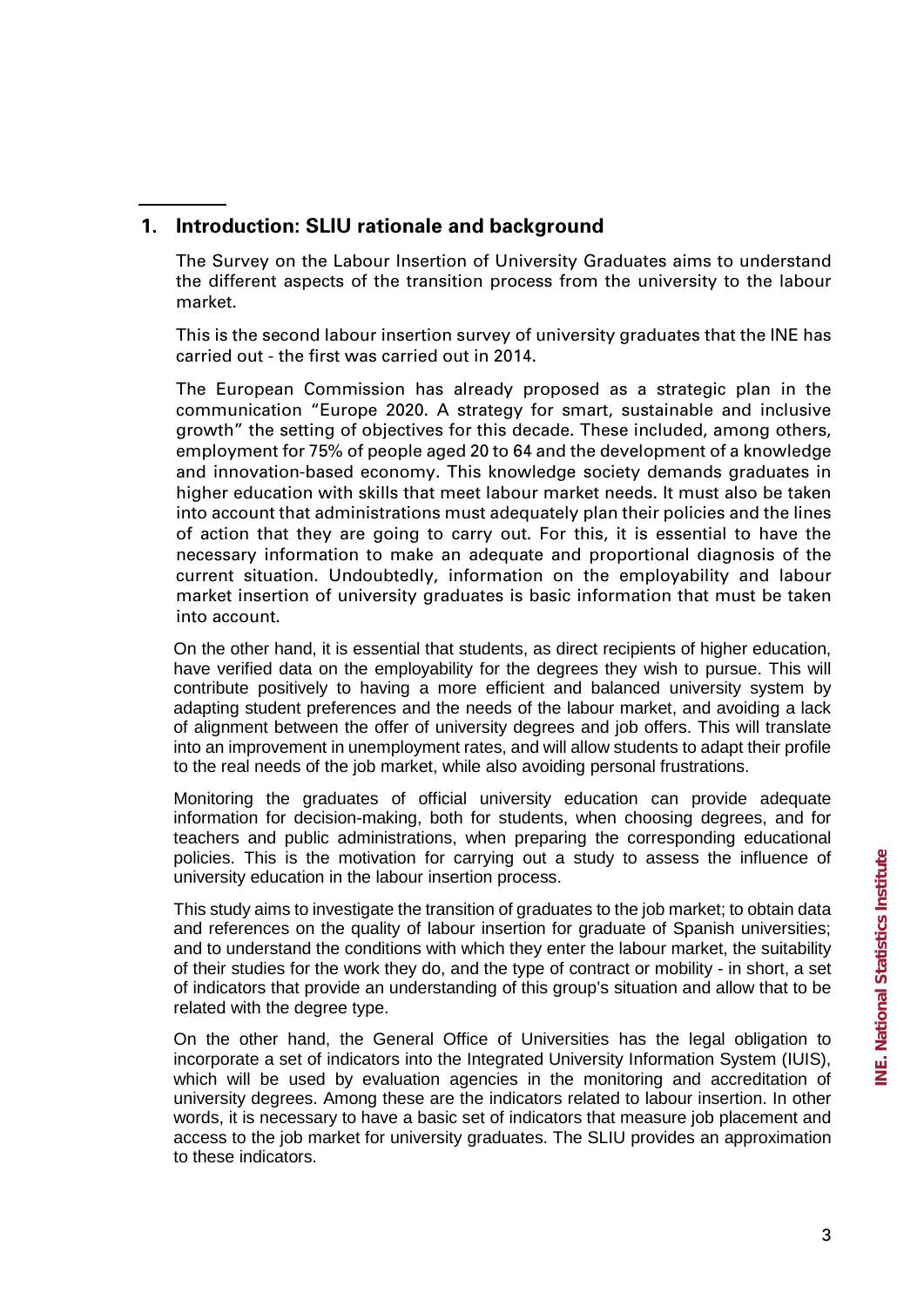## 1. Introduction: SLIU rationale and background

The Survey on the Labour Insertion of University Graduates aims to understand the different aspects of the transition process from the university to the labour market.

This is the second labour insertion survey of university graduates that the INE has carried out - the first was carried out in 2014.

The European Commission has already proposed as a strategic plan in the communication "Europe 2020. A strategy for smart, sustainable and inclusive growth" the setting of objectives for this decade. These included, among others, employment for 75% of people aged 20 to 64 and the development of a knowledge and innovation-based economy. This knowledge society demands graduates in higher education with skills that meet labour market needs. It must also be taken into account that administrations must adequately plan their policies and the lines of action that they are going to carry out. For this, it is essential to have the necessary information to make an adequate and proportional diagnosis of the current situation. Undoubtedly, information on the employability and labour market insertion of university graduates is basic information that must be taken into account.

On the other hand, it is essential that students, as direct recipients of higher education, have verified data on the employability for the degrees they wish to pursue. This will contribute positively to having a more efficient and balanced university system by adapting student preferences and the needs of the labour market, and avoiding a lack of alignment between the offer of university degrees and job offers. This will translate into an improvement in unemployment rates, and will allow students to adapt their profile to the real needs of the job market, while also avoiding personal frustrations.

Monitoring the graduates of official university education can provide adequate information for decision-making, both for students, when choosing degrees, and for teachers and public administrations, when preparing the corresponding educational policies. This is the motivation for carrying out a study to assess the influence of university education in the labour insertion process.

This study aims to investigate the transition of graduates to the job market; to obtain data and references on the quality of labour insertion for graduate of Spanish universities; and to understand the conditions with which they enter the labour market, the suitability of their studies for the work they do, and the type of contract or mobility - in short, a set of indicators that provide an understanding of this group's situation and allow that to be related with the degree type.

On the other hand, the General Office of Universities has the legal obligation to incorporate a set of indicators into the Integrated University Information System (IUIS), which will be used by evaluation agencies in the monitoring and accreditation of university degrees. Among these are the indicators related to labour insertion. In other words, it is necessary to have a basic set of indicators that measure job placement and access to the job market for university graduates. The SLIU provides an approximation to these indicators.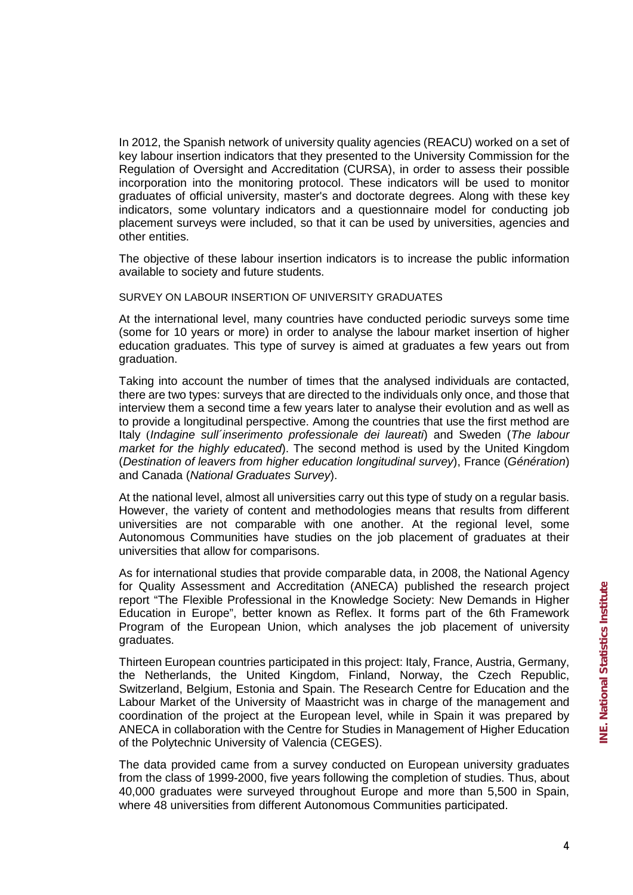In 2012, the Spanish network of university quality agencies (REACU) worked on a set of key labour insertion indicators that they presented to the University Commission for the Regulation of Oversight and Accreditation (CURSA), in order to assess their possible incorporation into the monitoring protocol. These indicators will be used to monitor graduates of official university, master's and doctorate degrees. Along with these key indicators, some voluntary indicators and a questionnaire model for conducting job placement surveys were included, so that it can be used by universities, agencies and other entities.

The objective of these labour insertion indicators is to increase the public information available to society and future students.

### SURVEY ON LABOUR INSERTION OF UNIVERSITY GRADUATES

At the international level, many countries have conducted periodic surveys some time (some for 10 years or more) in order to analyse the labour market insertion of higher education graduates. This type of survey is aimed at graduates a few years out from graduation.

Taking into account the number of times that the analysed individuals are contacted, there are two types: surveys that are directed to the individuals only once, and those that interview them a second time a few years later to analyse their evolution and as well as to provide a longitudinal perspective. Among the countries that use the first method are Italy (*Indagine sull´inserimento professionale dei laureati*) and Sweden (*The labour market for the highly educated*). The second method is used by the United Kingdom (*Destination of leavers from higher education longitudinal survey*), France (*Génération*) and Canada (*National Graduates Survey*).

At the national level, almost all universities carry out this type of study on a regular basis. However, the variety of content and methodologies means that results from different universities are not comparable with one another. At the regional level, some Autonomous Communities have studies on the job placement of graduates at their universities that allow for comparisons.

As for international studies that provide comparable data, in 2008, the National Agency for Quality Assessment and Accreditation (ANECA) published the research project report "The Flexible Professional in the Knowledge Society: New Demands in Higher Education in Europe", better known as Reflex. It forms part of the 6th Framework Program of the European Union, which analyses the job placement of university graduates.

Thirteen European countries participated in this project: Italy, France, Austria, Germany, the Netherlands, the United Kingdom, Finland, Norway, the Czech Republic, Switzerland, Belgium, Estonia and Spain. The Research Centre for Education and the Labour Market of the University of Maastricht was in charge of the management and coordination of the project at the European level, while in Spain it was prepared by ANECA in collaboration with the Centre for Studies in Management of Higher Education of the Polytechnic University of Valencia (CEGES).

The data provided came from a survey conducted on European university graduates from the class of 1999-2000, five years following the completion of studies. Thus, about 40,000 graduates were surveyed throughout Europe and more than 5,500 in Spain, where 48 universities from different Autonomous Communities participated.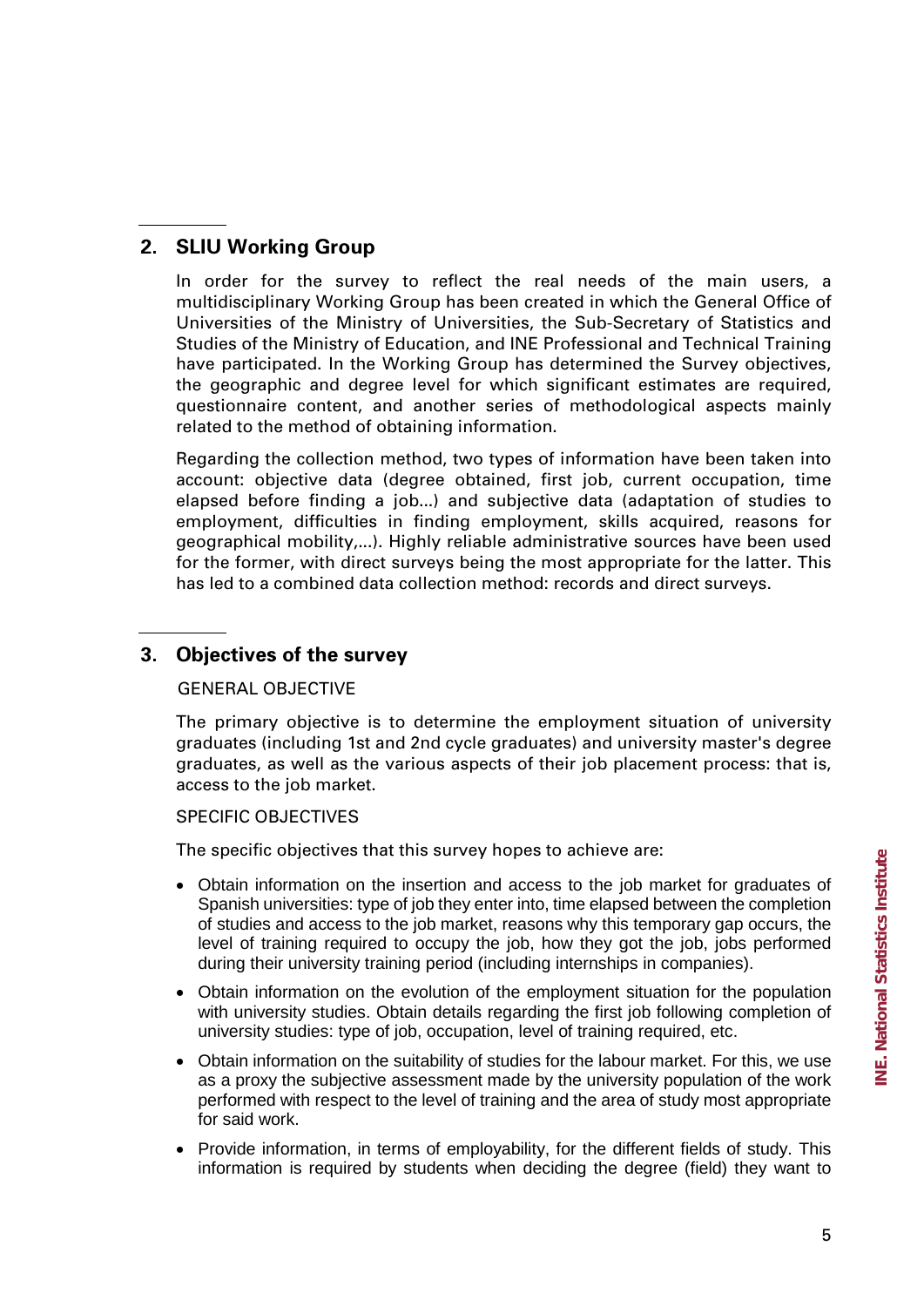## 2. SLIU Working Group

In order for the survey to reflect the real needs of the main users, a multidisciplinary Working Group has been created in which the General Office of Universities of the Ministry of Universities, the Sub-Secretary of Statistics and Studies of the Ministry of Education, and INE Professional and Technical Training have participated. In the Working Group has determined the Survey objectives, the geographic and degree level for which significant estimates are required, questionnaire content, and another series of methodological aspects mainly related to the method of obtaining information.

Regarding the collection method, two types of information have been taken into account: objective data (degree obtained, first job, current occupation, time elapsed before finding a job...) and subjective data (adaptation of studies to employment, difficulties in finding employment, skills acquired, reasons for geographical mobility,...). Highly reliable administrative sources have been used for the former, with direct surveys being the most appropriate for the latter. This has led to a combined data collection method: records and direct surveys.

## 3. Objectives of the survey

GENERAL OBJECTIVE

The primary objective is to determine the employment situation of university graduates (including 1st and 2nd cycle graduates) and university master's degree graduates, as well as the various aspects of their job placement process: that is, access to the job market.

SPECIFIC OBJECTIVES

The specific objectives that this survey hopes to achieve are:

- Obtain information on the insertion and access to the job market for graduates of Spanish universities: type of job they enter into, time elapsed between the completion of studies and access to the job market, reasons why this temporary gap occurs, the level of training required to occupy the job, how they got the job, jobs performed during their university training period (including internships in companies).
- Obtain information on the evolution of the employment situation for the population with university studies. Obtain details regarding the first job following completion of university studies: type of job, occupation, level of training required, etc.
- Obtain information on the suitability of studies for the labour market. For this, we use as a proxy the subjective assessment made by the university population of the work performed with respect to the level of training and the area of study most appropriate for said work.
- Provide information, in terms of employability, for the different fields of study. This information is required by students when deciding the degree (field) they want to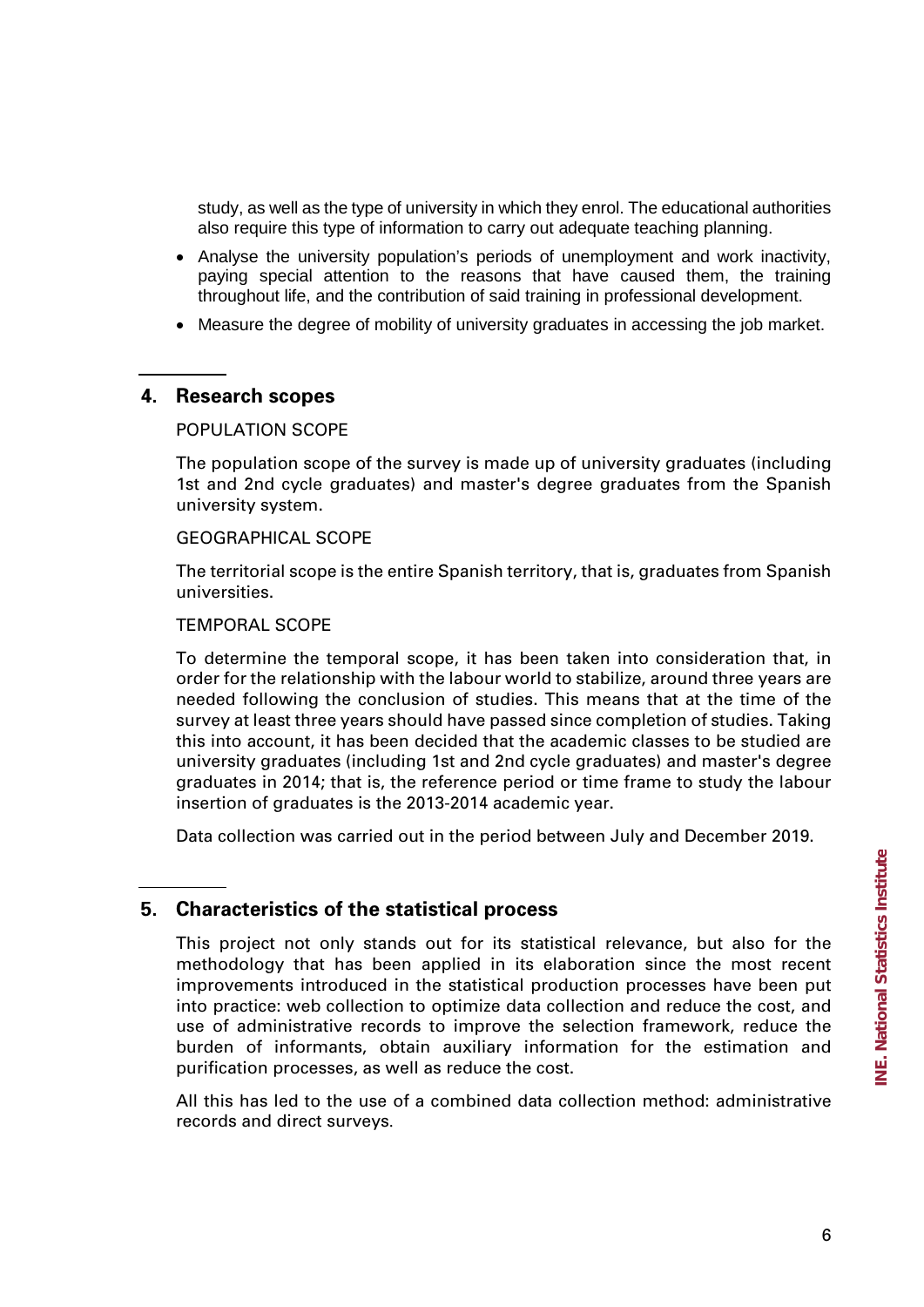study, as well as the type of university in which they enrol. The educational authorities also require this type of information to carry out adequate teaching planning.

- Analyse the university population's periods of unemployment and work inactivity, paying special attention to the reasons that have caused them, the training throughout life, and the contribution of said training in professional development.
- Measure the degree of mobility of university graduates in accessing the job market.

## 4. Research scopes

POPULATION SCOPE

The population scope of the survey is made up of university graduates (including 1st and 2nd cycle graduates) and master's degree graduates from the Spanish university system.

GEOGRAPHICAL SCOPE

The territorial scope is the entire Spanish territory, that is, graduates from Spanish universities.

TEMPORAL SCOPE

To determine the temporal scope, it has been taken into consideration that, in order for the relationship with the labour world to stabilize, around three years are needed following the conclusion of studies. This means that at the time of the survey at least three years should have passed since completion of studies. Taking this into account, it has been decided that the academic classes to be studied are university graduates (including 1st and 2nd cycle graduates) and master's degree graduates in 2014; that is, the reference period or time frame to study the labour insertion of graduates is the 2013-2014 academic year.

Data collection was carried out in the period between July and December 2019.

## 5. Characteristics of the statistical process

This project not only stands out for its statistical relevance, but also for the methodology that has been applied in its elaboration since the most recent improvements introduced in the statistical production processes have been put into practice: web collection to optimize data collection and reduce the cost, and use of administrative records to improve the selection framework, reduce the burden of informants, obtain auxiliary information for the estimation and purification processes, as well as reduce the cost.

All this has led to the use of a combined data collection method: administrative records and direct surveys.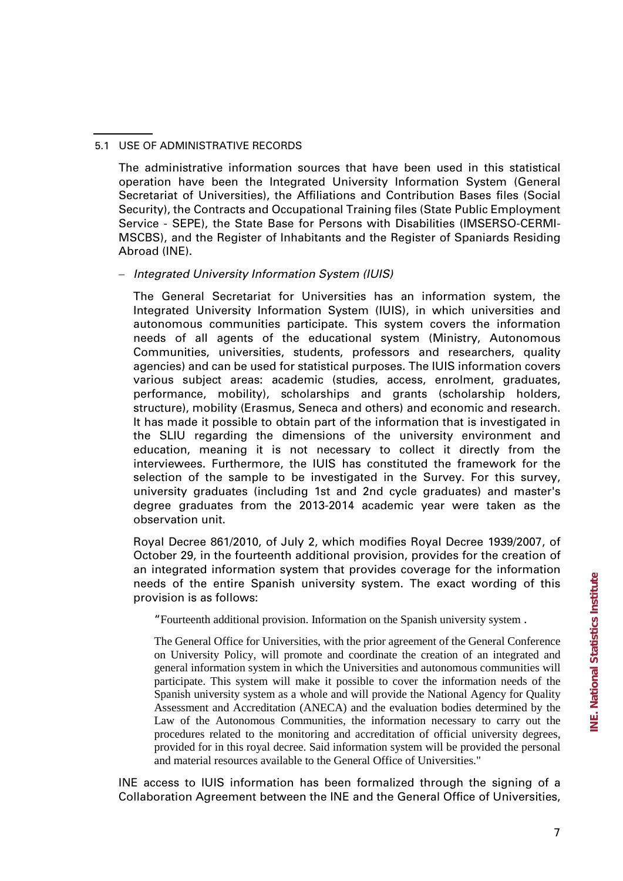### 5.1 USE OF ADMINISTRATIVE RECORDS

The administrative information sources that have been used in this statistical operation have been the Integrated University Information System (General Secretariat of Universities), the Affiliations and Contribution Bases files (Social Security), the Contracts and Occupational Training files (State Public Employment Service - SEPE), the State Base for Persons with Disabilities (IMSERSO-CERMI-MSCBS), and the Register of Inhabitants and the Register of Spaniards Residing Abroad (INE).

– *Integrated University Information System (IUIS)*

The General Secretariat for Universities has an information system, the Integrated University Information System (IUIS), in which universities and autonomous communities participate. This system covers the information needs of all agents of the educational system (Ministry, Autonomous Communities, universities, students, professors and researchers, quality agencies) and can be used for statistical purposes. The IUIS information covers various subject areas: academic (studies, access, enrolment, graduates, performance, mobility), scholarships and grants (scholarship holders, structure), mobility (Erasmus, Seneca and others) and economic and research. It has made it possible to obtain part of the information that is investigated in the SLIU regarding the dimensions of the university environment and education, meaning it is not necessary to collect it directly from the interviewees. Furthermore, the IUIS has constituted the framework for the selection of the sample to be investigated in the Survey. For this survey, university graduates (including 1st and 2nd cycle graduates) and master's degree graduates from the 2013-2014 academic year were taken as the observation unit.

Royal Decree 861/2010, of July 2, which modifies Royal Decree 1939/2007, of October 29, in the fourteenth additional provision, provides for the creation of an integrated information system that provides coverage for the information needs of the entire Spanish university system. The exact wording of this provision is as follows:

> "Fourteenth additional provision. Information on the Spanish university system .
>
> The General Office for Universities, with the prior agreement of the General Conference on University Policy, will promote and coordinate the creation of an integrated and general information system in which the Universities and autonomous communities will participate. This system will make it possible to cover the information needs of the Spanish university system as a whole and will provide the National Agency for Quality Assessment and Accreditation (ANECA) and the evaluation bodies determined by the Law of the Autonomous Communities, the information necessary to carry out the procedures related to the monitoring and accreditation of official university degrees, provided for in this royal decree. Said information system will be provided the personal and material resources available to the General Office of Universities."

INE access to IUIS information has been formalized through the signing of a Collaboration Agreement between the INE and the General Office of Universities,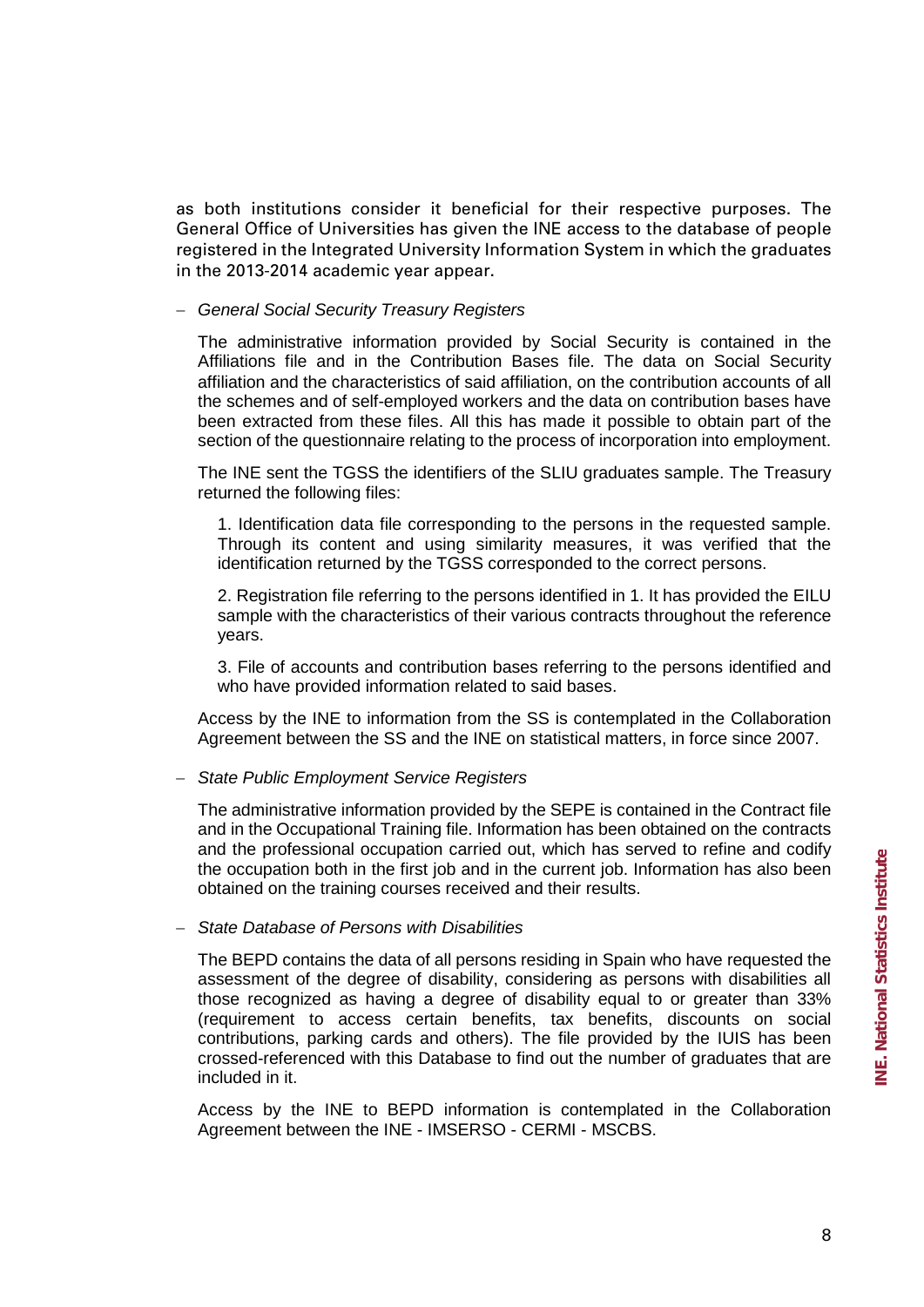as both institutions consider it beneficial for their respective purposes. The General Office of Universities has given the INE access to the database of people registered in the Integrated University Information System in which the graduates in the 2013-2014 academic year appear.

- *General Social Security Treasury Registers*

  The administrative information provided by Social Security is contained in the Affiliations file and in the Contribution Bases file. The data on Social Security affiliation and the characteristics of said affiliation, on the contribution accounts of all the schemes and of self-employed workers and the data on contribution bases have been extracted from these files. All this has made it possible to obtain part of the section of the questionnaire relating to the process of incorporation into employment.

  The INE sent the TGSS the identifiers of the SLIU graduates sample. The Treasury returned the following files:

  1. Identification data file corresponding to the persons in the requested sample. Through its content and using similarity measures, it was verified that the identification returned by the TGSS corresponded to the correct persons.

  2. Registration file referring to the persons identified in 1. It has provided the EILU sample with the characteristics of their various contracts throughout the reference years.

  3. File of accounts and contribution bases referring to the persons identified and who have provided information related to said bases.

  Access by the INE to information from the SS is contemplated in the Collaboration Agreement between the SS and the INE on statistical matters, in force since 2007.

- *State Public Employment Service Registers*

  The administrative information provided by the SEPE is contained in the Contract file and in the Occupational Training file. Information has been obtained on the contracts and the professional occupation carried out, which has served to refine and codify the occupation both in the first job and in the current job. Information has also been obtained on the training courses received and their results.

- *State Database of Persons with Disabilities*

  The BEPD contains the data of all persons residing in Spain who have requested the assessment of the degree of disability, considering as persons with disabilities all those recognized as having a degree of disability equal to or greater than 33% (requirement to access certain benefits, tax benefits, discounts on social contributions, parking cards and others). The file provided by the IUIS has been crossed-referenced with this Database to find out the number of graduates that are included in it.

  Access by the INE to BEPD information is contemplated in the Collaboration Agreement between the INE - IMSERSO - CERMI - MSCBS.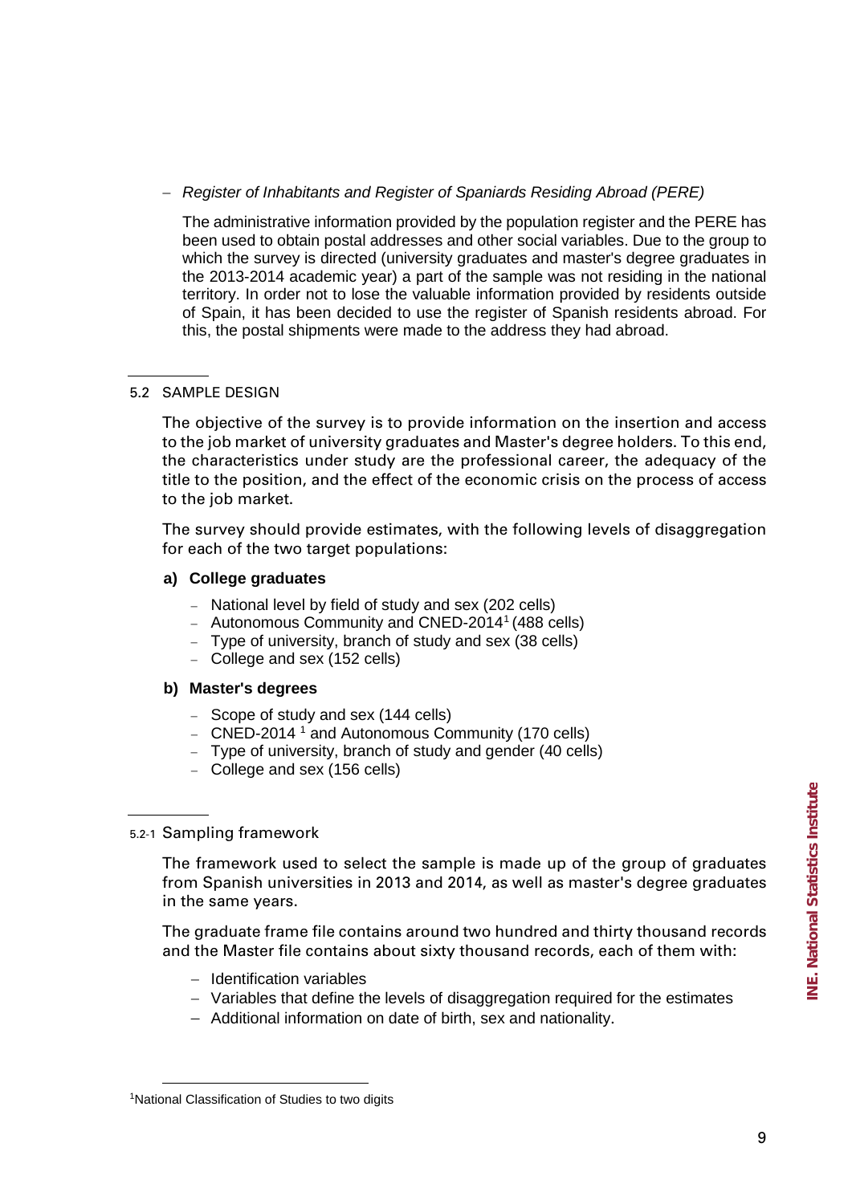– *Register of Inhabitants and Register of Spaniards Residing Abroad (PERE)*

The administrative information provided by the population register and the PERE has been used to obtain postal addresses and other social variables. Due to the group to which the survey is directed (university graduates and master's degree graduates in the 2013-2014 academic year) a part of the sample was not residing in the national territory. In order not to lose the valuable information provided by residents outside of Spain, it has been decided to use the register of Spanish residents abroad. For this, the postal shipments were made to the address they had abroad.

## 5.2 SAMPLE DESIGN

The objective of the survey is to provide information on the insertion and access to the job market of university graduates and Master's degree holders. To this end, the characteristics under study are the professional career, the adequacy of the title to the position, and the effect of the economic crisis on the process of access to the job market.

The survey should provide estimates, with the following levels of disaggregation for each of the two target populations:

**a) College graduates**

- National level by field of study and sex (202 cells)
- Autonomous Community and CNED-2014[1] (488 cells)
- Type of university, branch of study and sex (38 cells)
- College and sex (152 cells)

**b) Master's degrees**

- Scope of study and sex (144 cells)
- CNED-2014 [1] and Autonomous Community (170 cells)
- Type of university, branch of study and gender (40 cells)
- College and sex (156 cells)

### 5.2-1 Sampling framework

The framework used to select the sample is made up of the group of graduates from Spanish universities in 2013 and 2014, as well as master's degree graduates in the same years.

The graduate frame file contains around two hundred and thirty thousand records and the Master file contains about sixty thousand records, each of them with:

- Identification variables
- Variables that define the levels of disaggregation required for the estimates
- Additional information on date of birth, sex and nationality.

[1]National Classification of Studies to two digits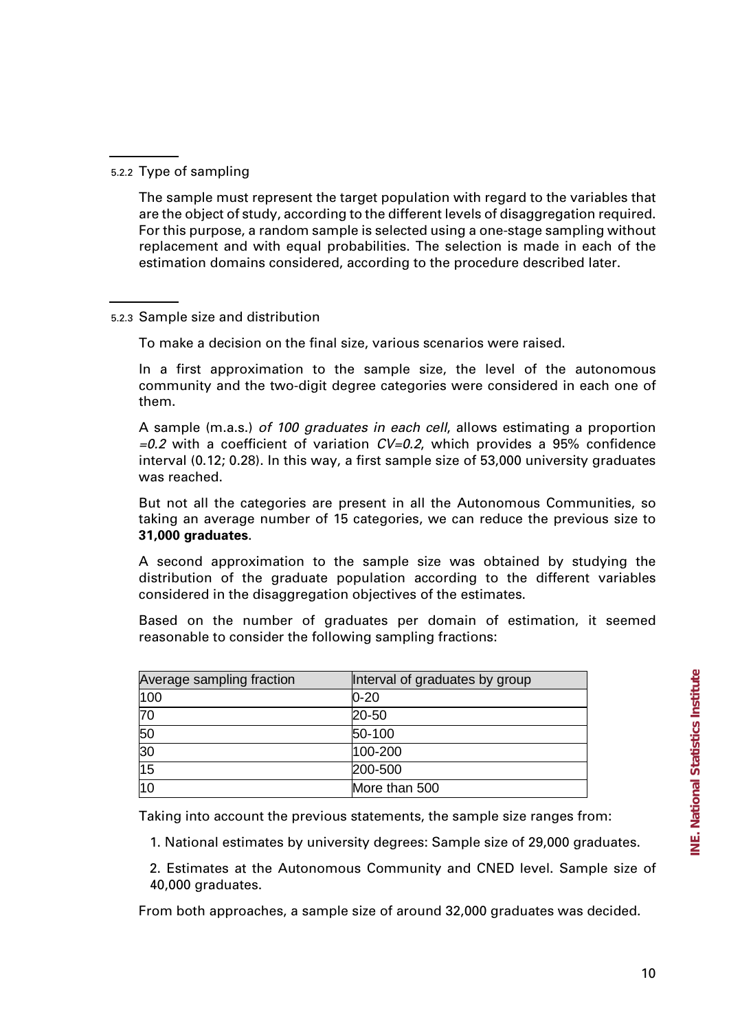### 5.2.2 Type of sampling

The sample must represent the target population with regard to the variables that are the object of study, according to the different levels of disaggregation required. For this purpose, a random sample is selected using a one-stage sampling without replacement and with equal probabilities. The selection is made in each of the estimation domains considered, according to the procedure described later.

### 5.2.3 Sample size and distribution

To make a decision on the final size, various scenarios were raised.

In a first approximation to the sample size, the level of the autonomous community and the two-digit degree categories were considered in each one of them.

A sample (m.a.s.) *of 100 graduates in each cell*, allows estimating a proportion *=0.2* with a coefficient of variation *CV=0.2*, which provides a 95% confidence interval (0.12; 0.28). In this way, a first sample size of 53,000 university graduates was reached.

But not all the categories are present in all the Autonomous Communities, so taking an average number of 15 categories, we can reduce the previous size to **31,000 graduates**.

A second approximation to the sample size was obtained by studying the distribution of the graduate population according to the different variables considered in the disaggregation objectives of the estimates.

Based on the number of graduates per domain of estimation, it seemed reasonable to consider the following sampling fractions:

| Average sampling fraction | Interval of graduates by group |
|---|---|
| 100 | 0-20 |
| 70 | 20-50 |
| 50 | 50-100 |
| 30 | 100-200 |
| 15 | 200-500 |
| 10 | More than 500 |

Taking into account the previous statements, the sample size ranges from:

1. National estimates by university degrees: Sample size of 29,000 graduates.

2. Estimates at the Autonomous Community and CNED level. Sample size of 40,000 graduates.

From both approaches, a sample size of around 32,000 graduates was decided.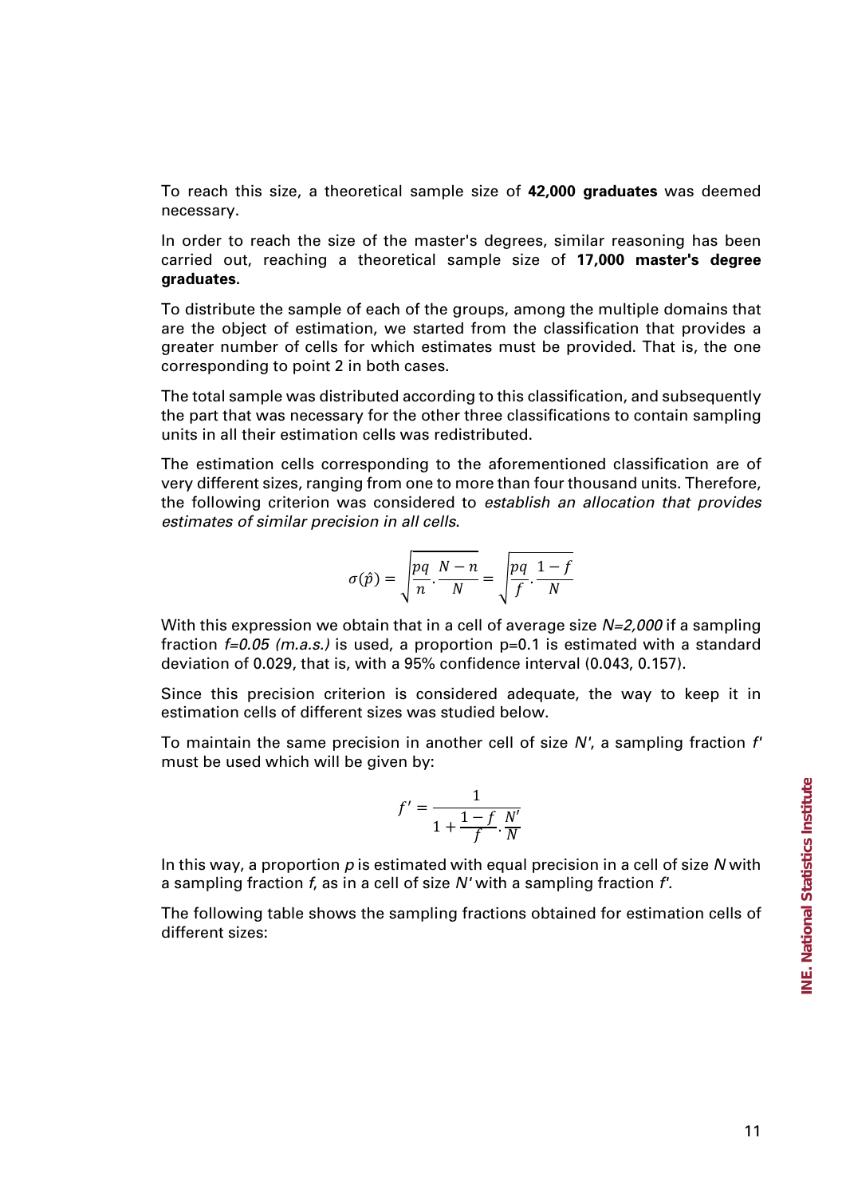To reach this size, a theoretical sample size of **42,000 graduates** was deemed necessary.

In order to reach the size of the master's degrees, similar reasoning has been carried out, reaching a theoretical sample size of **17,000 master's degree graduates.**

To distribute the sample of each of the groups, among the multiple domains that are the object of estimation, we started from the classification that provides a greater number of cells for which estimates must be provided. That is, the one corresponding to point 2 in both cases.

The total sample was distributed according to this classification, and subsequently the part that was necessary for the other three classifications to contain sampling units in all their estimation cells was redistributed.

The estimation cells corresponding to the aforementioned classification are of very different sizes, ranging from one to more than four thousand units. Therefore, the following criterion was considered to *establish an allocation that provides estimates of similar precision in all cells*.

$$\sigma(\hat{p}) = \sqrt{\frac{pq}{n} \cdot \frac{N-n}{N}} = \sqrt{\frac{pq}{f} \cdot \frac{1-f}{N}}$$

With this expression we obtain that in a cell of average size *N=2,000* if a sampling fraction *f=0.05 (m.a.s.)* is used, a proportion p=0.1 is estimated with a standard deviation of 0.029, that is, with a 95% confidence interval (0.043, 0.157).

Since this precision criterion is considered adequate, the way to keep it in estimation cells of different sizes was studied below.

To maintain the same precision in another cell of size *N'*, a sampling fraction *f'* must be used which will be given by:

$$f' = \frac{1}{1 + \frac{1-f}{f} \cdot \frac{N'}{N}}$$

In this way, a proportion *p* is estimated with equal precision in a cell of size *N* with a sampling fraction *f*, as in a cell of size *N'* with a sampling fraction *f'*.

The following table shows the sampling fractions obtained for estimation cells of different sizes: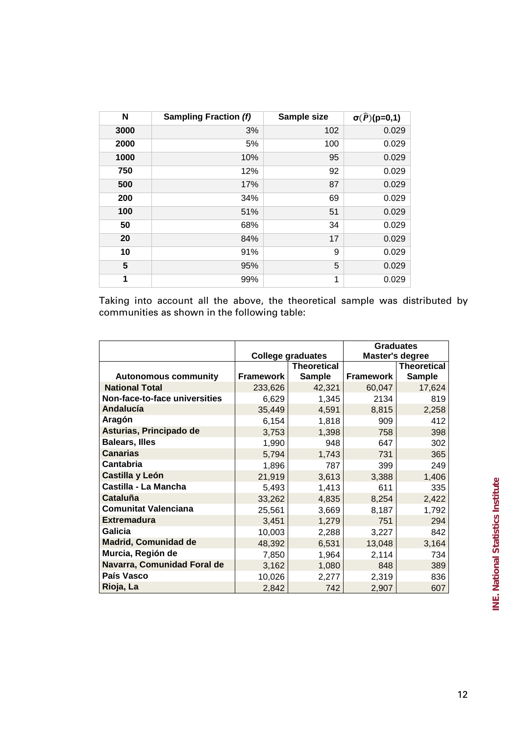| N | Sampling Fraction *(f)* | Sample size | $\sigma(\hat{P})$(p=0,1) |
|---|---|---|---|
| 3000 | 3% | 102 | 0.029 |
| 2000 | 5% | 100 | 0.029 |
| 1000 | 10% | 95 | 0.029 |
| 750 | 12% | 92 | 0.029 |
| 500 | 17% | 87 | 0.029 |
| 200 | 34% | 69 | 0.029 |
| 100 | 51% | 51 | 0.029 |
| 50 | 68% | 34 | 0.029 |
| 20 | 84% | 17 | 0.029 |
| 10 | 91% | 9 | 0.029 |
| 5 | 95% | 5 | 0.029 |
| 1 | 99% | 1 | 0.029 |

Taking into account all the above, the theoretical sample was distributed by communities as shown in the following table:

| | College graduates | | Graduates Master's degree | |
|---|---|---|---|---|
| **Autonomous community** | **Framework** | **Theoretical Sample** | **Framework** | **Theoretical Sample** |
| **National Total** | 233,626 | 42,321 | 60,047 | 17,624 |
| **Non-face-to-face universities** | 6,629 | 1,345 | 2134 | 819 |
| **Andalucía** | 35,449 | 4,591 | 8,815 | 2,258 |
| **Aragón** | 6,154 | 1,818 | 909 | 412 |
| **Asturias, Principado de** | 3,753 | 1,398 | 758 | 398 |
| **Balears, Illes** | 1,990 | 948 | 647 | 302 |
| **Canarias** | 5,794 | 1,743 | 731 | 365 |
| **Cantabria** | 1,896 | 787 | 399 | 249 |
| **Castilla y León** | 21,919 | 3,613 | 3,388 | 1,406 |
| **Castilla - La Mancha** | 5,493 | 1,413 | 611 | 335 |
| **Cataluña** | 33,262 | 4,835 | 8,254 | 2,422 |
| **Comunitat Valenciana** | 25,561 | 3,669 | 8,187 | 1,792 |
| **Extremadura** | 3,451 | 1,279 | 751 | 294 |
| **Galicia** | 10,003 | 2,288 | 3,227 | 842 |
| **Madrid, Comunidad de** | 48,392 | 6,531 | 13,048 | 3,164 |
| **Murcia, Región de** | 7,850 | 1,964 | 2,114 | 734 |
| **Navarra, Comunidad Foral de** | 3,162 | 1,080 | 848 | 389 |
| **País Vasco** | 10,026 | 2,277 | 2,319 | 836 |
| **Rioja, La** | 2,842 | 742 | 2,907 | 607 |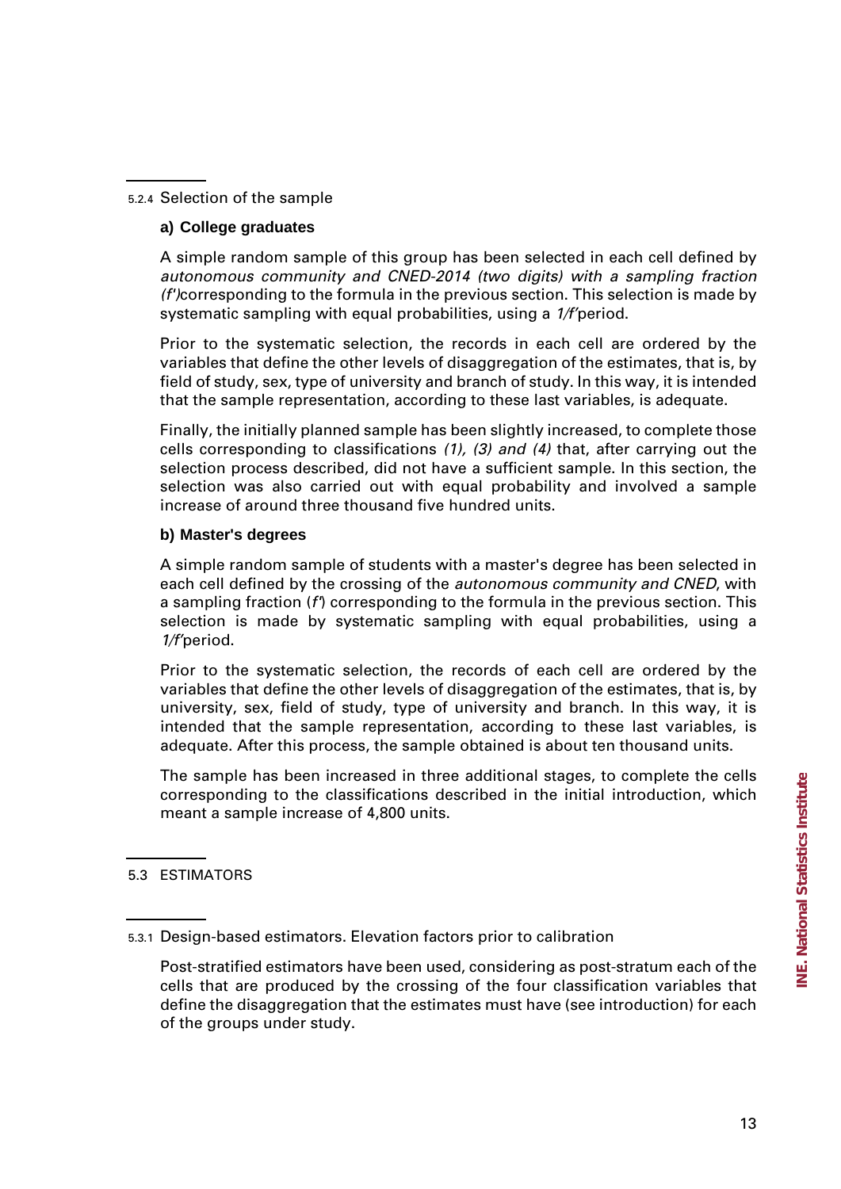### 5.2.4 Selection of the sample

**a) College graduates**

A simple random sample of this group has been selected in each cell defined by *autonomous community and CNED-2014 (two digits) with a sampling fraction (f')*corresponding to the formula in the previous section. This selection is made by systematic sampling with equal probabilities, using a *1/f'*period.

Prior to the systematic selection, the records in each cell are ordered by the variables that define the other levels of disaggregation of the estimates, that is, by field of study, sex, type of university and branch of study. In this way, it is intended that the sample representation, according to these last variables, is adequate.

Finally, the initially planned sample has been slightly increased, to complete those cells corresponding to classifications *(1), (3) and (4)* that, after carrying out the selection process described, did not have a sufficient sample. In this section, the selection was also carried out with equal probability and involved a sample increase of around three thousand five hundred units.

**b) Master's degrees**

A simple random sample of students with a master's degree has been selected in each cell defined by the crossing of the *autonomous community and CNED*, with a sampling fraction (*f'*) corresponding to the formula in the previous section. This selection is made by systematic sampling with equal probabilities, using a *1/f'*period.

Prior to the systematic selection, the records of each cell are ordered by the variables that define the other levels of disaggregation of the estimates, that is, by university, sex, field of study, type of university and branch. In this way, it is intended that the sample representation, according to these last variables, is adequate. After this process, the sample obtained is about ten thousand units.

The sample has been increased in three additional stages, to complete the cells corresponding to the classifications described in the initial introduction, which meant a sample increase of 4,800 units.

## 5.3 ESTIMATORS

### 5.3.1 Design-based estimators. Elevation factors prior to calibration

Post-stratified estimators have been used, considering as post-stratum each of the cells that are produced by the crossing of the four classification variables that define the disaggregation that the estimates must have (see introduction) for each of the groups under study.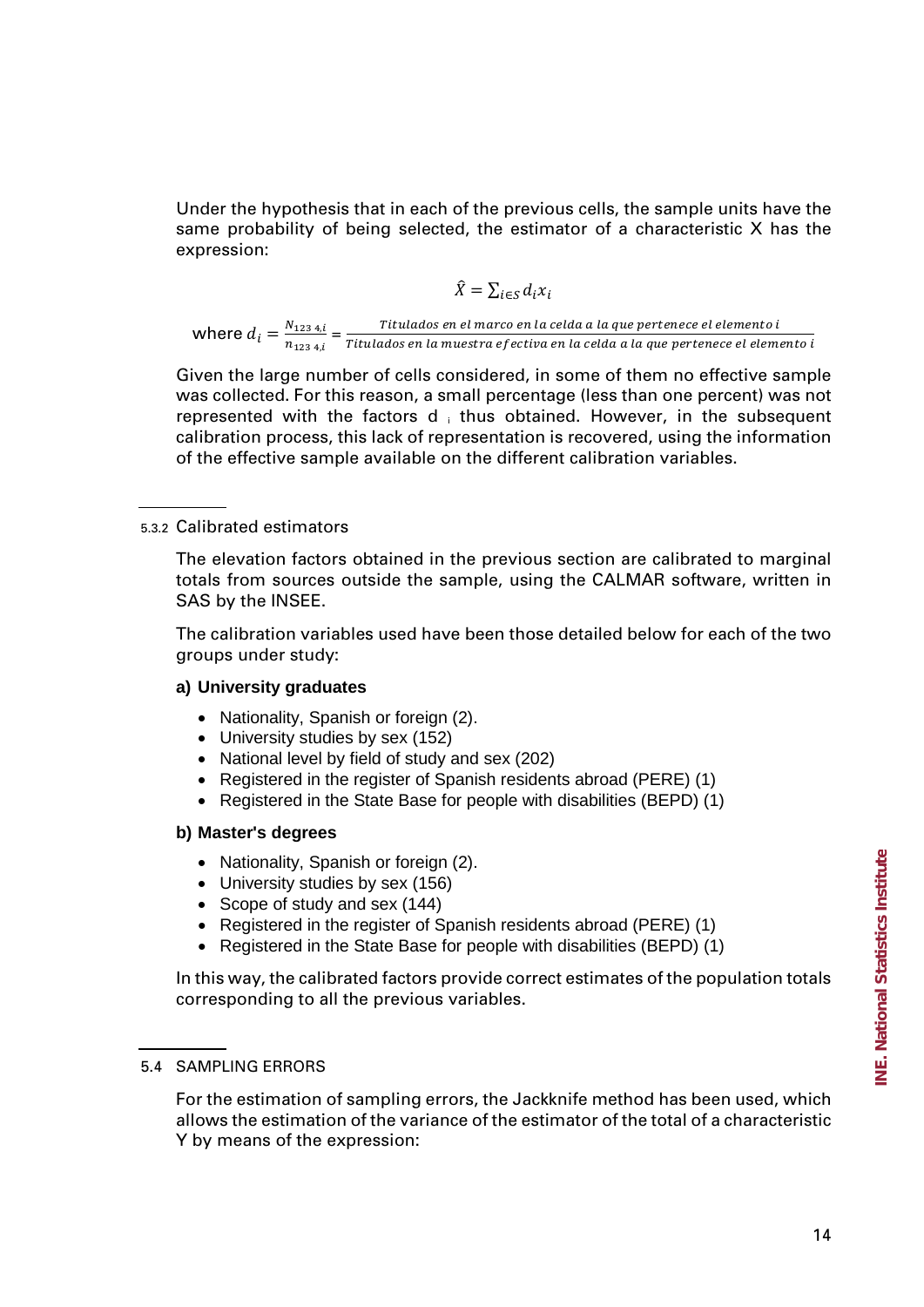Under the hypothesis that in each of the previous cells, the sample units have the same probability of being selected, the estimator of a characteristic X has the expression:

$$\hat{X} = \sum_{i \in S} d_i x_i$$

where $d_i = \frac{N_{123\,4,i}}{n_{123\,4,i}} = \frac{Titulados\ en\ el\ marco\ en\ la\ celda\ a\ la\ que\ pertenece\ el\ elemento\ i}{Titulados\ en\ la\ muestra\ efectiva\ en\ la\ celda\ a\ la\ que\ pertenece\ el\ elemento\ i}$

Given the large number of cells considered, in some of them no effective sample was collected. For this reason, a small percentage (less than one percent) was not represented with the factors $d_i$ thus obtained. However, in the subsequent calibration process, this lack of representation is recovered, using the information of the effective sample available on the different calibration variables.

### 5.3.2 Calibrated estimators

The elevation factors obtained in the previous section are calibrated to marginal totals from sources outside the sample, using the CALMAR software, written in SAS by the INSEE.

The calibration variables used have been those detailed below for each of the two groups under study:

**a) University graduates**

- Nationality, Spanish or foreign (2).
- University studies by sex (152)
- National level by field of study and sex (202)
- Registered in the register of Spanish residents abroad (PERE) (1)
- Registered in the State Base for people with disabilities (BEPD) (1)

**b) Master's degrees**

- Nationality, Spanish or foreign (2).
- University studies by sex (156)
- Scope of study and sex (144)
- Registered in the register of Spanish residents abroad (PERE) (1)
- Registered in the State Base for people with disabilities (BEPD) (1)

In this way, the calibrated factors provide correct estimates of the population totals corresponding to all the previous variables.

## 5.4 SAMPLING ERRORS

For the estimation of sampling errors, the Jackknife method has been used, which allows the estimation of the variance of the estimator of the total of a characteristic Y by means of the expression: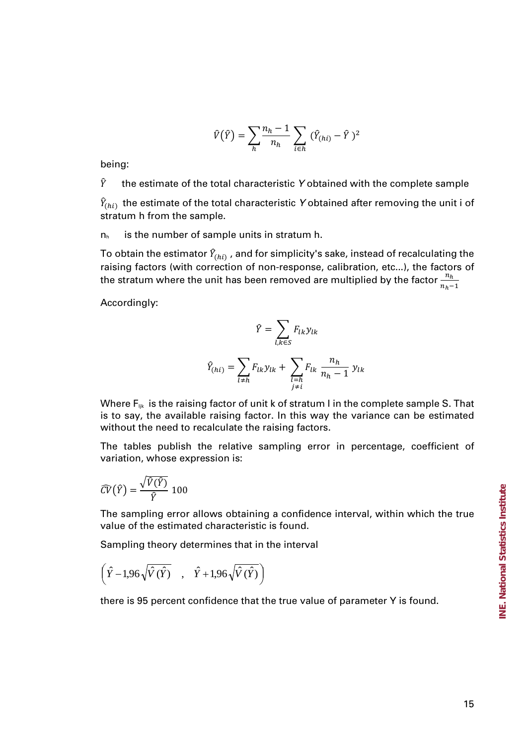$$\hat{V}(\hat{Y}) = \sum_{h} \frac{n_h - 1}{n_h} \sum_{i \in h} (\hat{Y}_{(hi)} - \hat{Y})^2$$

being:

$\hat{Y}$ the estimate of the total characteristic $Y$ obtained with the complete sample

$\hat{Y}_{(hi)}$ the estimate of the total characteristic $Y$ obtained after removing the unit i of stratum h from the sample.

$n_h$ is the number of sample units in stratum h.

To obtain the estimator $\hat{Y}_{(hi)}$, and for simplicity's sake, instead of recalculating the raising factors (with correction of non-response, calibration, etc...), the factors of the stratum where the unit has been removed are multiplied by the factor $\frac{n_h}{n_h - 1}$

Accordingly:

$$\hat{Y} = \sum_{l,k \in S} F_{lk} y_{lk}$$

$$\hat{Y}_{(hi)} = \sum_{l \neq h} F_{lk} y_{lk} + \sum_{\substack{l=h \\ j \neq i}} F_{lk} \frac{n_h}{n_h - 1} y_{lk}$$

Where $F_{ljk}$ is the raising factor of unit k of stratum l in the complete sample S. That is to say, the available raising factor. In this way the variance can be estimated without the need to recalculate the raising factors.

The tables publish the relative sampling error in percentage, coefficient of variation, whose expression is:

$$\widehat{CV}(\hat{Y}) = \frac{\sqrt{\hat{V}(\hat{Y})}}{\hat{Y}} 100$$

The sampling error allows obtaining a confidence interval, within which the true value of the estimated characteristic is found.

Sampling theory determines that in the interval

$$\left( \hat{Y} - 1{,}96\sqrt{\hat{V}(\hat{Y})} \quad , \quad \hat{Y} + 1{,}96\sqrt{\hat{V}(\hat{Y})} \right)$$

there is 95 percent confidence that the true value of parameter Y is found.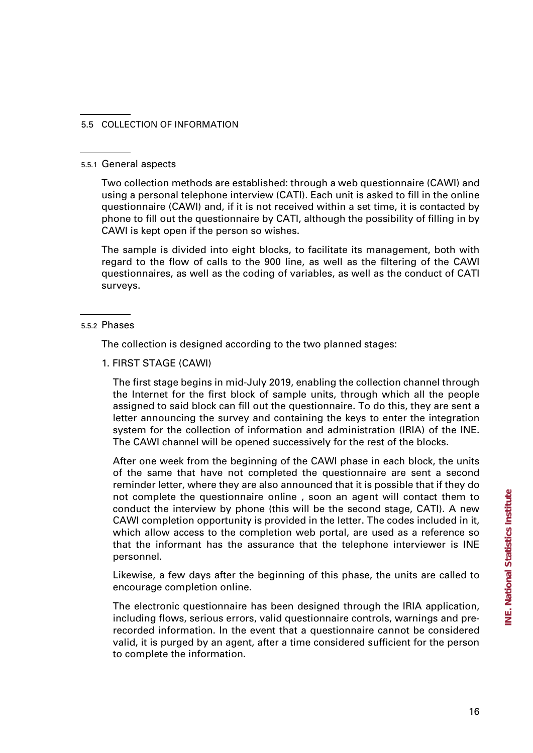## 5.5 COLLECTION OF INFORMATION

### 5.5.1 General aspects

Two collection methods are established: through a web questionnaire (CAWI) and using a personal telephone interview (CATI). Each unit is asked to fill in the online questionnaire (CAWI) and, if it is not received within a set time, it is contacted by phone to fill out the questionnaire by CATI, although the possibility of filling in by CAWI is kept open if the person so wishes.

The sample is divided into eight blocks, to facilitate its management, both with regard to the flow of calls to the 900 line, as well as the filtering of the CAWI questionnaires, as well as the coding of variables, as well as the conduct of CATI surveys.

### 5.5.2 Phases

The collection is designed according to the two planned stages:

1. FIRST STAGE (CAWI)

The first stage begins in mid-July 2019, enabling the collection channel through the Internet for the first block of sample units, through which all the people assigned to said block can fill out the questionnaire. To do this, they are sent a letter announcing the survey and containing the keys to enter the integration system for the collection of information and administration (IRIA) of the INE. The CAWI channel will be opened successively for the rest of the blocks.

After one week from the beginning of the CAWI phase in each block, the units of the same that have not completed the questionnaire are sent a second reminder letter, where they are also announced that it is possible that if they do not complete the questionnaire online , soon an agent will contact them to conduct the interview by phone (this will be the second stage, CATI). A new CAWI completion opportunity is provided in the letter. The codes included in it, which allow access to the completion web portal, are used as a reference so that the informant has the assurance that the telephone interviewer is INE personnel.

Likewise, a few days after the beginning of this phase, the units are called to encourage completion online.

The electronic questionnaire has been designed through the IRIA application, including flows, serious errors, valid questionnaire controls, warnings and pre-recorded information. In the event that a questionnaire cannot be considered valid, it is purged by an agent, after a time considered sufficient for the person to complete the information.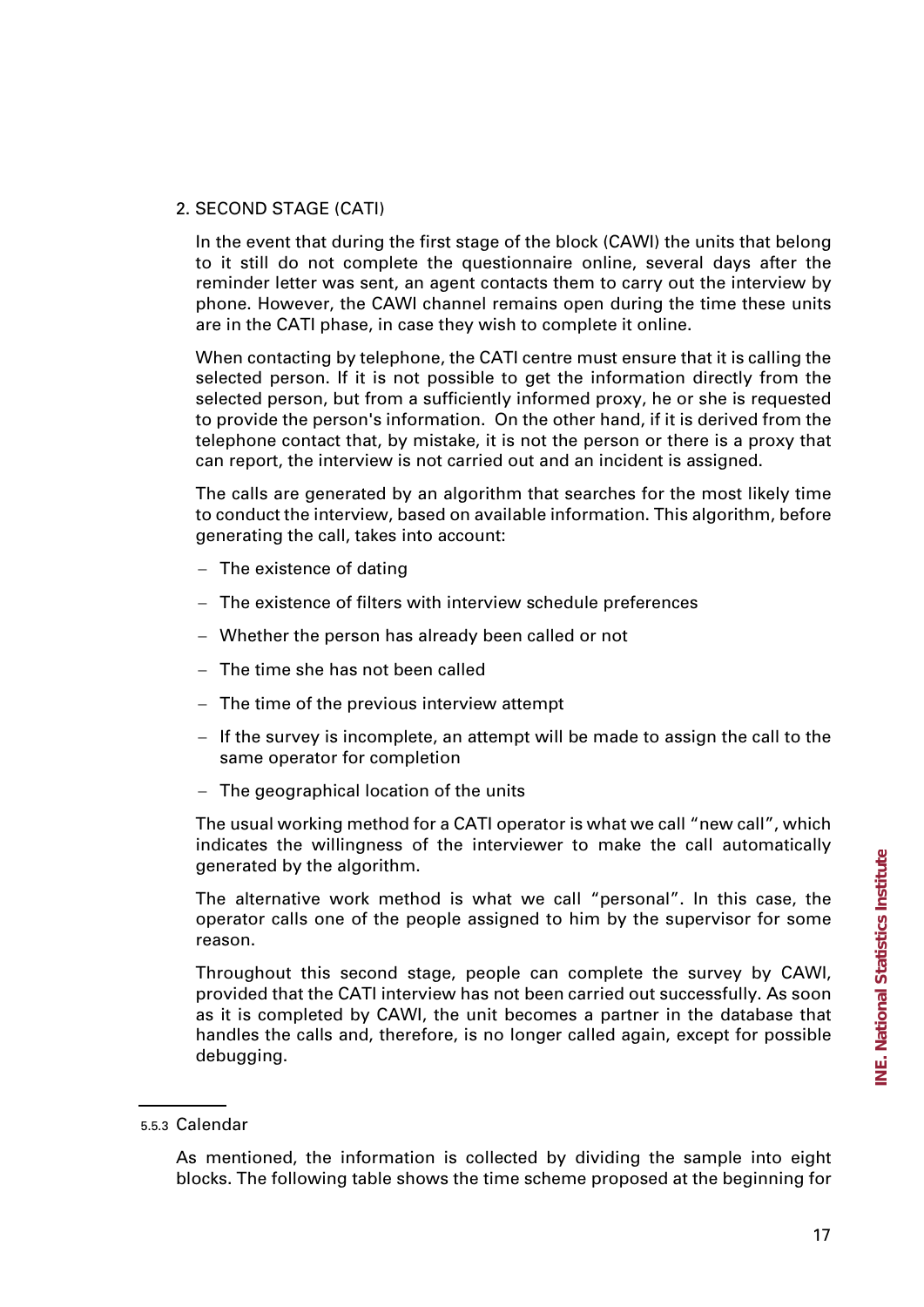2. SECOND STAGE (CATI)

In the event that during the first stage of the block (CAWI) the units that belong to it still do not complete the questionnaire online, several days after the reminder letter was sent, an agent contacts them to carry out the interview by phone. However, the CAWI channel remains open during the time these units are in the CATI phase, in case they wish to complete it online.

When contacting by telephone, the CATI centre must ensure that it is calling the selected person. If it is not possible to get the information directly from the selected person, but from a sufficiently informed proxy, he or she is requested to provide the person's information. On the other hand, if it is derived from the telephone contact that, by mistake, it is not the person or there is a proxy that can report, the interview is not carried out and an incident is assigned.

The calls are generated by an algorithm that searches for the most likely time to conduct the interview, based on available information. This algorithm, before generating the call, takes into account:

- The existence of dating
- The existence of filters with interview schedule preferences
- Whether the person has already been called or not
- The time she has not been called
- The time of the previous interview attempt
- If the survey is incomplete, an attempt will be made to assign the call to the same operator for completion
- The geographical location of the units

The usual working method for a CATI operator is what we call "new call", which indicates the willingness of the interviewer to make the call automatically generated by the algorithm.

The alternative work method is what we call "personal". In this case, the operator calls one of the people assigned to him by the supervisor for some reason.

Throughout this second stage, people can complete the survey by CAWI, provided that the CATI interview has not been carried out successfully. As soon as it is completed by CAWI, the unit becomes a partner in the database that handles the calls and, therefore, is no longer called again, except for possible debugging.

5.5.3 Calendar

As mentioned, the information is collected by dividing the sample into eight blocks. The following table shows the time scheme proposed at the beginning for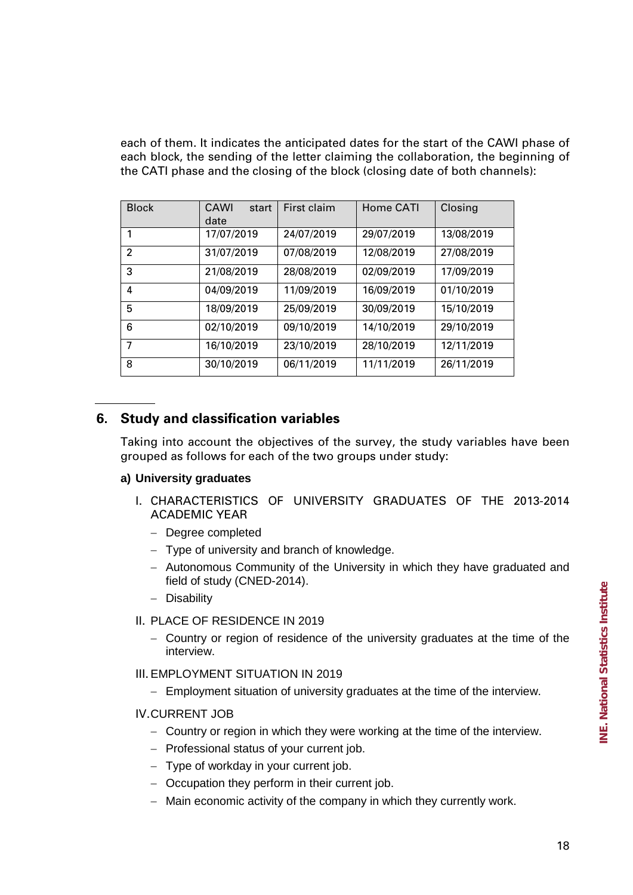each of them. It indicates the anticipated dates for the start of the CAWI phase of each block, the sending of the letter claiming the collaboration, the beginning of the CATI phase and the closing of the block (closing date of both channels):

| Block | CAWI start date | First claim | Home CATI | Closing |
|---|---|---|---|---|
| 1 | 17/07/2019 | 24/07/2019 | 29/07/2019 | 13/08/2019 |
| 2 | 31/07/2019 | 07/08/2019 | 12/08/2019 | 27/08/2019 |
| 3 | 21/08/2019 | 28/08/2019 | 02/09/2019 | 17/09/2019 |
| 4 | 04/09/2019 | 11/09/2019 | 16/09/2019 | 01/10/2019 |
| 5 | 18/09/2019 | 25/09/2019 | 30/09/2019 | 15/10/2019 |
| 6 | 02/10/2019 | 09/10/2019 | 14/10/2019 | 29/10/2019 |
| 7 | 16/10/2019 | 23/10/2019 | 28/10/2019 | 12/11/2019 |
| 8 | 30/10/2019 | 06/11/2019 | 11/11/2019 | 26/11/2019 |

## 6. Study and classification variables

Taking into account the objectives of the survey, the study variables have been grouped as follows for each of the two groups under study:

**a) University graduates**

I. CHARACTERISTICS OF UNIVERSITY GRADUATES OF THE 2013-2014 ACADEMIC YEAR

- Degree completed
- Type of university and branch of knowledge.
- Autonomous Community of the University in which they have graduated and field of study (CNED-2014).
- Disability

II. PLACE OF RESIDENCE IN 2019

- Country or region of residence of the university graduates at the time of the interview.

III. EMPLOYMENT SITUATION IN 2019

- Employment situation of university graduates at the time of the interview.

IV. CURRENT JOB

- Country or region in which they were working at the time of the interview.
- Professional status of your current job.
- Type of workday in your current job.
- Occupation they perform in their current job.
- Main economic activity of the company in which they currently work.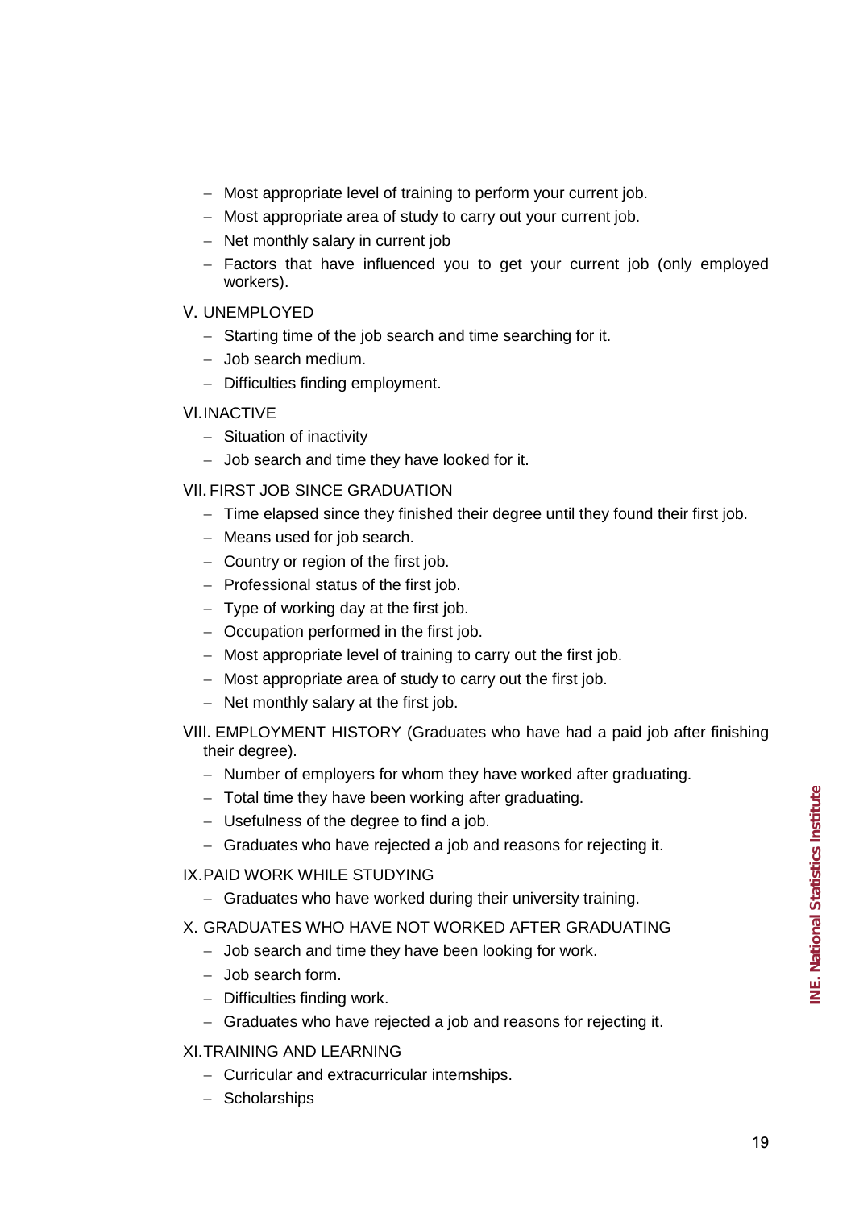- Most appropriate level of training to perform your current job.
- Most appropriate area of study to carry out your current job.
- Net monthly salary in current job
- Factors that have influenced you to get your current job (only employed workers).

V. UNEMPLOYED

- Starting time of the job search and time searching for it.
- Job search medium.
- Difficulties finding employment.

VI. INACTIVE

- Situation of inactivity
- Job search and time they have looked for it.

VII. FIRST JOB SINCE GRADUATION

- Time elapsed since they finished their degree until they found their first job.
- Means used for job search.
- Country or region of the first job.
- Professional status of the first job.
- Type of working day at the first job.
- Occupation performed in the first job.
- Most appropriate level of training to carry out the first job.
- Most appropriate area of study to carry out the first job.
- Net monthly salary at the first job.

VIII. EMPLOYMENT HISTORY (Graduates who have had a paid job after finishing their degree).

- Number of employers for whom they have worked after graduating.
- Total time they have been working after graduating.
- Usefulness of the degree to find a job.
- Graduates who have rejected a job and reasons for rejecting it.

IX. PAID WORK WHILE STUDYING

- Graduates who have worked during their university training.

X. GRADUATES WHO HAVE NOT WORKED AFTER GRADUATING

- Job search and time they have been looking for work.
- Job search form.
- Difficulties finding work.
- Graduates who have rejected a job and reasons for rejecting it.

XI. TRAINING AND LEARNING

- Curricular and extracurricular internships.
- Scholarships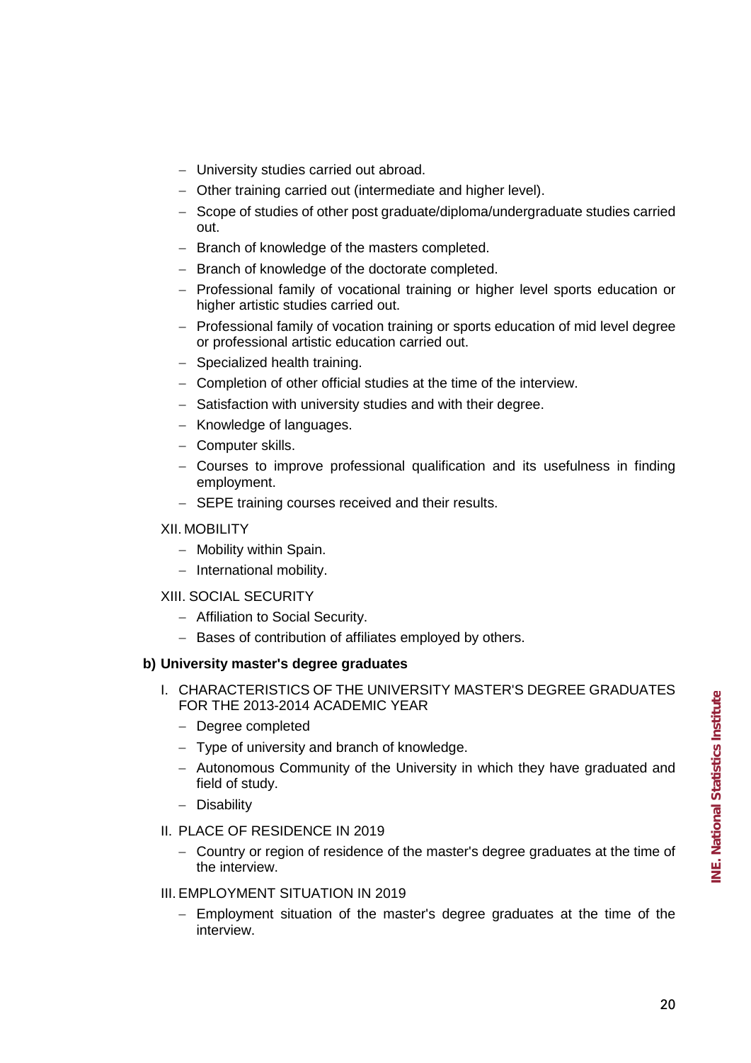- University studies carried out abroad.
- Other training carried out (intermediate and higher level).
- Scope of studies of other post graduate/diploma/undergraduate studies carried out.
- Branch of knowledge of the masters completed.
- Branch of knowledge of the doctorate completed.
- Professional family of vocational training or higher level sports education or higher artistic studies carried out.
- Professional family of vocation training or sports education of mid level degree or professional artistic education carried out.
- Specialized health training.
- Completion of other official studies at the time of the interview.
- Satisfaction with university studies and with their degree.
- Knowledge of languages.
- Computer skills.
- Courses to improve professional qualification and its usefulness in finding employment.
- SEPE training courses received and their results.

XII. MOBILITY

- Mobility within Spain.
- International mobility.

XIII. SOCIAL SECURITY

- Affiliation to Social Security.
- Bases of contribution of affiliates employed by others.

**b) University master's degree graduates**

I. CHARACTERISTICS OF THE UNIVERSITY MASTER'S DEGREE GRADUATES FOR THE 2013-2014 ACADEMIC YEAR

- Degree completed
- Type of university and branch of knowledge.
- Autonomous Community of the University in which they have graduated and field of study.
- Disability

II. PLACE OF RESIDENCE IN 2019

- Country or region of residence of the master's degree graduates at the time of the interview.

III. EMPLOYMENT SITUATION IN 2019

- Employment situation of the master's degree graduates at the time of the interview.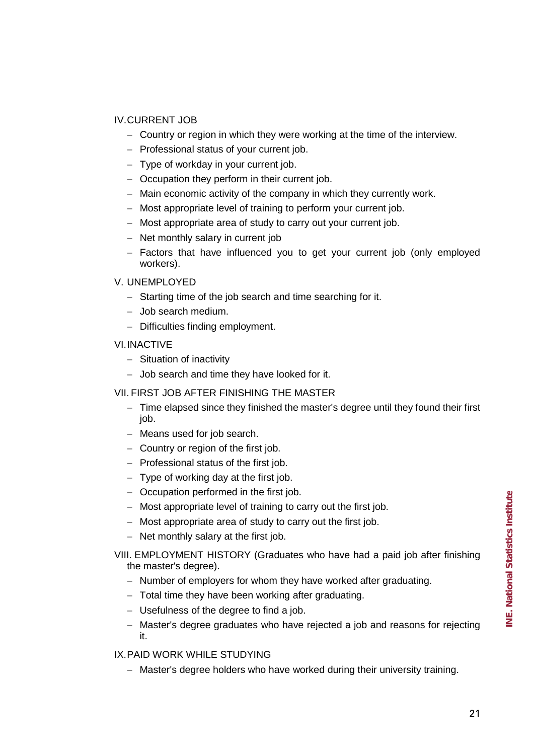IV. CURRENT JOB

- Country or region in which they were working at the time of the interview.
- Professional status of your current job.
- Type of workday in your current job.
- Occupation they perform in their current job.
- Main economic activity of the company in which they currently work.
- Most appropriate level of training to perform your current job.
- Most appropriate area of study to carry out your current job.
- Net monthly salary in current job
- Factors that have influenced you to get your current job (only employed workers).

V. UNEMPLOYED

- Starting time of the job search and time searching for it.
- Job search medium.
- Difficulties finding employment.

VI. INACTIVE

- Situation of inactivity
- Job search and time they have looked for it.

VII. FIRST JOB AFTER FINISHING THE MASTER

- Time elapsed since they finished the master's degree until they found their first job.
- Means used for job search.
- Country or region of the first job.
- Professional status of the first job.
- Type of working day at the first job.
- Occupation performed in the first job.
- Most appropriate level of training to carry out the first job.
- Most appropriate area of study to carry out the first job.
- Net monthly salary at the first job.

VIII. EMPLOYMENT HISTORY (Graduates who have had a paid job after finishing the master's degree).

- Number of employers for whom they have worked after graduating.
- Total time they have been working after graduating.
- Usefulness of the degree to find a job.
- Master's degree graduates who have rejected a job and reasons for rejecting it.

IX. PAID WORK WHILE STUDYING

- Master's degree holders who have worked during their university training.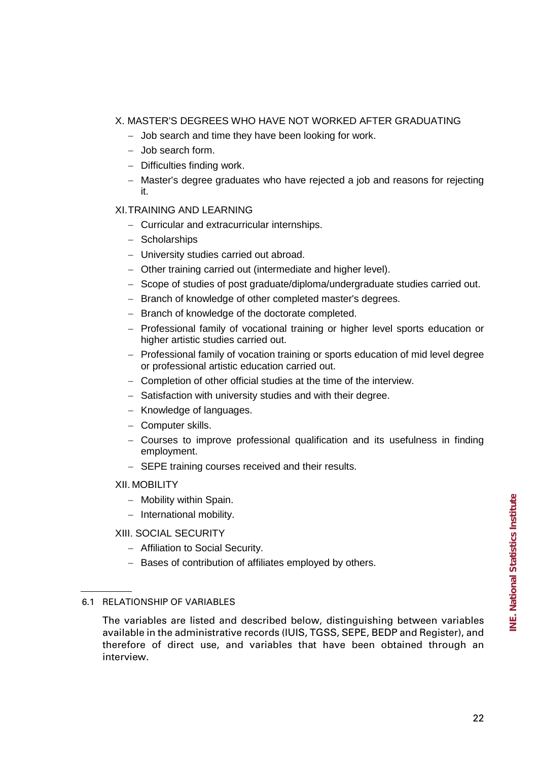X. MASTER'S DEGREES WHO HAVE NOT WORKED AFTER GRADUATING

- Job search and time they have been looking for work.
- Job search form.
- Difficulties finding work.
- Master's degree graduates who have rejected a job and reasons for rejecting it.

XI. TRAINING AND LEARNING

- Curricular and extracurricular internships.
- Scholarships
- University studies carried out abroad.
- Other training carried out (intermediate and higher level).
- Scope of studies of post graduate/diploma/undergraduate studies carried out.
- Branch of knowledge of other completed master's degrees.
- Branch of knowledge of the doctorate completed.
- Professional family of vocational training or higher level sports education or higher artistic studies carried out.
- Professional family of vocation training or sports education of mid level degree or professional artistic education carried out.
- Completion of other official studies at the time of the interview.
- Satisfaction with university studies and with their degree.
- Knowledge of languages.
- Computer skills.
- Courses to improve professional qualification and its usefulness in finding employment.
- SEPE training courses received and their results.

XII. MOBILITY

- Mobility within Spain.
- International mobility.

XIII. SOCIAL SECURITY

- Affiliation to Social Security.
- Bases of contribution of affiliates employed by others.

## 6.1 RELATIONSHIP OF VARIABLES

The variables are listed and described below, distinguishing between variables available in the administrative records (IUIS, TGSS, SEPE, BEDP and Register), and therefore of direct use, and variables that have been obtained through an interview.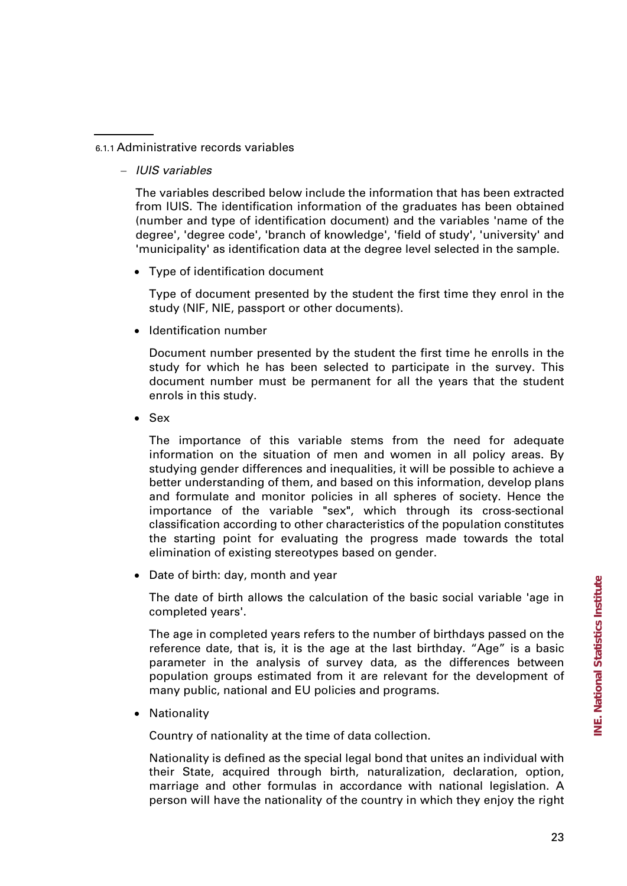### 6.1.1 Administrative records variables

- *IUIS variables*

  The variables described below include the information that has been extracted from IUIS. The identification information of the graduates has been obtained (number and type of identification document) and the variables 'name of the degree', 'degree code', 'branch of knowledge', 'field of study', 'university' and 'municipality' as identification data at the degree level selected in the sample.

  - Type of identification document

    Type of document presented by the student the first time they enrol in the study (NIF, NIE, passport or other documents).

  - Identification number

    Document number presented by the student the first time he enrolls in the study for which he has been selected to participate in the survey. This document number must be permanent for all the years that the student enrols in this study.

  - Sex

    The importance of this variable stems from the need for adequate information on the situation of men and women in all policy areas. By studying gender differences and inequalities, it will be possible to achieve a better understanding of them, and based on this information, develop plans and formulate and monitor policies in all spheres of society. Hence the importance of the variable "sex", which through its cross-sectional classification according to other characteristics of the population constitutes the starting point for evaluating the progress made towards the total elimination of existing stereotypes based on gender.

  - Date of birth: day, month and year

    The date of birth allows the calculation of the basic social variable 'age in completed years'.

    The age in completed years refers to the number of birthdays passed on the reference date, that is, it is the age at the last birthday. "Age" is a basic parameter in the analysis of survey data, as the differences between population groups estimated from it are relevant for the development of many public, national and EU policies and programs.

  - Nationality

    Country of nationality at the time of data collection.

    Nationality is defined as the special legal bond that unites an individual with their State, acquired through birth, naturalization, declaration, option, marriage and other formulas in accordance with national legislation. A person will have the nationality of the country in which they enjoy the right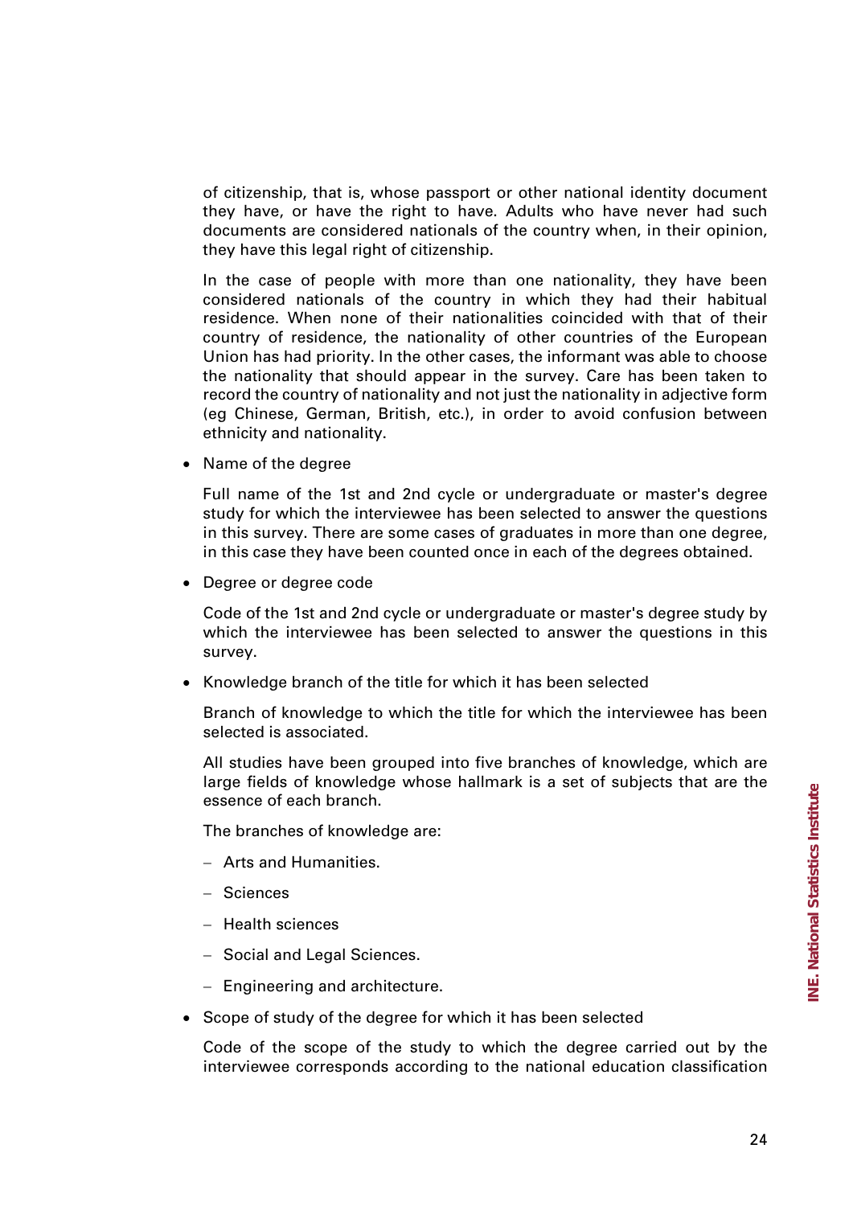of citizenship, that is, whose passport or other national identity document they have, or have the right to have. Adults who have never had such documents are considered nationals of the country when, in their opinion, they have this legal right of citizenship.

In the case of people with more than one nationality, they have been considered nationals of the country in which they had their habitual residence. When none of their nationalities coincided with that of their country of residence, the nationality of other countries of the European Union has had priority. In the other cases, the informant was able to choose the nationality that should appear in the survey. Care has been taken to record the country of nationality and not just the nationality in adjective form (eg Chinese, German, British, etc.), in order to avoid confusion between ethnicity and nationality.

- Name of the degree

  Full name of the 1st and 2nd cycle or undergraduate or master's degree study for which the interviewee has been selected to answer the questions in this survey. There are some cases of graduates in more than one degree, in this case they have been counted once in each of the degrees obtained.

- Degree or degree code

  Code of the 1st and 2nd cycle or undergraduate or master's degree study by which the interviewee has been selected to answer the questions in this survey.

- Knowledge branch of the title for which it has been selected

  Branch of knowledge to which the title for which the interviewee has been selected is associated.

  All studies have been grouped into five branches of knowledge, which are large fields of knowledge whose hallmark is a set of subjects that are the essence of each branch.

  The branches of knowledge are:

  - Arts and Humanities.
  - Sciences
  - Health sciences
  - Social and Legal Sciences.
  - Engineering and architecture.

- Scope of study of the degree for which it has been selected

  Code of the scope of the study to which the degree carried out by the interviewee corresponds according to the national education classification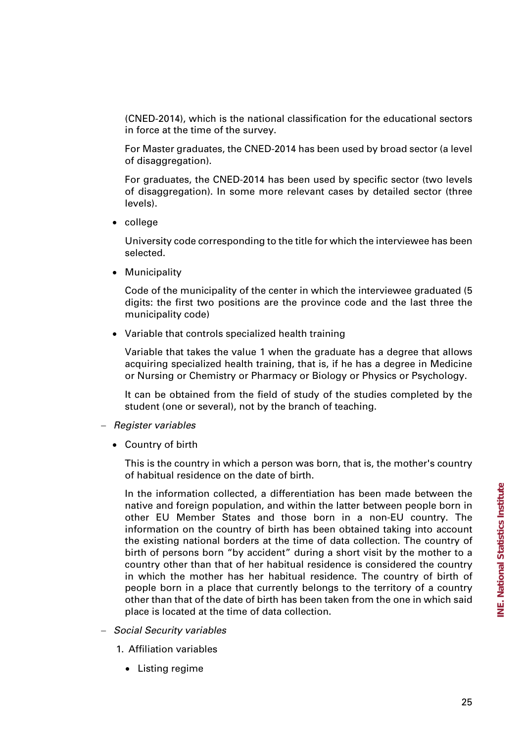(CNED-2014), which is the national classification for the educational sectors in force at the time of the survey.

For Master graduates, the CNED-2014 has been used by broad sector (a level of disaggregation).

For graduates, the CNED-2014 has been used by specific sector (two levels of disaggregation). In some more relevant cases by detailed sector (three levels).

- college

  University code corresponding to the title for which the interviewee has been selected.

- Municipality

  Code of the municipality of the center in which the interviewee graduated (5 digits: the first two positions are the province code and the last three the municipality code)

- Variable that controls specialized health training

  Variable that takes the value 1 when the graduate has a degree that allows acquiring specialized health training, that is, if he has a degree in Medicine or Nursing or Chemistry or Pharmacy or Biology or Physics or Psychology.

  It can be obtained from the field of study of the studies completed by the student (one or several), not by the branch of teaching.

– *Register variables*

- Country of birth

  This is the country in which a person was born, that is, the mother's country of habitual residence on the date of birth.

  In the information collected, a differentiation has been made between the native and foreign population, and within the latter between people born in other EU Member States and those born in a non-EU country. The information on the country of birth has been obtained taking into account the existing national borders at the time of data collection. The country of birth of persons born "by accident" during a short visit by the mother to a country other than that of her habitual residence is considered the country in which the mother has her habitual residence. The country of birth of people born in a place that currently belongs to the territory of a country other than that of the date of birth has been taken from the one in which said place is located at the time of data collection.

– *Social Security variables*

1. Affiliation variables

   - Listing regime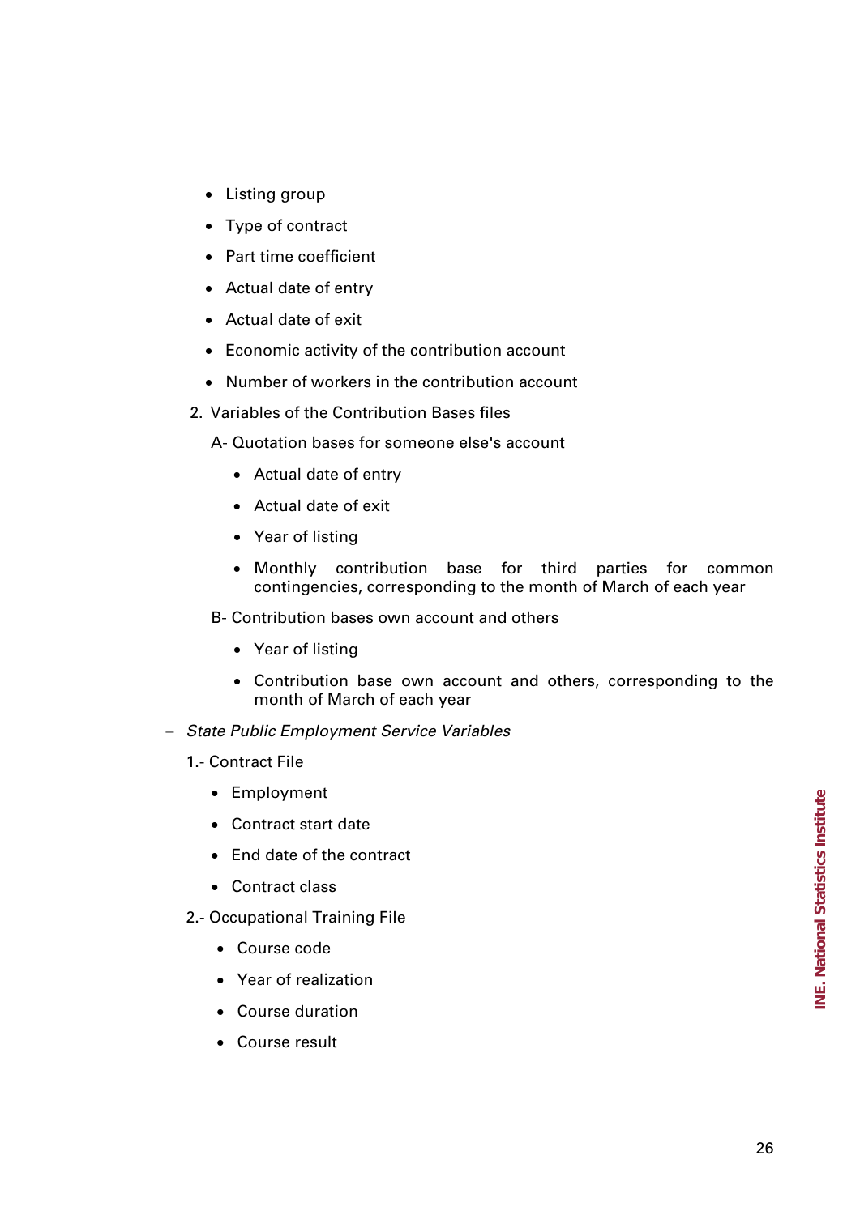- Listing group
- Type of contract
- Part time coefficient
- Actual date of entry
- Actual date of exit
- Economic activity of the contribution account
- Number of workers in the contribution account

2. Variables of the Contribution Bases files

   A- Quotation bases for someone else's account

   - Actual date of entry
   - Actual date of exit
   - Year of listing
   - Monthly contribution base for third parties for common contingencies, corresponding to the month of March of each year

   B- Contribution bases own account and others

   - Year of listing
   - Contribution base own account and others, corresponding to the month of March of each year

– *State Public Employment Service Variables*

1.- Contract File

- Employment
- Contract start date
- End date of the contract
- Contract class

2.- Occupational Training File

- Course code
- Year of realization
- Course duration
- Course result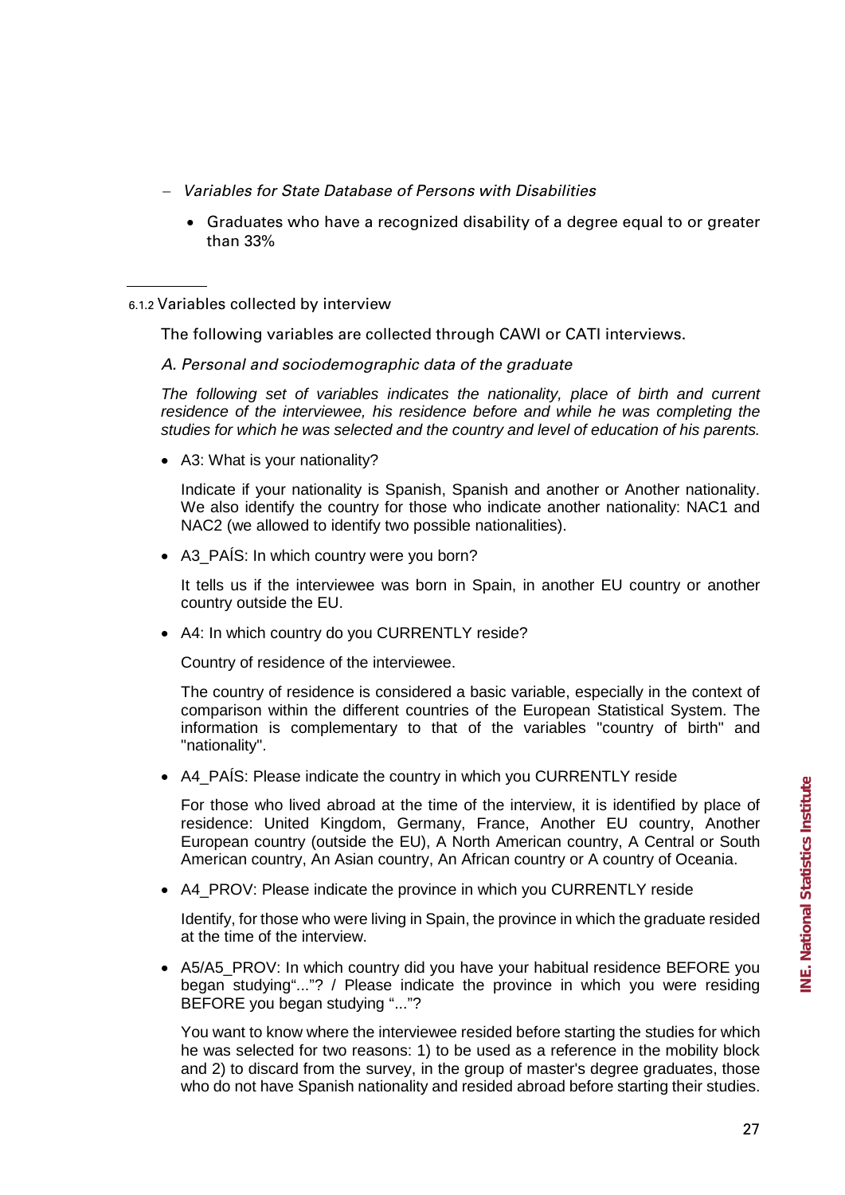– *Variables for State Database of Persons with Disabilities*

  - Graduates who have a recognized disability of a degree equal to or greater than 33%

#### 6.1.2 Variables collected by interview

The following variables are collected through CAWI or CATI interviews.

*A. Personal and sociodemographic data of the graduate*

*The following set of variables indicates the nationality, place of birth and current residence of the interviewee, his residence before and while he was completing the studies for which he was selected and the country and level of education of his parents.*

- A3: What is your nationality?

  Indicate if your nationality is Spanish, Spanish and another or Another nationality. We also identify the country for those who indicate another nationality: NAC1 and NAC2 (we allowed to identify two possible nationalities).

- A3_PAÍS: In which country were you born?

  It tells us if the interviewee was born in Spain, in another EU country or another country outside the EU.

- A4: In which country do you CURRENTLY reside?

  Country of residence of the interviewee.

  The country of residence is considered a basic variable, especially in the context of comparison within the different countries of the European Statistical System. The information is complementary to that of the variables "country of birth" and "nationality".

- A4_PAÍS: Please indicate the country in which you CURRENTLY reside

  For those who lived abroad at the time of the interview, it is identified by place of residence: United Kingdom, Germany, France, Another EU country, Another European country (outside the EU), A North American country, A Central or South American country, An Asian country, An African country or A country of Oceania.

- A4_PROV: Please indicate the province in which you CURRENTLY reside

  Identify, for those who were living in Spain, the province in which the graduate resided at the time of the interview.

- A5/A5_PROV: In which country did you have your habitual residence BEFORE you began studying"..."? / Please indicate the province in which you were residing BEFORE you began studying "..."?

  You want to know where the interviewee resided before starting the studies for which he was selected for two reasons: 1) to be used as a reference in the mobility block and 2) to discard from the survey, in the group of master's degree graduates, those who do not have Spanish nationality and resided abroad before starting their studies.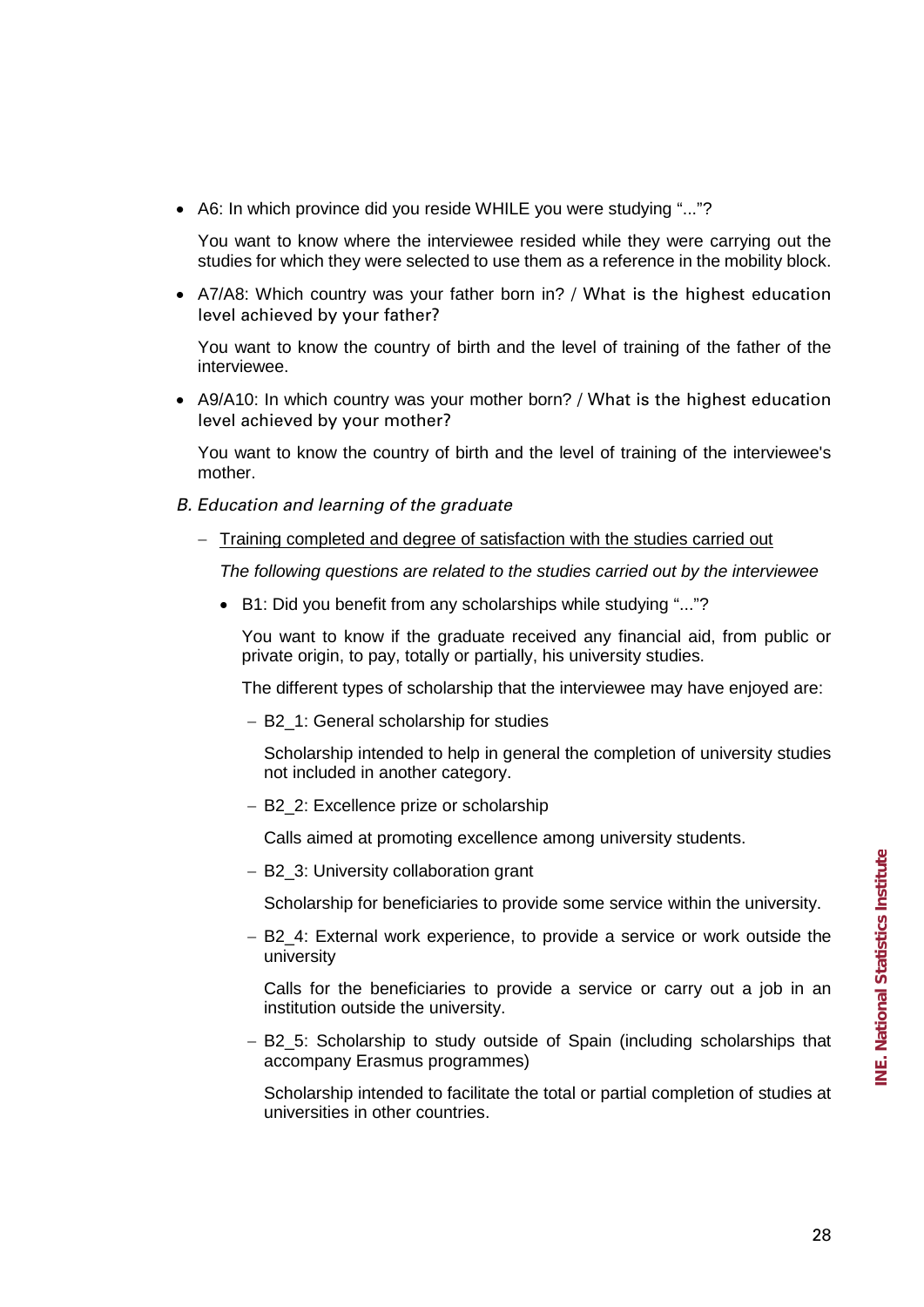- A6: In which province did you reside WHILE you were studying "..."?

  You want to know where the interviewee resided while they were carrying out the studies for which they were selected to use them as a reference in the mobility block.

- A7/A8: Which country was your father born in? / What is the highest education level achieved by your father?

  You want to know the country of birth and the level of training of the father of the interviewee.

- A9/A10: In which country was your mother born? / What is the highest education level achieved by your mother?

  You want to know the country of birth and the level of training of the interviewee's mother.

### *B. Education and learning of the graduate*

- <u>Training completed and degree of satisfaction with the studies carried out</u>

  *The following questions are related to the studies carried out by the interviewee*

  - B1: Did you benefit from any scholarships while studying "..."?

    You want to know if the graduate received any financial aid, from public or private origin, to pay, totally or partially, his university studies.

    The different types of scholarship that the interviewee may have enjoyed are:

    - B2_1: General scholarship for studies

      Scholarship intended to help in general the completion of university studies not included in another category.

    - B2_2: Excellence prize or scholarship

      Calls aimed at promoting excellence among university students.

    - B2_3: University collaboration grant

      Scholarship for beneficiaries to provide some service within the university.

    - B2_4: External work experience, to provide a service or work outside the university

      Calls for the beneficiaries to provide a service or carry out a job in an institution outside the university.

    - B2_5: Scholarship to study outside of Spain (including scholarships that accompany Erasmus programmes)

      Scholarship intended to facilitate the total or partial completion of studies at universities in other countries.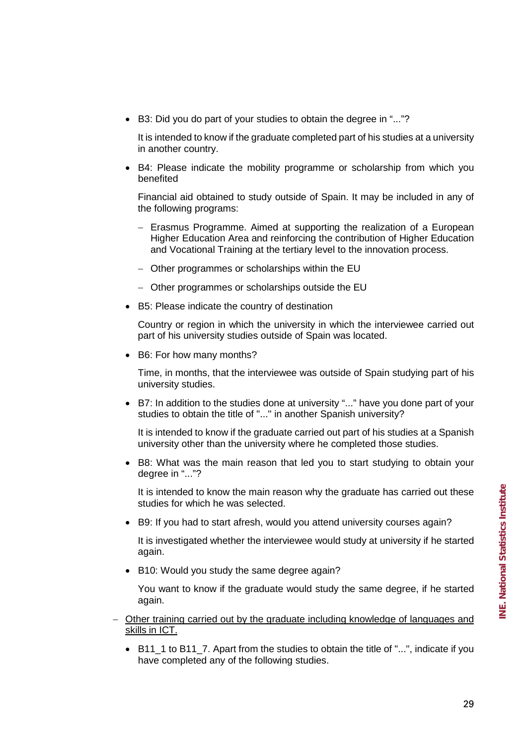- B3: Did you do part of your studies to obtain the degree in "..."?

  It is intended to know if the graduate completed part of his studies at a university in another country.

- B4: Please indicate the mobility programme or scholarship from which you benefited

  Financial aid obtained to study outside of Spain. It may be included in any of the following programs:

  - Erasmus Programme. Aimed at supporting the realization of a European Higher Education Area and reinforcing the contribution of Higher Education and Vocational Training at the tertiary level to the innovation process.
  - Other programmes or scholarships within the EU
  - Other programmes or scholarships outside the EU

- B5: Please indicate the country of destination

  Country or region in which the university in which the interviewee carried out part of his university studies outside of Spain was located.

- B6: For how many months?

  Time, in months, that the interviewee was outside of Spain studying part of his university studies.

- B7: In addition to the studies done at university "..." have you done part of your studies to obtain the title of "..." in another Spanish university?

  It is intended to know if the graduate carried out part of his studies at a Spanish university other than the university where he completed those studies.

- B8: What was the main reason that led you to start studying to obtain your degree in "..."?

  It is intended to know the main reason why the graduate has carried out these studies for which he was selected.

- B9: If you had to start afresh, would you attend university courses again?

  It is investigated whether the interviewee would study at university if he started again.

- B10: Would you study the same degree again?

  You want to know if the graduate would study the same degree, if he started again.

- Other training carried out by the graduate including knowledge of languages and skills in ICT.

  - B11_1 to B11_7. Apart from the studies to obtain the title of "...", indicate if you have completed any of the following studies.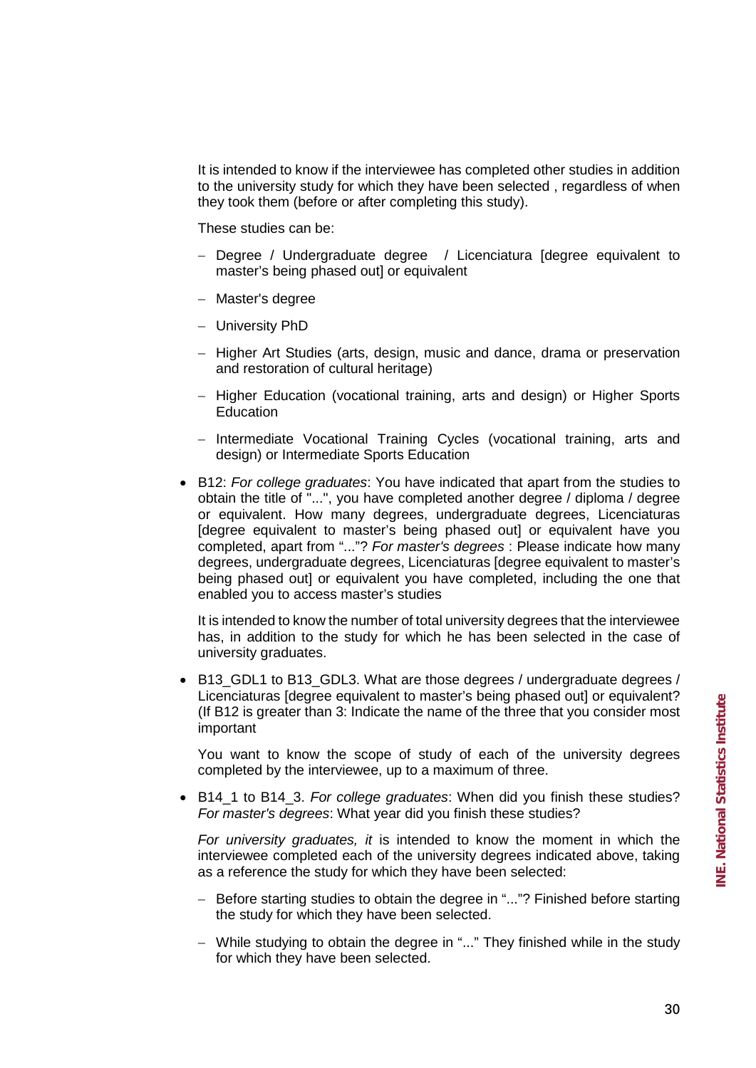It is intended to know if the interviewee has completed other studies in addition to the university study for which they have been selected , regardless of when they took them (before or after completing this study).

These studies can be:

- Degree / Undergraduate degree / Licenciatura [degree equivalent to master's being phased out] or equivalent
- Master's degree
- University PhD
- Higher Art Studies (arts, design, music and dance, drama or preservation and restoration of cultural heritage)
- Higher Education (vocational training, arts and design) or Higher Sports Education
- Intermediate Vocational Training Cycles (vocational training, arts and design) or Intermediate Sports Education

- B12: *For college graduates*: You have indicated that apart from the studies to obtain the title of "...", you have completed another degree / diploma / degree or equivalent. How many degrees, undergraduate degrees, Licenciaturas [degree equivalent to master's being phased out] or equivalent have you completed, apart from "..."? *For master's degrees* : Please indicate how many degrees, undergraduate degrees, Licenciaturas [degree equivalent to master's being phased out] or equivalent you have completed, including the one that enabled you to access master's studies

  It is intended to know the number of total university degrees that the interviewee has, in addition to the study for which he has been selected in the case of university graduates.

- B13_GDL1 to B13_GDL3. What are those degrees / undergraduate degrees / Licenciaturas [degree equivalent to master's being phased out] or equivalent? (If B12 is greater than 3: Indicate the name of the three that you consider most important

  You want to know the scope of study of each of the university degrees completed by the interviewee, up to a maximum of three.

- B14_1 to B14_3. *For college graduates*: When did you finish these studies? *For master's degrees*: What year did you finish these studies?

  *For university graduates, it* is intended to know the moment in which the interviewee completed each of the university degrees indicated above, taking as a reference the study for which they have been selected:

  - Before starting studies to obtain the degree in "..."? Finished before starting the study for which they have been selected.
  - While studying to obtain the degree in "..." They finished while in the study for which they have been selected.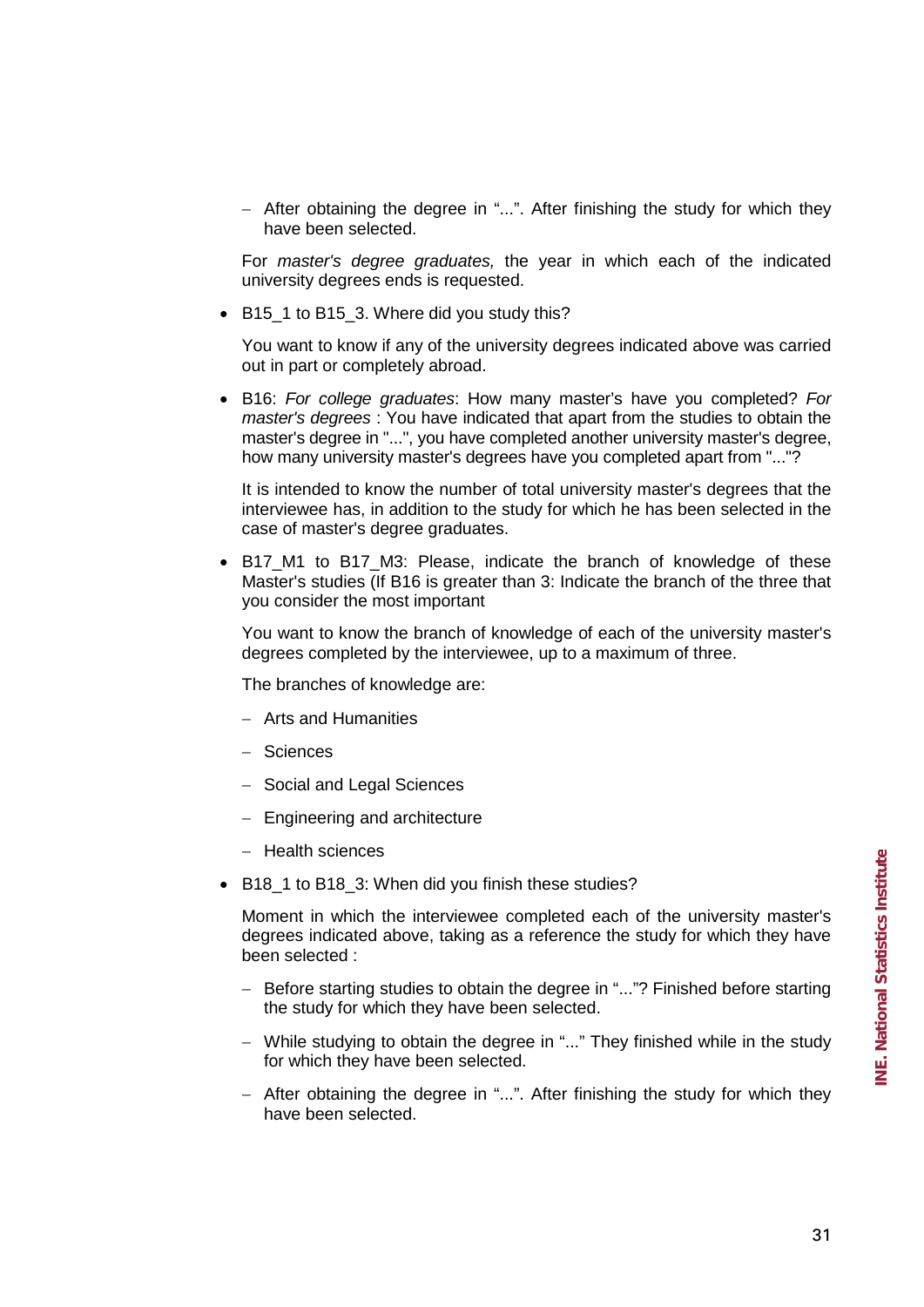- After obtaining the degree in "...". After finishing the study for which they have been selected.

  For *master's degree graduates,* the year in which each of the indicated university degrees ends is requested.

- B15_1 to B15_3. Where did you study this?

  You want to know if any of the university degrees indicated above was carried out in part or completely abroad.

- B16: *For college graduates*: How many master's have you completed? *For master's degrees* : You have indicated that apart from the studies to obtain the master's degree in "...", you have completed another university master's degree, how many university master's degrees have you completed apart from "..."?

  It is intended to know the number of total university master's degrees that the interviewee has, in addition to the study for which he has been selected in the case of master's degree graduates.

- B17_M1 to B17_M3: Please, indicate the branch of knowledge of these Master's studies (If B16 is greater than 3: Indicate the branch of the three that you consider the most important

  You want to know the branch of knowledge of each of the university master's degrees completed by the interviewee, up to a maximum of three.

  The branches of knowledge are:

  - Arts and Humanities
  - Sciences
  - Social and Legal Sciences
  - Engineering and architecture
  - Health sciences

- B18_1 to B18_3: When did you finish these studies?

  Moment in which the interviewee completed each of the university master's degrees indicated above, taking as a reference the study for which they have been selected :

  - Before starting studies to obtain the degree in "..."? Finished before starting the study for which they have been selected.
  - While studying to obtain the degree in "..." They finished while in the study for which they have been selected.
  - After obtaining the degree in "...". After finishing the study for which they have been selected.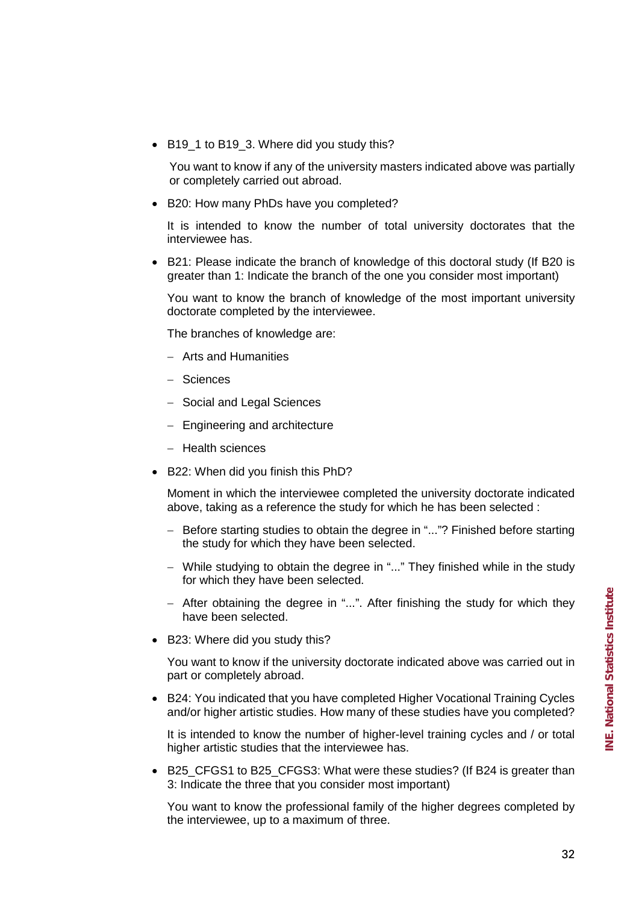- B19_1 to B19_3. Where did you study this?

  You want to know if any of the university masters indicated above was partially or completely carried out abroad.

- B20: How many PhDs have you completed?

  It is intended to know the number of total university doctorates that the interviewee has.

- B21: Please indicate the branch of knowledge of this doctoral study (If B20 is greater than 1: Indicate the branch of the one you consider most important)

  You want to know the branch of knowledge of the most important university doctorate completed by the interviewee.

  The branches of knowledge are:

  - Arts and Humanities
  - Sciences
  - Social and Legal Sciences
  - Engineering and architecture
  - Health sciences

- B22: When did you finish this PhD?

  Moment in which the interviewee completed the university doctorate indicated above, taking as a reference the study for which he has been selected :

  - Before starting studies to obtain the degree in "..."? Finished before starting the study for which they have been selected.
  - While studying to obtain the degree in "..." They finished while in the study for which they have been selected.
  - After obtaining the degree in "...". After finishing the study for which they have been selected.

- B23: Where did you study this?

  You want to know if the university doctorate indicated above was carried out in part or completely abroad.

- B24: You indicated that you have completed Higher Vocational Training Cycles and/or higher artistic studies. How many of these studies have you completed?

  It is intended to know the number of higher-level training cycles and / or total higher artistic studies that the interviewee has.

- B25_CFGS1 to B25_CFGS3: What were these studies? (If B24 is greater than 3: Indicate the three that you consider most important)

  You want to know the professional family of the higher degrees completed by the interviewee, up to a maximum of three.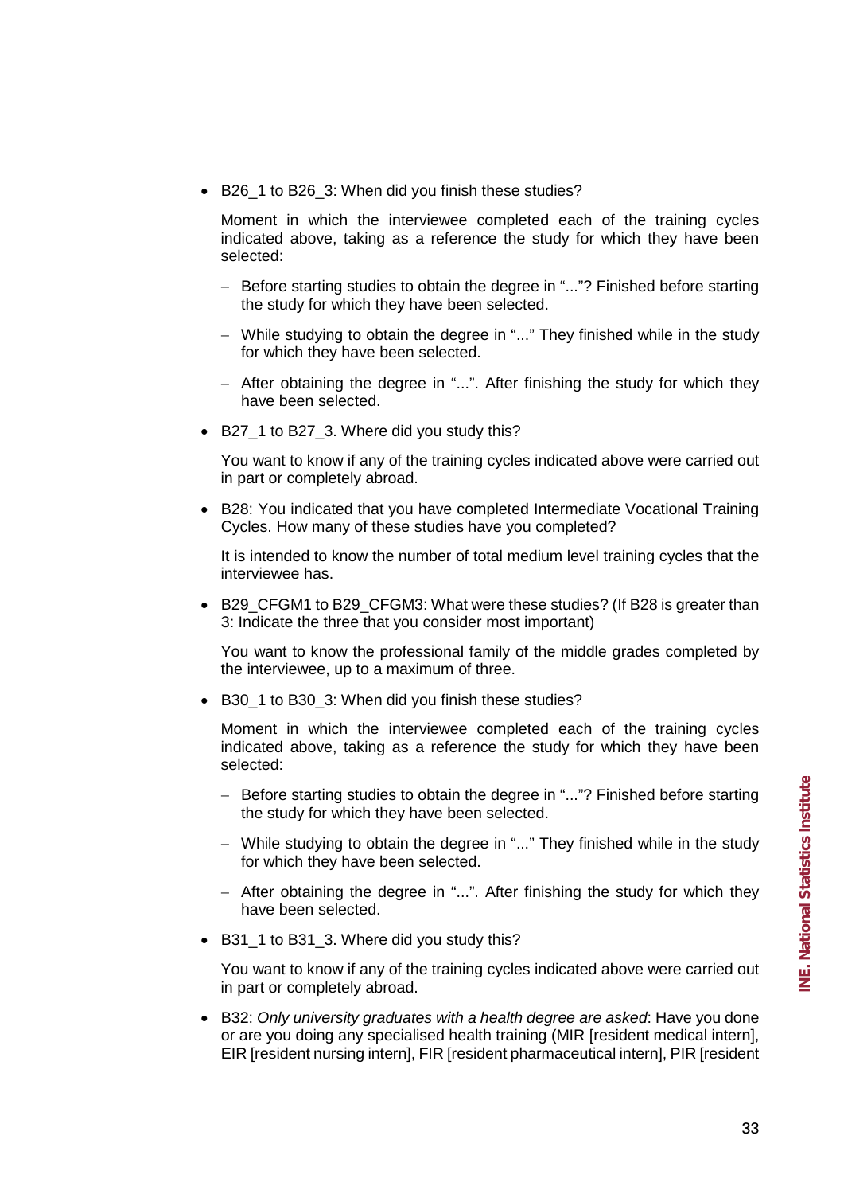- B26_1 to B26_3: When did you finish these studies?

  Moment in which the interviewee completed each of the training cycles indicated above, taking as a reference the study for which they have been selected:

  - Before starting studies to obtain the degree in "..."? Finished before starting the study for which they have been selected.
  - While studying to obtain the degree in "..." They finished while in the study for which they have been selected.
  - After obtaining the degree in "...". After finishing the study for which they have been selected.

- B27_1 to B27_3. Where did you study this?

  You want to know if any of the training cycles indicated above were carried out in part or completely abroad.

- B28: You indicated that you have completed Intermediate Vocational Training Cycles. How many of these studies have you completed?

  It is intended to know the number of total medium level training cycles that the interviewee has.

- B29_CFGM1 to B29_CFGM3: What were these studies? (If B28 is greater than 3: Indicate the three that you consider most important)

  You want to know the professional family of the middle grades completed by the interviewee, up to a maximum of three.

- B30_1 to B30_3: When did you finish these studies?

  Moment in which the interviewee completed each of the training cycles indicated above, taking as a reference the study for which they have been selected:

  - Before starting studies to obtain the degree in "..."? Finished before starting the study for which they have been selected.
  - While studying to obtain the degree in "..." They finished while in the study for which they have been selected.
  - After obtaining the degree in "...". After finishing the study for which they have been selected.

- B31_1 to B31_3. Where did you study this?

  You want to know if any of the training cycles indicated above were carried out in part or completely abroad.

- B32: *Only university graduates with a health degree are asked*: Have you done or are you doing any specialised health training (MIR [resident medical intern], EIR [resident nursing intern], FIR [resident pharmaceutical intern], PIR [resident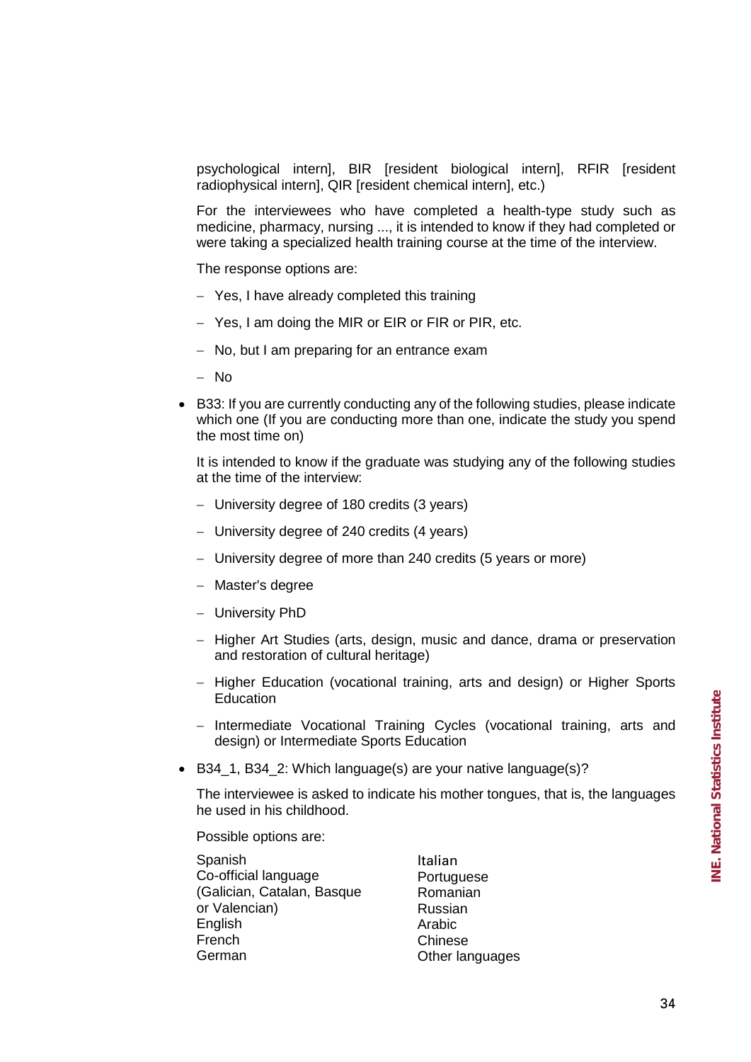psychological intern], BIR [resident biological intern], RFIR [resident radiophysical intern], QIR [resident chemical intern], etc.)

For the interviewees who have completed a health-type study such as medicine, pharmacy, nursing ..., it is intended to know if they had completed or were taking a specialized health training course at the time of the interview.

The response options are:

- Yes, I have already completed this training
- Yes, I am doing the MIR or EIR or FIR or PIR, etc.
- No, but I am preparing for an entrance exam
- No

- B33: If you are currently conducting any of the following studies, please indicate which one (If you are conducting more than one, indicate the study you spend the most time on)

  It is intended to know if the graduate was studying any of the following studies at the time of the interview:

  - University degree of 180 credits (3 years)
  - University degree of 240 credits (4 years)
  - University degree of more than 240 credits (5 years or more)
  - Master's degree
  - University PhD
  - Higher Art Studies (arts, design, music and dance, drama or preservation and restoration of cultural heritage)
  - Higher Education (vocational training, arts and design) or Higher Sports Education
  - Intermediate Vocational Training Cycles (vocational training, arts and design) or Intermediate Sports Education

- B34_1, B34_2: Which language(s) are your native language(s)?

  The interviewee is asked to indicate his mother tongues, that is, the languages he used in his childhood.

  Possible options are:

  Spanish
  Co-official language (Galician, Catalan, Basque or Valencian)
  English
  French
  German
  Italian
  Portuguese
  Romanian
  Russian
  Arabic
  Chinese
  Other languages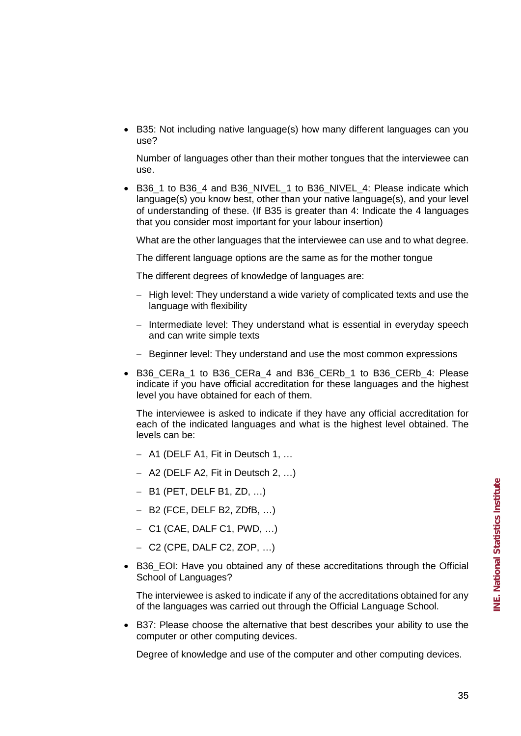- B35: Not including native language(s) how many different languages can you use?

  Number of languages other than their mother tongues that the interviewee can use.

- B36_1 to B36_4 and B36_NIVEL_1 to B36_NIVEL_4: Please indicate which language(s) you know best, other than your native language(s), and your level of understanding of these. (If B35 is greater than 4: Indicate the 4 languages that you consider most important for your labour insertion)

  What are the other languages that the interviewee can use and to what degree.

  The different language options are the same as for the mother tongue

  The different degrees of knowledge of languages are:

  - High level: They understand a wide variety of complicated texts and use the language with flexibility
  - Intermediate level: They understand what is essential in everyday speech and can write simple texts
  - Beginner level: They understand and use the most common expressions

- B36_CERa_1 to B36_CERa_4 and B36_CERb_1 to B36_CERb_4: Please indicate if you have official accreditation for these languages and the highest level you have obtained for each of them.

  The interviewee is asked to indicate if they have any official accreditation for each of the indicated languages and what is the highest level obtained. The levels can be:

  - A1 (DELF A1, Fit in Deutsch 1, …
  - A2 (DELF A2, Fit in Deutsch 2, …)
  - B1 (PET, DELF B1, ZD, …)
  - B2 (FCE, DELF B2, ZDfB, …)
  - C1 (CAE, DALF C1, PWD, …)
  - C2 (CPE, DALF C2, ZOP, …)

- B36_EOI: Have you obtained any of these accreditations through the Official School of Languages?

  The interviewee is asked to indicate if any of the accreditations obtained for any of the languages was carried out through the Official Language School.

- B37: Please choose the alternative that best describes your ability to use the computer or other computing devices.

  Degree of knowledge and use of the computer and other computing devices.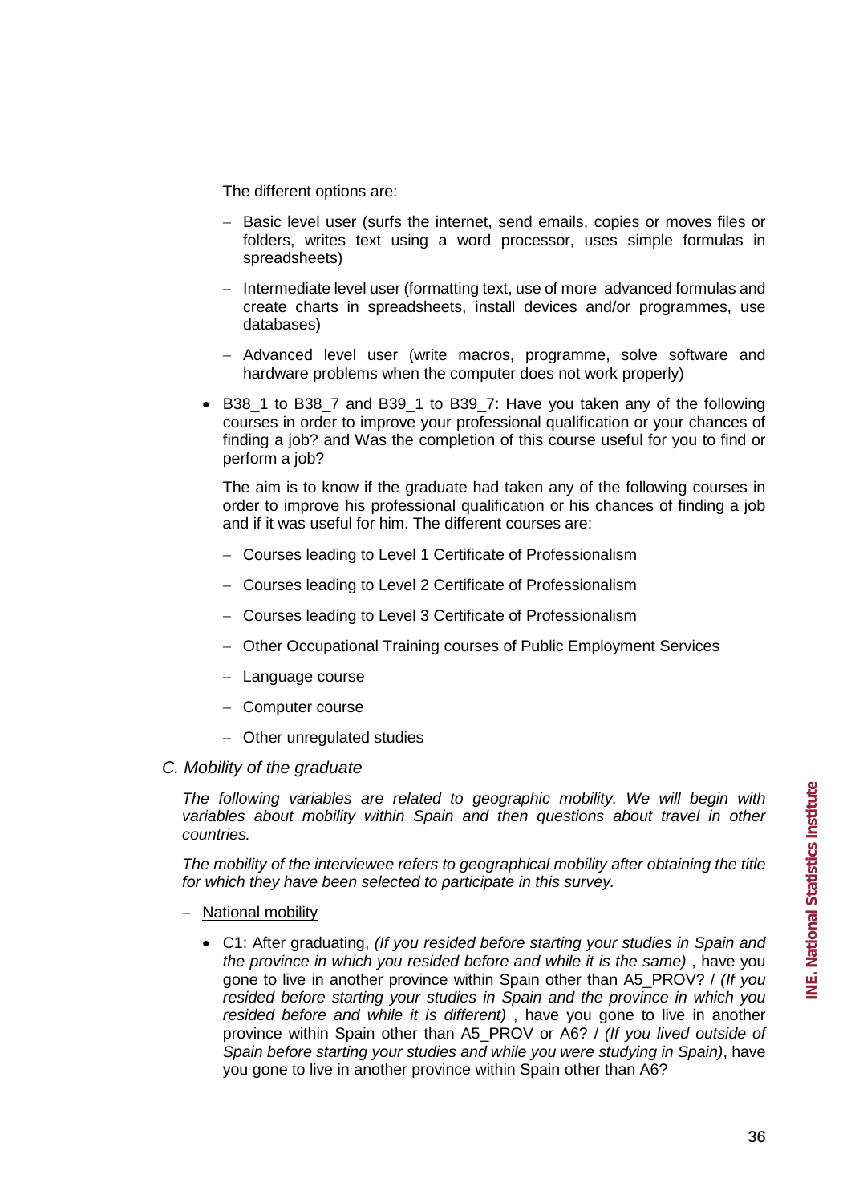The different options are:

- Basic level user (surfs the internet, send emails, copies or moves files or folders, writes text using a word processor, uses simple formulas in spreadsheets)
- Intermediate level user (formatting text, use of more advanced formulas and create charts in spreadsheets, install devices and/or programmes, use databases)
- Advanced level user (write macros, programme, solve software and hardware problems when the computer does not work properly)

- B38_1 to B38_7 and B39_1 to B39_7: Have you taken any of the following courses in order to improve your professional qualification or your chances of finding a job? and Was the completion of this course useful for you to find or perform a job?

  The aim is to know if the graduate had taken any of the following courses in order to improve his professional qualification or his chances of finding a job and if it was useful for him. The different courses are:

  - Courses leading to Level 1 Certificate of Professionalism
  - Courses leading to Level 2 Certificate of Professionalism
  - Courses leading to Level 3 Certificate of Professionalism
  - Other Occupational Training courses of Public Employment Services
  - Language course
  - Computer course
  - Other unregulated studies

### *C. Mobility of the graduate*

*The following variables are related to geographic mobility. We will begin with variables about mobility within Spain and then questions about travel in other countries.*

*The mobility of the interviewee refers to geographical mobility after obtaining the title for which they have been selected to participate in this survey.*

- National mobility

  - C1: After graduating, *(If you resided before starting your studies in Spain and the province in which you resided before and while it is the same)* , have you gone to live in another province within Spain other than A5_PROV? / *(If you resided before starting your studies in Spain and the province in which you resided before and while it is different)* , have you gone to live in another province within Spain other than A5_PROV or A6? / *(If you lived outside of Spain before starting your studies and while you were studying in Spain)*, have you gone to live in another province within Spain other than A6?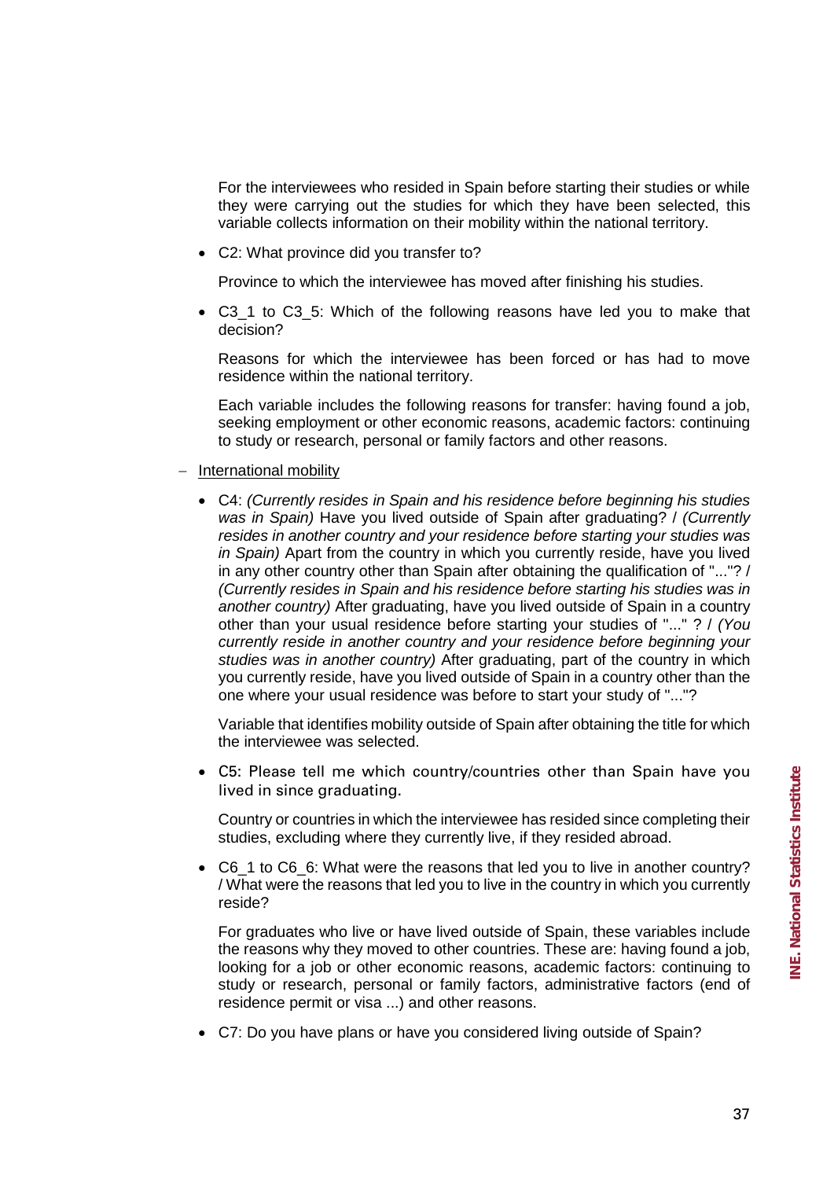For the interviewees who resided in Spain before starting their studies or while they were carrying out the studies for which they have been selected, this variable collects information on their mobility within the national territory.

- C2: What province did you transfer to?

  Province to which the interviewee has moved after finishing his studies.

- C3_1 to C3_5: Which of the following reasons have led you to make that decision?

  Reasons for which the interviewee has been forced or has had to move residence within the national territory.

  Each variable includes the following reasons for transfer: having found a job, seeking employment or other economic reasons, academic factors: continuing to study or research, personal or family factors and other reasons.

- International mobility

  - C4: *(Currently resides in Spain and his residence before beginning his studies was in Spain)* Have you lived outside of Spain after graduating? / *(Currently resides in another country and your residence before starting your studies was in Spain)* Apart from the country in which you currently reside, have you lived in any other country other than Spain after obtaining the qualification of "..."? / *(Currently resides in Spain and his residence before starting his studies was in another country)* After graduating, have you lived outside of Spain in a country other than your usual residence before starting your studies of "..." ? / *(You currently reside in another country and your residence before beginning your studies was in another country)* After graduating, part of the country in which you currently reside, have you lived outside of Spain in a country other than the one where your usual residence was before to start your study of "..."?

    Variable that identifies mobility outside of Spain after obtaining the title for which the interviewee was selected.

  - C5: Please tell me which country/countries other than Spain have you lived in since graduating.

    Country or countries in which the interviewee has resided since completing their studies, excluding where they currently live, if they resided abroad.

  - C6_1 to C6_6: What were the reasons that led you to live in another country? / What were the reasons that led you to live in the country in which you currently reside?

    For graduates who live or have lived outside of Spain, these variables include the reasons why they moved to other countries. These are: having found a job, looking for a job or other economic reasons, academic factors: continuing to study or research, personal or family factors, administrative factors (end of residence permit or visa ...) and other reasons.

  - C7: Do you have plans or have you considered living outside of Spain?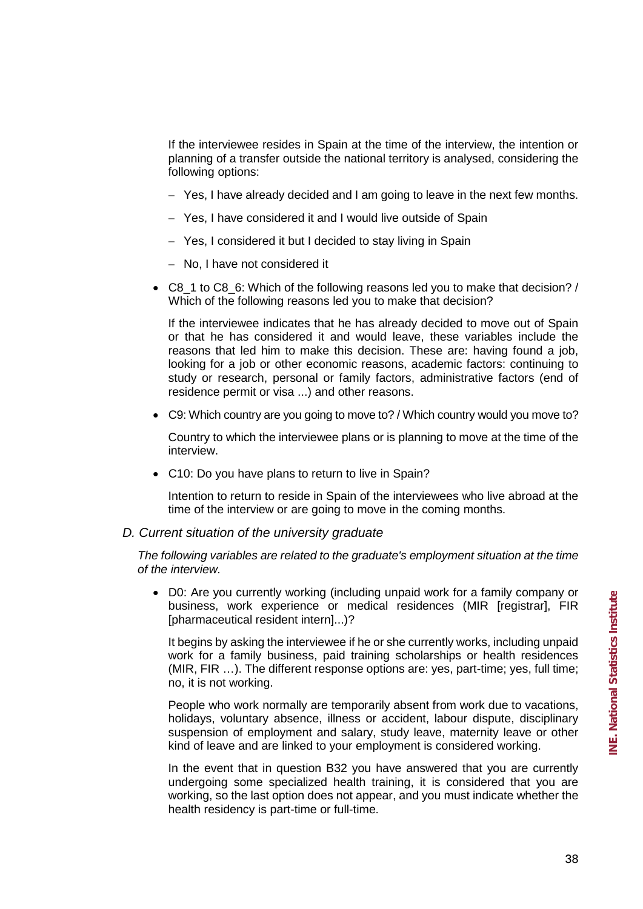If the interviewee resides in Spain at the time of the interview, the intention or planning of a transfer outside the national territory is analysed, considering the following options:

- Yes, I have already decided and I am going to leave in the next few months.
- Yes, I have considered it and I would live outside of Spain
- Yes, I considered it but I decided to stay living in Spain
- No, I have not considered it

- C8_1 to C8_6: Which of the following reasons led you to make that decision? / Which of the following reasons led you to make that decision?

  If the interviewee indicates that he has already decided to move out of Spain or that he has considered it and would leave, these variables include the reasons that led him to make this decision. These are: having found a job, looking for a job or other economic reasons, academic factors: continuing to study or research, personal or family factors, administrative factors (end of residence permit or visa ...) and other reasons.

- C9: Which country are you going to move to? / Which country would you move to?

  Country to which the interviewee plans or is planning to move at the time of the interview.

- C10: Do you have plans to return to live in Spain?

  Intention to return to reside in Spain of the interviewees who live abroad at the time of the interview or are going to move in the coming months.

### *D. Current situation of the university graduate*

*The following variables are related to the graduate's employment situation at the time of the interview.*

- D0: Are you currently working (including unpaid work for a family company or business, work experience or medical residences (MIR [registrar], FIR [pharmaceutical resident intern]...)?

  It begins by asking the interviewee if he or she currently works, including unpaid work for a family business, paid training scholarships or health residences (MIR, FIR …). The different response options are: yes, part-time; yes, full time; no, it is not working.

  People who work normally are temporarily absent from work due to vacations, holidays, voluntary absence, illness or accident, labour dispute, disciplinary suspension of employment and salary, study leave, maternity leave or other kind of leave and are linked to your employment is considered working.

  In the event that in question B32 you have answered that you are currently undergoing some specialized health training, it is considered that you are working, so the last option does not appear, and you must indicate whether the health residency is part-time or full-time.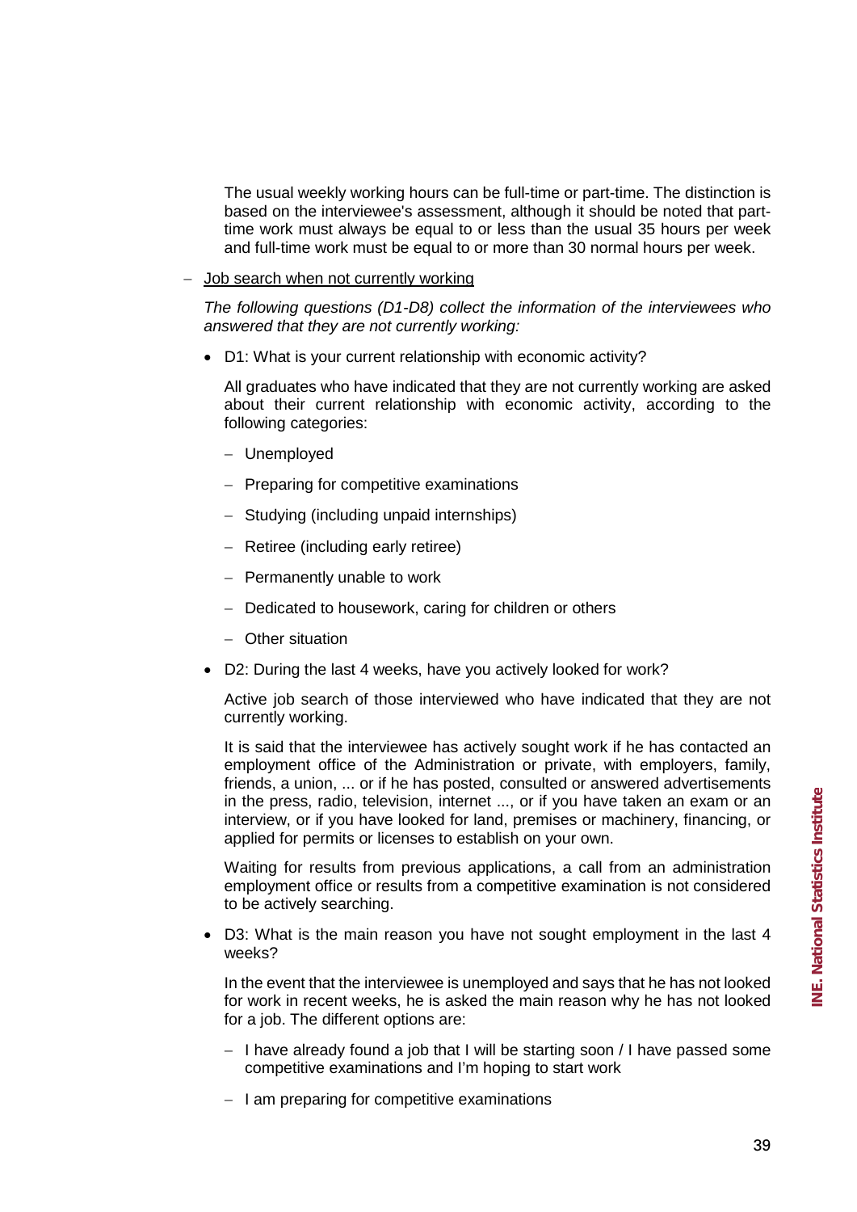The usual weekly working hours can be full-time or part-time. The distinction is based on the interviewee's assessment, although it should be noted that part-time work must always be equal to or less than the usual 35 hours per week and full-time work must be equal to or more than 30 normal hours per week.

- Job search when not currently working

  *The following questions (D1-D8) collect the information of the interviewees who answered that they are not currently working:*

  - D1: What is your current relationship with economic activity?

    All graduates who have indicated that they are not currently working are asked about their current relationship with economic activity, according to the following categories:

    - Unemployed
    - Preparing for competitive examinations
    - Studying (including unpaid internships)
    - Retiree (including early retiree)
    - Permanently unable to work
    - Dedicated to housework, caring for children or others
    - Other situation

  - D2: During the last 4 weeks, have you actively looked for work?

    Active job search of those interviewed who have indicated that they are not currently working.

    It is said that the interviewee has actively sought work if he has contacted an employment office of the Administration or private, with employers, family, friends, a union, ... or if he has posted, consulted or answered advertisements in the press, radio, television, internet ..., or if you have taken an exam or an interview, or if you have looked for land, premises or machinery, financing, or applied for permits or licenses to establish on your own.

    Waiting for results from previous applications, a call from an administration employment office or results from a competitive examination is not considered to be actively searching.

  - D3: What is the main reason you have not sought employment in the last 4 weeks?

    In the event that the interviewee is unemployed and says that he has not looked for work in recent weeks, he is asked the main reason why he has not looked for a job. The different options are:

    - I have already found a job that I will be starting soon / I have passed some competitive examinations and I'm hoping to start work
    - I am preparing for competitive examinations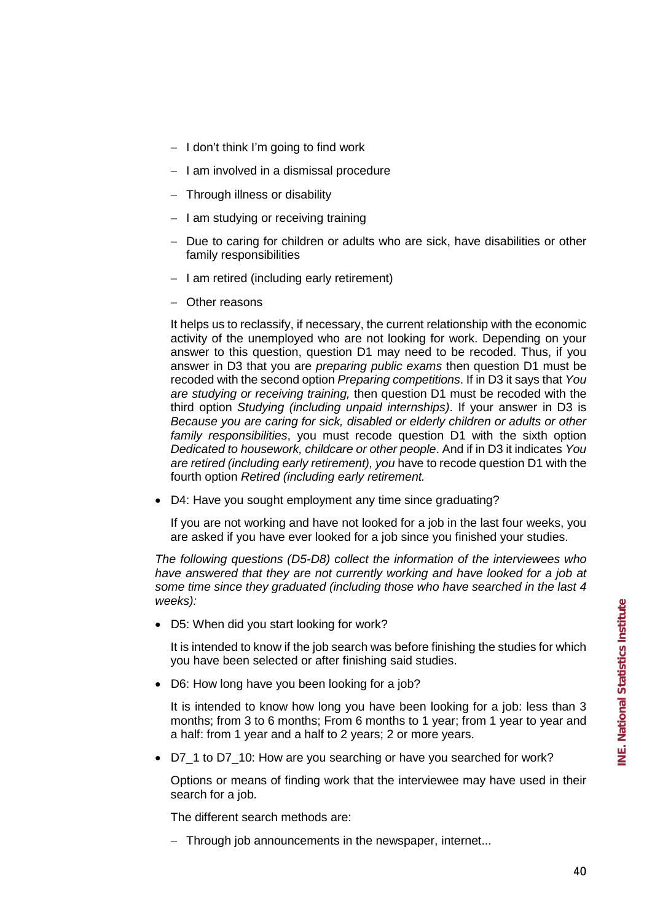- I don't think I'm going to find work
- I am involved in a dismissal procedure
- Through illness or disability
- I am studying or receiving training
- Due to caring for children or adults who are sick, have disabilities or other family responsibilities
- I am retired (including early retirement)
- Other reasons

It helps us to reclassify, if necessary, the current relationship with the economic activity of the unemployed who are not looking for work. Depending on your answer to this question, question D1 may need to be recoded. Thus, if you answer in D3 that you are *preparing public exams* then question D1 must be recoded with the second option *Preparing competitions*. If in D3 it says that *You are studying or receiving training,* then question D1 must be recoded with the third option *Studying (including unpaid internships)*. If your answer in D3 is *Because you are caring for sick, disabled or elderly children or adults or other family responsibilities*, you must recode question D1 with the sixth option *Dedicated to housework, childcare or other people*. And if in D3 it indicates *You are retired (including early retirement), you* have to recode question D1 with the fourth option *Retired (including early retirement.*

- D4: Have you sought employment any time since graduating?

  If you are not working and have not looked for a job in the last four weeks, you are asked if you have ever looked for a job since you finished your studies.

*The following questions (D5-D8) collect the information of the interviewees who have answered that they are not currently working and have looked for a job at some time since they graduated (including those who have searched in the last 4 weeks):*

- D5: When did you start looking for work?

  It is intended to know if the job search was before finishing the studies for which you have been selected or after finishing said studies.

- D6: How long have you been looking for a job?

  It is intended to know how long you have been looking for a job: less than 3 months; from 3 to 6 months; From 6 months to 1 year; from 1 year to year and a half: from 1 year and a half to 2 years; 2 or more years.

- D7_1 to D7_10: How are you searching or have you searched for work?

  Options or means of finding work that the interviewee may have used in their search for a job.

  The different search methods are:

  - Through job announcements in the newspaper, internet...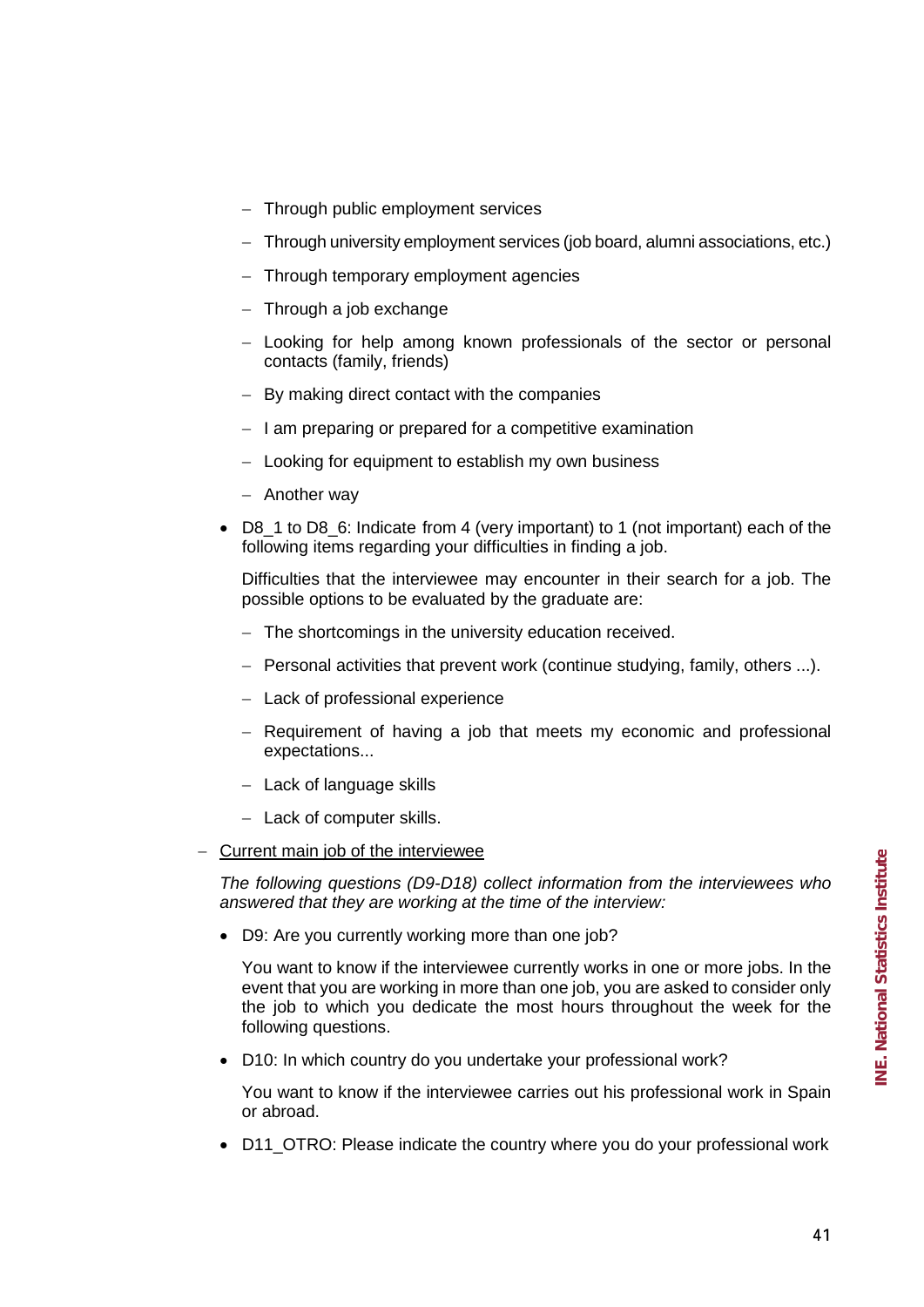- Through public employment services
  - Through university employment services (job board, alumni associations, etc.)
  - Through temporary employment agencies
  - Through a job exchange
  - Looking for help among known professionals of the sector or personal contacts (family, friends)
  - By making direct contact with the companies
  - I am preparing or prepared for a competitive examination
  - Looking for equipment to establish my own business
  - Another way

- D8_1 to D8_6: Indicate from 4 (very important) to 1 (not important) each of the following items regarding your difficulties in finding a job.

  Difficulties that the interviewee may encounter in their search for a job. The possible options to be evaluated by the graduate are:

  - The shortcomings in the university education received.
  - Personal activities that prevent work (continue studying, family, others ...).
  - Lack of professional experience
  - Requirement of having a job that meets my economic and professional expectations...
  - Lack of language skills
  - Lack of computer skills.

- Current main job of the interviewee

  *The following questions (D9-D18) collect information from the interviewees who answered that they are working at the time of the interview:*

  - D9: Are you currently working more than one job?

    You want to know if the interviewee currently works in one or more jobs. In the event that you are working in more than one job, you are asked to consider only the job to which you dedicate the most hours throughout the week for the following questions.

  - D10: In which country do you undertake your professional work?

    You want to know if the interviewee carries out his professional work in Spain or abroad.

  - D11_OTRO: Please indicate the country where you do your professional work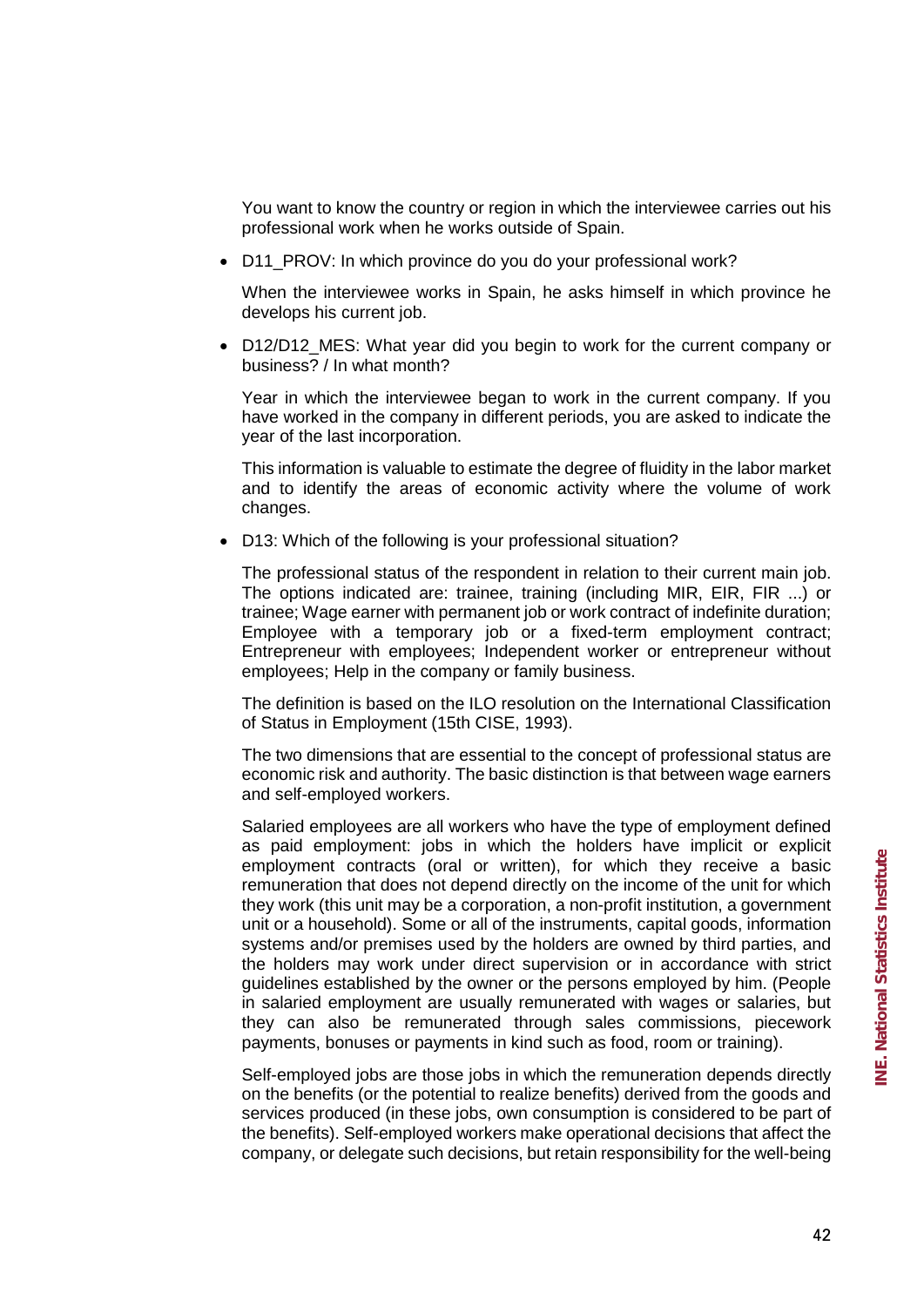You want to know the country or region in which the interviewee carries out his professional work when he works outside of Spain.

- D11_PROV: In which province do you do your professional work?

  When the interviewee works in Spain, he asks himself in which province he develops his current job.

- D12/D12_MES: What year did you begin to work for the current company or business? / In what month?

  Year in which the interviewee began to work in the current company. If you have worked in the company in different periods, you are asked to indicate the year of the last incorporation.

  This information is valuable to estimate the degree of fluidity in the labor market and to identify the areas of economic activity where the volume of work changes.

- D13: Which of the following is your professional situation?

  The professional status of the respondent in relation to their current main job. The options indicated are: trainee, training (including MIR, EIR, FIR ...) or trainee; Wage earner with permanent job or work contract of indefinite duration; Employee with a temporary job or a fixed-term employment contract; Entrepreneur with employees; Independent worker or entrepreneur without employees; Help in the company or family business.

  The definition is based on the ILO resolution on the International Classification of Status in Employment (15th CISE, 1993).

  The two dimensions that are essential to the concept of professional status are economic risk and authority. The basic distinction is that between wage earners and self-employed workers.

  Salaried employees are all workers who have the type of employment defined as paid employment: jobs in which the holders have implicit or explicit employment contracts (oral or written), for which they receive a basic remuneration that does not depend directly on the income of the unit for which they work (this unit may be a corporation, a non-profit institution, a government unit or a household). Some or all of the instruments, capital goods, information systems and/or premises used by the holders are owned by third parties, and the holders may work under direct supervision or in accordance with strict guidelines established by the owner or the persons employed by him. (People in salaried employment are usually remunerated with wages or salaries, but they can also be remunerated through sales commissions, piecework payments, bonuses or payments in kind such as food, room or training).

  Self-employed jobs are those jobs in which the remuneration depends directly on the benefits (or the potential to realize benefits) derived from the goods and services produced (in these jobs, own consumption is considered to be part of the benefits). Self-employed workers make operational decisions that affect the company, or delegate such decisions, but retain responsibility for the well-being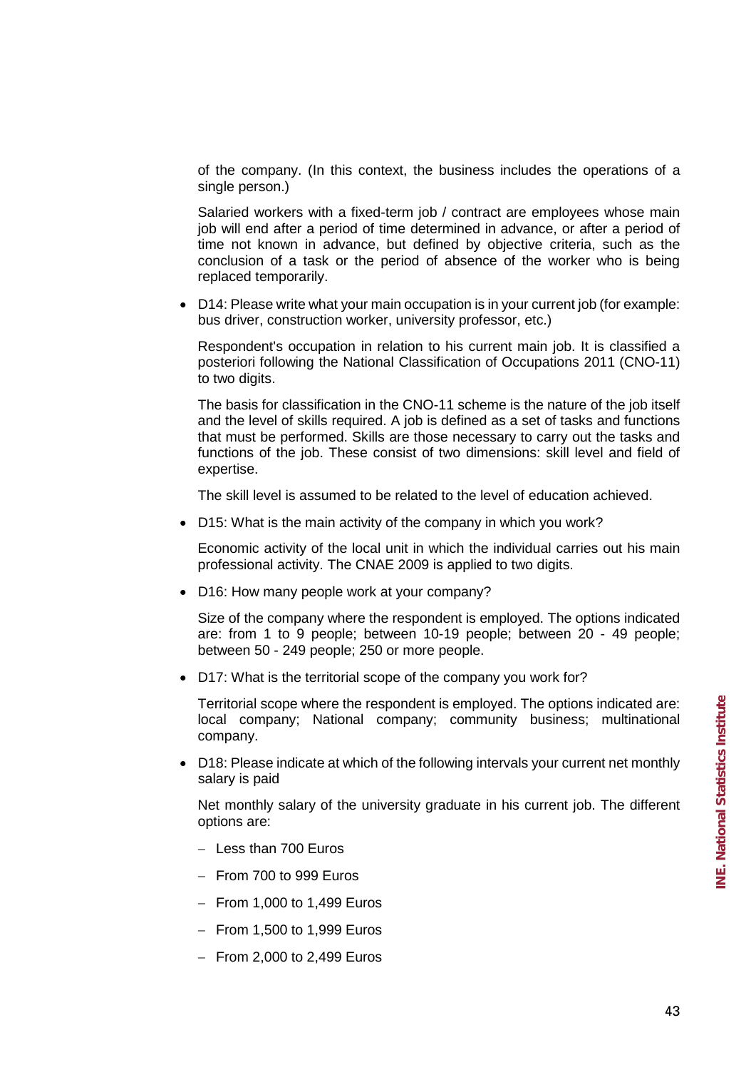of the company. (In this context, the business includes the operations of a single person.)

Salaried workers with a fixed-term job / contract are employees whose main job will end after a period of time determined in advance, or after a period of time not known in advance, but defined by objective criteria, such as the conclusion of a task or the period of absence of the worker who is being replaced temporarily.

- D14: Please write what your main occupation is in your current job (for example: bus driver, construction worker, university professor, etc.)

  Respondent's occupation in relation to his current main job. It is classified a posteriori following the National Classification of Occupations 2011 (CNO-11) to two digits.

  The basis for classification in the CNO-11 scheme is the nature of the job itself and the level of skills required. A job is defined as a set of tasks and functions that must be performed. Skills are those necessary to carry out the tasks and functions of the job. These consist of two dimensions: skill level and field of expertise.

  The skill level is assumed to be related to the level of education achieved.

- D15: What is the main activity of the company in which you work?

  Economic activity of the local unit in which the individual carries out his main professional activity. The CNAE 2009 is applied to two digits.

- D16: How many people work at your company?

  Size of the company where the respondent is employed. The options indicated are: from 1 to 9 people; between 10-19 people; between 20 - 49 people; between 50 - 249 people; 250 or more people.

- D17: What is the territorial scope of the company you work for?

  Territorial scope where the respondent is employed. The options indicated are: local company; National company; community business; multinational company.

- D18: Please indicate at which of the following intervals your current net monthly salary is paid

  Net monthly salary of the university graduate in his current job. The different options are:

  - Less than 700 Euros
  - From 700 to 999 Euros
  - From 1,000 to 1,499 Euros
  - From 1,500 to 1,999 Euros
  - From 2,000 to 2,499 Euros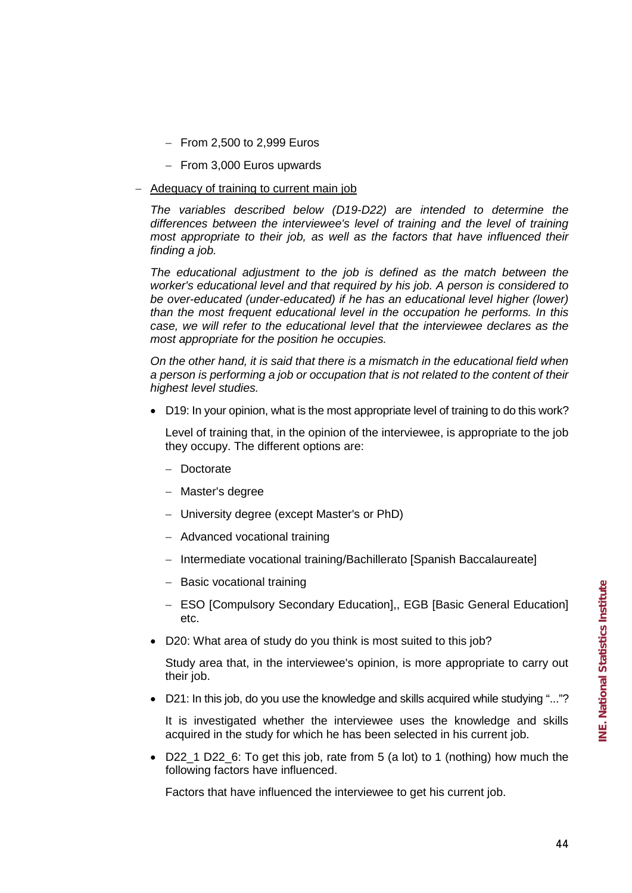- From 2,500 to 2,999 Euros
- From 3,000 Euros upwards

- Adequacy of training to current main job

  *The variables described below (D19-D22) are intended to determine the differences between the interviewee's level of training and the level of training most appropriate to their job, as well as the factors that have influenced their finding a job.*

  *The educational adjustment to the job is defined as the match between the worker's educational level and that required by his job. A person is considered to be over-educated (under-educated) if he has an educational level higher (lower) than the most frequent educational level in the occupation he performs. In this case, we will refer to the educational level that the interviewee declares as the most appropriate for the position he occupies.*

  *On the other hand, it is said that there is a mismatch in the educational field when a person is performing a job or occupation that is not related to the content of their highest level studies.*

  - D19: In your opinion, what is the most appropriate level of training to do this work?

    Level of training that, in the opinion of the interviewee, is appropriate to the job they occupy. The different options are:

    - Doctorate
    - Master's degree
    - University degree (except Master's or PhD)
    - Advanced vocational training
    - Intermediate vocational training/Bachillerato [Spanish Baccalaureate]
    - Basic vocational training
    - ESO [Compulsory Secondary Education],, EGB [Basic General Education] etc.

  - D20: What area of study do you think is most suited to this job?

    Study area that, in the interviewee's opinion, is more appropriate to carry out their job.

  - D21: In this job, do you use the knowledge and skills acquired while studying "..."?

    It is investigated whether the interviewee uses the knowledge and skills acquired in the study for which he has been selected in his current job.

  - D22_1 D22_6: To get this job, rate from 5 (a lot) to 1 (nothing) how much the following factors have influenced.

    Factors that have influenced the interviewee to get his current job.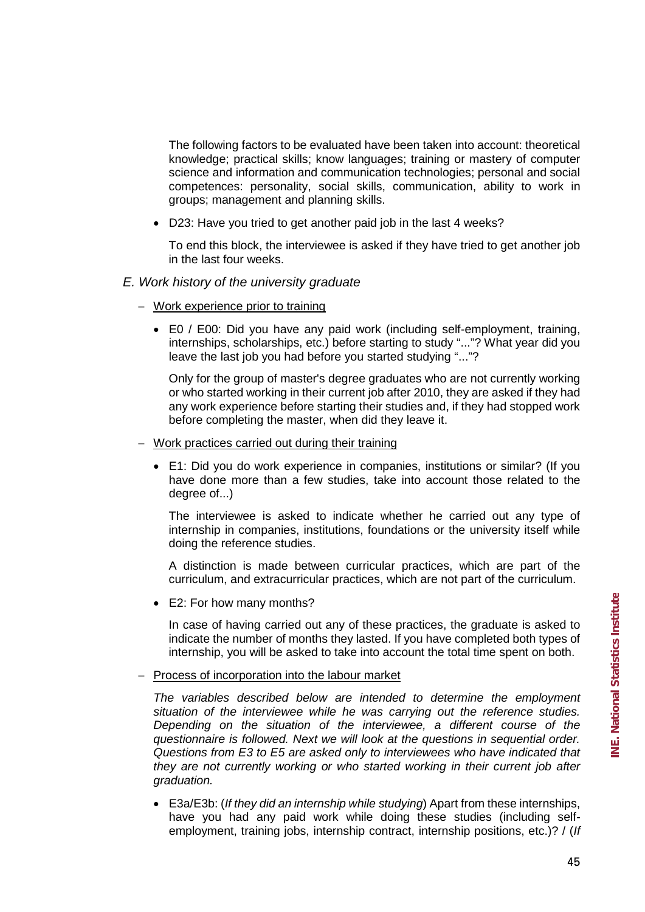The following factors to be evaluated have been taken into account: theoretical knowledge; practical skills; know languages; training or mastery of computer science and information and communication technologies; personal and social competences: personality, social skills, communication, ability to work in groups; management and planning skills.

- D23: Have you tried to get another paid job in the last 4 weeks?

  To end this block, the interviewee is asked if they have tried to get another job in the last four weeks.

### *E. Work history of the university graduate*

- Work experience prior to training

  - E0 / E00: Did you have any paid work (including self-employment, training, internships, scholarships, etc.) before starting to study "..."? What year did you leave the last job you had before you started studying "..."?

    Only for the group of master's degree graduates who are not currently working or who started working in their current job after 2010, they are asked if they had any work experience before starting their studies and, if they had stopped work before completing the master, when did they leave it.

- Work practices carried out during their training

  - E1: Did you do work experience in companies, institutions or similar? (If you have done more than a few studies, take into account those related to the degree of...)

    The interviewee is asked to indicate whether he carried out any type of internship in companies, institutions, foundations or the university itself while doing the reference studies.

    A distinction is made between curricular practices, which are part of the curriculum, and extracurricular practices, which are not part of the curriculum.

  - E2: For how many months?

    In case of having carried out any of these practices, the graduate is asked to indicate the number of months they lasted. If you have completed both types of internship, you will be asked to take into account the total time spent on both.

- Process of incorporation into the labour market

  *The variables described below are intended to determine the employment situation of the interviewee while he was carrying out the reference studies. Depending on the situation of the interviewee, a different course of the questionnaire is followed. Next we will look at the questions in sequential order. Questions from E3 to E5 are asked only to interviewees who have indicated that they are not currently working or who started working in their current job after graduation.*

  - E3a/E3b: (*If they did an internship while studying*) Apart from these internships, have you had any paid work while doing these studies (including self-employment, training jobs, internship contract, internship positions, etc.)? / (*If*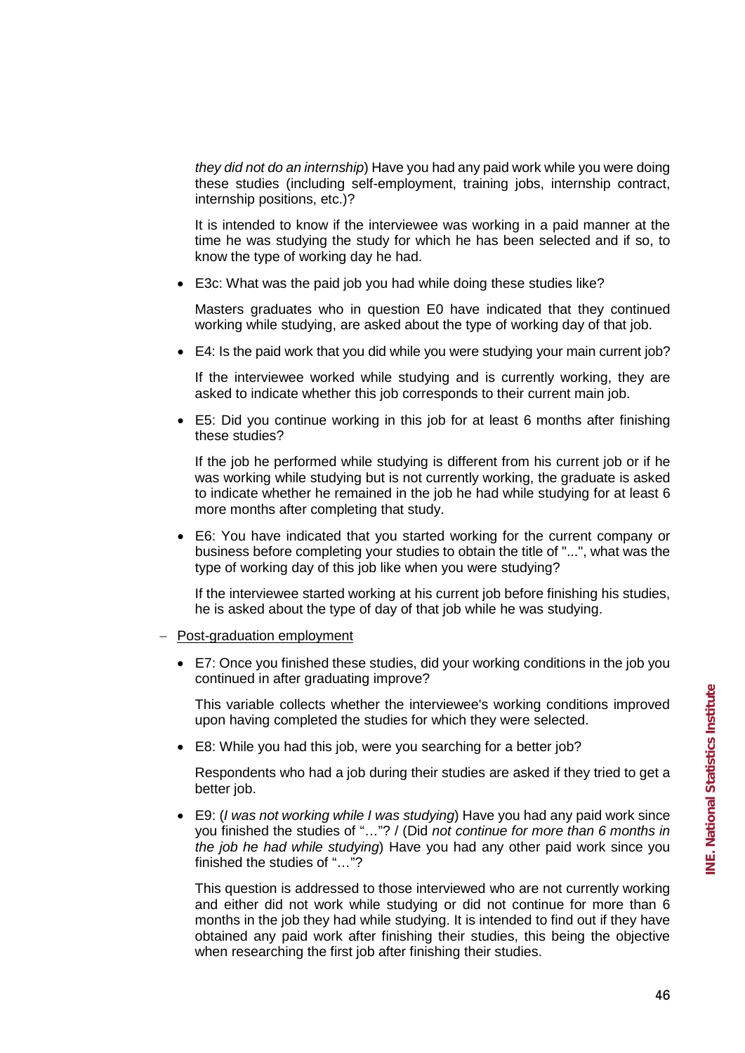*they did not do an internship*) Have you had any paid work while you were doing these studies (including self-employment, training jobs, internship contract, internship positions, etc.)?

It is intended to know if the interviewee was working in a paid manner at the time he was studying the study for which he has been selected and if so, to know the type of working day he had.

- E3c: What was the paid job you had while doing these studies like?

  Masters graduates who in question E0 have indicated that they continued working while studying, are asked about the type of working day of that job.

- E4: Is the paid work that you did while you were studying your main current job?

  If the interviewee worked while studying and is currently working, they are asked to indicate whether this job corresponds to their current main job.

- E5: Did you continue working in this job for at least 6 months after finishing these studies?

  If the job he performed while studying is different from his current job or if he was working while studying but is not currently working, the graduate is asked to indicate whether he remained in the job he had while studying for at least 6 more months after completing that study.

- E6: You have indicated that you started working for the current company or business before completing your studies to obtain the title of "...", what was the type of working day of this job like when you were studying?

  If the interviewee started working at his current job before finishing his studies, he is asked about the type of day of that job while he was studying.

– Post-graduation employment

- E7: Once you finished these studies, did your working conditions in the job you continued in after graduating improve?

  This variable collects whether the interviewee's working conditions improved upon having completed the studies for which they were selected.

- E8: While you had this job, were you searching for a better job?

  Respondents who had a job during their studies are asked if they tried to get a better job.

- E9: (*I was not working while I was studying*) Have you had any paid work since you finished the studies of "…"? / (Did *not continue for more than 6 months in the job he had while studying*) Have you had any other paid work since you finished the studies of "…"?

  This question is addressed to those interviewed who are not currently working and either did not work while studying or did not continue for more than 6 months in the job they had while studying. It is intended to find out if they have obtained any paid work after finishing their studies, this being the objective when researching the first job after finishing their studies.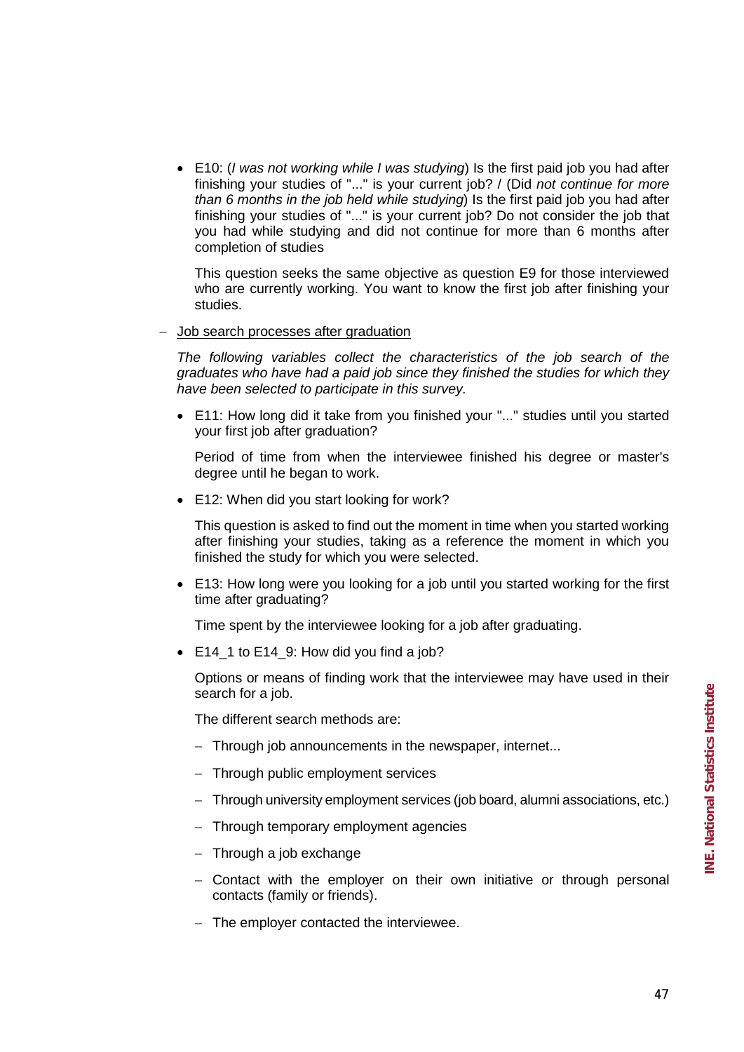- E10: (*I was not working while I was studying*) Is the first paid job you had after finishing your studies of "..." is your current job? / (Did *not continue for more than 6 months in the job held while studying*) Is the first paid job you had after finishing your studies of "..." is your current job? Do not consider the job that you had while studying and did not continue for more than 6 months after completion of studies

  This question seeks the same objective as question E9 for those interviewed who are currently working. You want to know the first job after finishing your studies.

– Job search processes after graduation

  *The following variables collect the characteristics of the job search of the graduates who have had a paid job since they finished the studies for which they have been selected to participate in this survey.*

- E11: How long did it take from you finished your "..." studies until you started your first job after graduation?

  Period of time from when the interviewee finished his degree or master's degree until he began to work.

- E12: When did you start looking for work?

  This question is asked to find out the moment in time when you started working after finishing your studies, taking as a reference the moment in which you finished the study for which you were selected.

- E13: How long were you looking for a job until you started working for the first time after graduating?

  Time spent by the interviewee looking for a job after graduating.

- E14_1 to E14_9: How did you find a job?

  Options or means of finding work that the interviewee may have used in their search for a job.

  The different search methods are:

  – Through job announcements in the newspaper, internet...
  – Through public employment services
  – Through university employment services (job board, alumni associations, etc.)
  – Through temporary employment agencies
  – Through a job exchange
  – Contact with the employer on their own initiative or through personal contacts (family or friends).
  – The employer contacted the interviewee.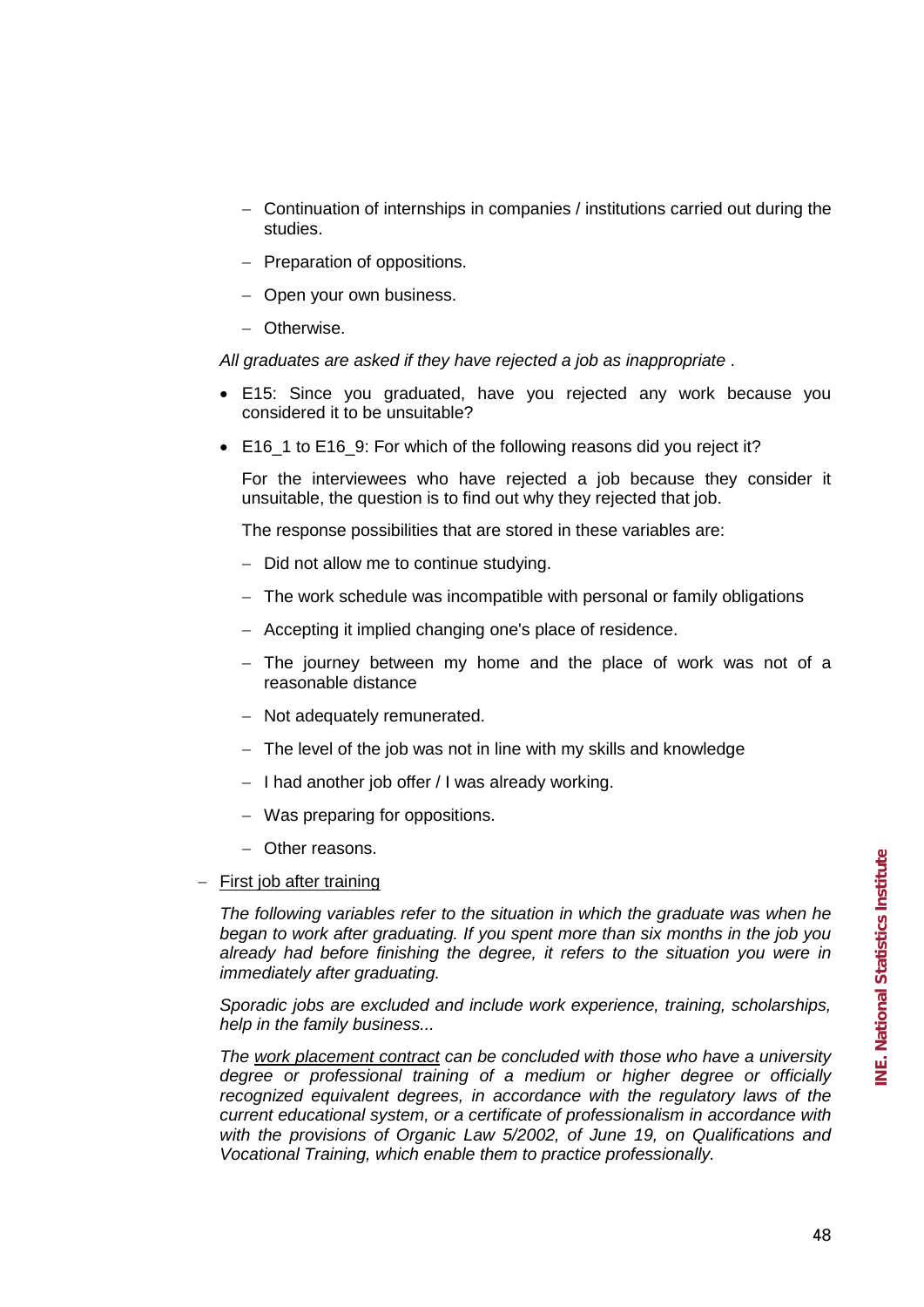- Continuation of internships in companies / institutions carried out during the studies.
- Preparation of oppositions.
- Open your own business.
- Otherwise.

*All graduates are asked if they have rejected a job as inappropriate* .

- E15: Since you graduated, have you rejected any work because you considered it to be unsuitable?
- E16_1 to E16_9: For which of the following reasons did you reject it?

  For the interviewees who have rejected a job because they consider it unsuitable, the question is to find out why they rejected that job.

  The response possibilities that are stored in these variables are:

  - Did not allow me to continue studying.
  - The work schedule was incompatible with personal or family obligations
  - Accepting it implied changing one's place of residence.
  - The journey between my home and the place of work was not of a reasonable distance
  - Not adequately remunerated.
  - The level of the job was not in line with my skills and knowledge
  - I had another job offer / I was already working.
  - Was preparing for oppositions.
  - Other reasons.

- First job after training

  *The following variables refer to the situation in which the graduate was when he began to work after graduating. If you spent more than six months in the job you already had before finishing the degree, it refers to the situation you were in immediately after graduating.*

  *Sporadic jobs are excluded and include work experience, training, scholarships, help in the family business...*

  *The work placement contract can be concluded with those who have a university degree or professional training of a medium or higher degree or officially recognized equivalent degrees, in accordance with the regulatory laws of the current educational system, or a certificate of professionalism in accordance with with the provisions of Organic Law 5/2002, of June 19, on Qualifications and Vocational Training, which enable them to practice professionally.*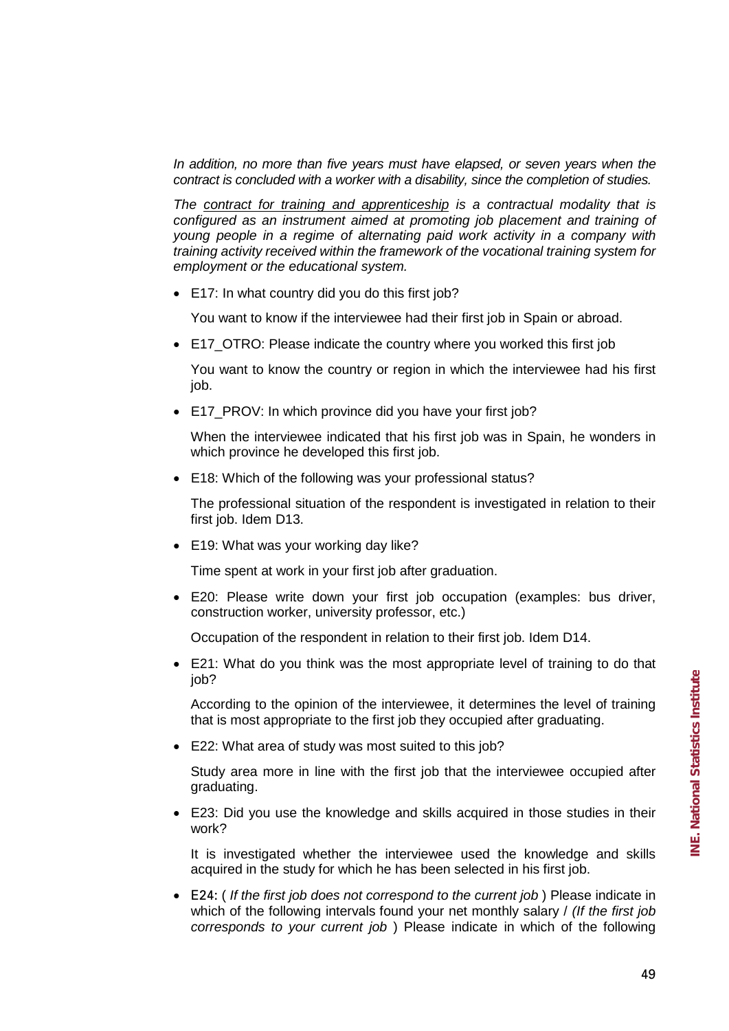*In addition, no more than five years must have elapsed, or seven years when the contract is concluded with a worker with a disability, since the completion of studies.*

*The contract for training and apprenticeship is a contractual modality that is configured as an instrument aimed at promoting job placement and training of young people in a regime of alternating paid work activity in a company with training activity received within the framework of the vocational training system for employment or the educational system.*

- E17: In what country did you do this first job?

  You want to know if the interviewee had their first job in Spain or abroad.

- E17_OTRO: Please indicate the country where you worked this first job

  You want to know the country or region in which the interviewee had his first job.

- E17_PROV: In which province did you have your first job?

  When the interviewee indicated that his first job was in Spain, he wonders in which province he developed this first job.

- E18: Which of the following was your professional status?

  The professional situation of the respondent is investigated in relation to their first job. Idem D13.

- E19: What was your working day like?

  Time spent at work in your first job after graduation.

- E20: Please write down your first job occupation (examples: bus driver, construction worker, university professor, etc.)

  Occupation of the respondent in relation to their first job. Idem D14.

- E21: What do you think was the most appropriate level of training to do that job?

  According to the opinion of the interviewee, it determines the level of training that is most appropriate to the first job they occupied after graduating.

- E22: What area of study was most suited to this job?

  Study area more in line with the first job that the interviewee occupied after graduating.

- E23: Did you use the knowledge and skills acquired in those studies in their work?

  It is investigated whether the interviewee used the knowledge and skills acquired in the study for which he has been selected in his first job.

- E24: ( *If the first job does not correspond to the current job* ) Please indicate in which of the following intervals found your net monthly salary / *(If the first job corresponds to your current job* ) Please indicate in which of the following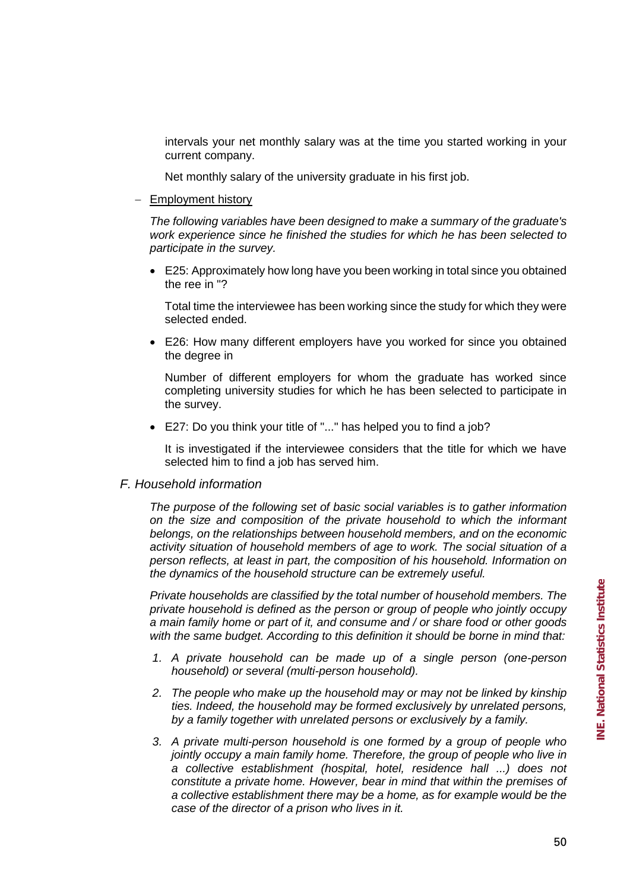intervals your net monthly salary was at the time you started working in your current company.

Net monthly salary of the university graduate in his first job.

- Employment history

*The following variables have been designed to make a summary of the graduate's work experience since he finished the studies for which he has been selected to participate in the survey.*

- E25: Approximately how long have you been working in total since you obtained the ree in "?

  Total time the interviewee has been working since the study for which they were selected ended.

- E26: How many different employers have you worked for since you obtained the degree in

  Number of different employers for whom the graduate has worked since completing university studies for which he has been selected to participate in the survey.

- E27: Do you think your title of "..." has helped you to find a job?

  It is investigated if the interviewee considers that the title for which we have selected him to find a job has served him.

### *F. Household information*

*The purpose of the following set of basic social variables is to gather information on the size and composition of the private household to which the informant belongs, on the relationships between household members, and on the economic activity situation of household members of age to work. The social situation of a person reflects, at least in part, the composition of his household. Information on the dynamics of the household structure can be extremely useful.*

*Private households are classified by the total number of household members. The private household is defined as the person or group of people who jointly occupy a main family home or part of it, and consume and / or share food or other goods with the same budget. According to this definition it should be borne in mind that:*

1. *A private household can be made up of a single person (one-person household) or several (multi-person household).*
2. *The people who make up the household may or may not be linked by kinship ties. Indeed, the household may be formed exclusively by unrelated persons, by a family together with unrelated persons or exclusively by a family.*
3. *A private multi-person household is one formed by a group of people who jointly occupy a main family home. Therefore, the group of people who live in a collective establishment (hospital, hotel, residence hall ...) does not constitute a private home. However, bear in mind that within the premises of a collective establishment there may be a home, as for example would be the case of the director of a prison who lives in it.*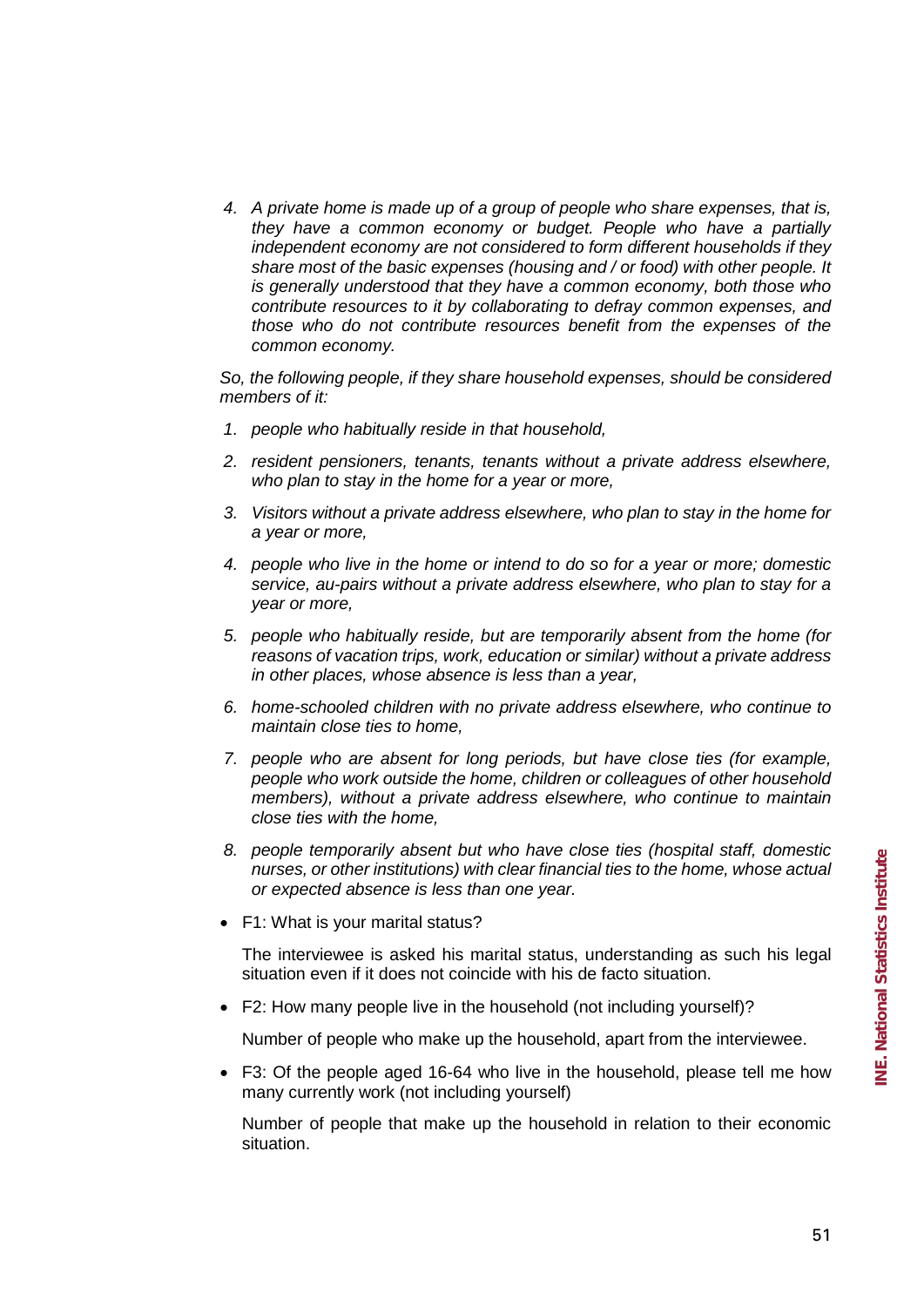4. *A private home is made up of a group of people who share expenses, that is, they have a common economy or budget. People who have a partially independent economy are not considered to form different households if they share most of the basic expenses (housing and / or food) with other people. It is generally understood that they have a common economy, both those who contribute resources to it by collaborating to defray common expenses, and those who do not contribute resources benefit from the expenses of the common economy.*

*So, the following people, if they share household expenses, should be considered members of it:*

1. *people who habitually reside in that household,*
2. *resident pensioners, tenants, tenants without a private address elsewhere, who plan to stay in the home for a year or more,*
3. *Visitors without a private address elsewhere, who plan to stay in the home for a year or more,*
4. *people who live in the home or intend to do so for a year or more; domestic service, au-pairs without a private address elsewhere, who plan to stay for a year or more,*
5. *people who habitually reside, but are temporarily absent from the home (for reasons of vacation trips, work, education or similar) without a private address in other places, whose absence is less than a year,*
6. *home-schooled children with no private address elsewhere, who continue to maintain close ties to home,*
7. *people who are absent for long periods, but have close ties (for example, people who work outside the home, children or colleagues of other household members), without a private address elsewhere, who continue to maintain close ties with the home,*
8. *people temporarily absent but who have close ties (hospital staff, domestic nurses, or other institutions) with clear financial ties to the home, whose actual or expected absence is less than one year.*

- F1: What is your marital status?

  The interviewee is asked his marital status, understanding as such his legal situation even if it does not coincide with his de facto situation.

- F2: How many people live in the household (not including yourself)?

  Number of people who make up the household, apart from the interviewee.

- F3: Of the people aged 16-64 who live in the household, please tell me how many currently work (not including yourself)

  Number of people that make up the household in relation to their economic situation.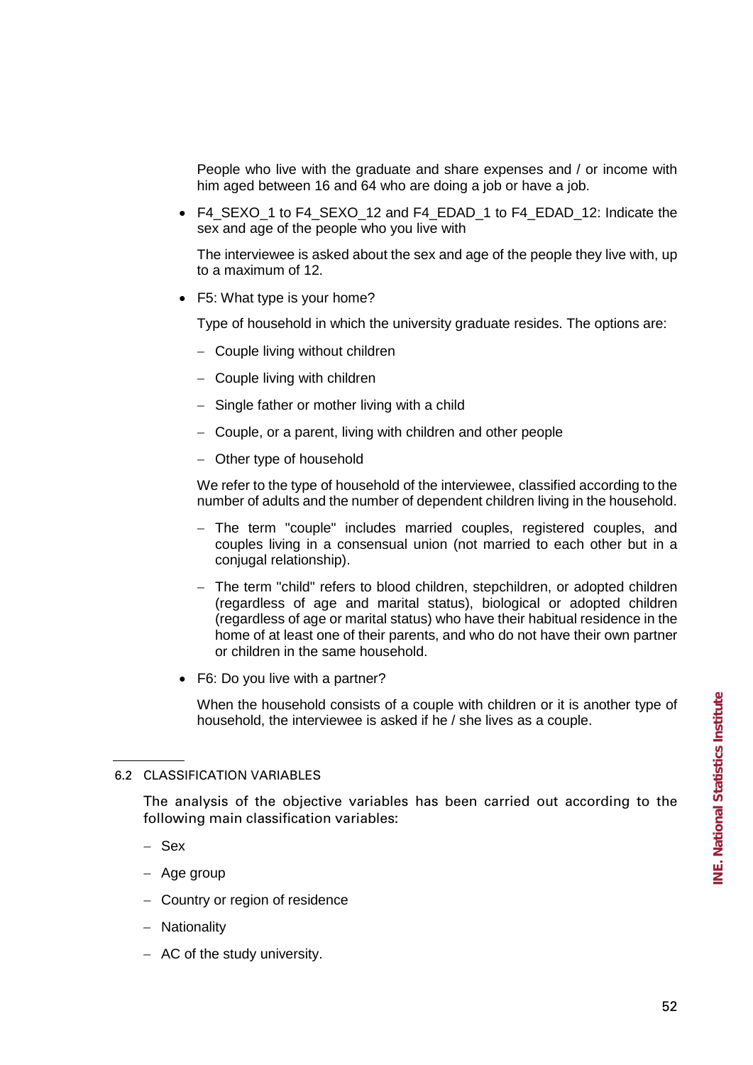People who live with the graduate and share expenses and / or income with him aged between 16 and 64 who are doing a job or have a job.

- F4_SEXO_1 to F4_SEXO_12 and F4_EDAD_1 to F4_EDAD_12: Indicate the sex and age of the people who you live with

  The interviewee is asked about the sex and age of the people they live with, up to a maximum of 12.

- F5: What type is your home?

  Type of household in which the university graduate resides. The options are:

  - Couple living without children
  - Couple living with children
  - Single father or mother living with a child
  - Couple, or a parent, living with children and other people
  - Other type of household

  We refer to the type of household of the interviewee, classified according to the number of adults and the number of dependent children living in the household.

  - The term "couple" includes married couples, registered couples, and couples living in a consensual union (not married to each other but in a conjugal relationship).
  - The term "child" refers to blood children, stepchildren, or adopted children (regardless of age and marital status), biological or adopted children (regardless of age or marital status) who have their habitual residence in the home of at least one of their parents, and who do not have their own partner or children in the same household.

- F6: Do you live with a partner?

  When the household consists of a couple with children or it is another type of household, the interviewee is asked if he / she lives as a couple.

## 6.2 CLASSIFICATION VARIABLES

The analysis of the objective variables has been carried out according to the following main classification variables:

- Sex
- Age group
- Country or region of residence
- Nationality
- AC of the study university.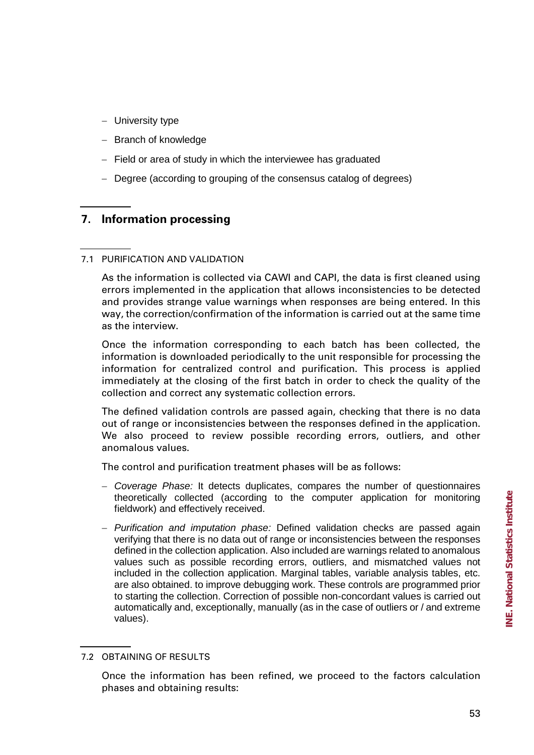- University type
- Branch of knowledge
- Field or area of study in which the interviewee has graduated
- Degree (according to grouping of the consensus catalog of degrees)

## 7. Information processing

### 7.1 PURIFICATION AND VALIDATION

As the information is collected via CAWI and CAPI, the data is first cleaned using errors implemented in the application that allows inconsistencies to be detected and provides strange value warnings when responses are being entered. In this way, the correction/confirmation of the information is carried out at the same time as the interview.

Once the information corresponding to each batch has been collected, the information is downloaded periodically to the unit responsible for processing the information for centralized control and purification. This process is applied immediately at the closing of the first batch in order to check the quality of the collection and correct any systematic collection errors.

The defined validation controls are passed again, checking that there is no data out of range or inconsistencies between the responses defined in the application. We also proceed to review possible recording errors, outliers, and other anomalous values.

The control and purification treatment phases will be as follows:

- *Coverage Phase:* It detects duplicates, compares the number of questionnaires theoretically collected (according to the computer application for monitoring fieldwork) and effectively received.
- *Purification and imputation phase:* Defined validation checks are passed again verifying that there is no data out of range or inconsistencies between the responses defined in the collection application. Also included are warnings related to anomalous values such as possible recording errors, outliers, and mismatched values not included in the collection application. Marginal tables, variable analysis tables, etc. are also obtained. to improve debugging work. These controls are programmed prior to starting the collection. Correction of possible non-concordant values is carried out automatically and, exceptionally, manually (as in the case of outliers or / and extreme values).

### 7.2 OBTAINING OF RESULTS

Once the information has been refined, we proceed to the factors calculation phases and obtaining results: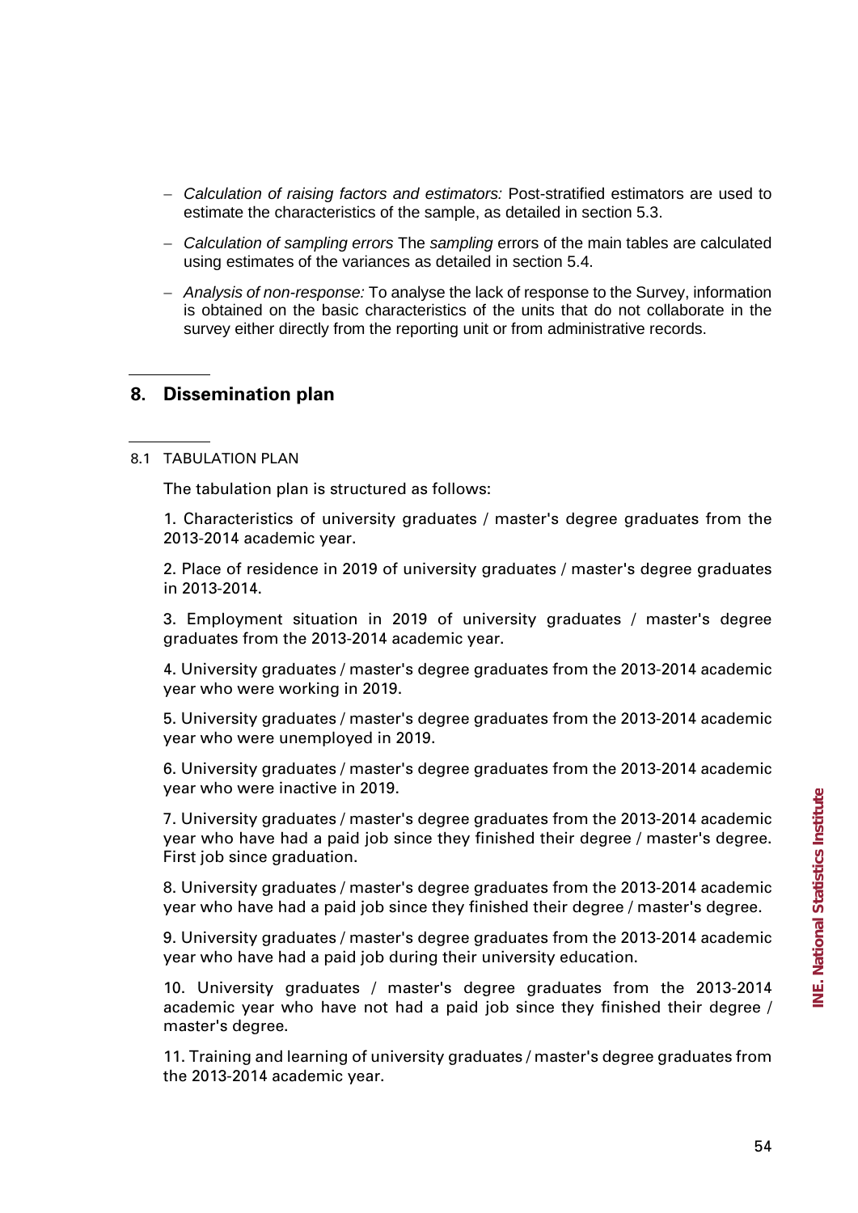- *Calculation of raising factors and estimators:* Post-stratified estimators are used to estimate the characteristics of the sample, as detailed in section 5.3.
- *Calculation of sampling errors* The *sampling* errors of the main tables are calculated using estimates of the variances as detailed in section 5.4.
- *Analysis of non-response:* To analyse the lack of response to the Survey, information is obtained on the basic characteristics of the units that do not collaborate in the survey either directly from the reporting unit or from administrative records.

## 8. Dissemination plan

### 8.1 TABULATION PLAN

The tabulation plan is structured as follows:

1. Characteristics of university graduates / master's degree graduates from the 2013-2014 academic year.

2. Place of residence in 2019 of university graduates / master's degree graduates in 2013-2014.

3. Employment situation in 2019 of university graduates / master's degree graduates from the 2013-2014 academic year.

4. University graduates / master's degree graduates from the 2013-2014 academic year who were working in 2019.

5. University graduates / master's degree graduates from the 2013-2014 academic year who were unemployed in 2019.

6. University graduates / master's degree graduates from the 2013-2014 academic year who were inactive in 2019.

7. University graduates / master's degree graduates from the 2013-2014 academic year who have had a paid job since they finished their degree / master's degree. First job since graduation.

8. University graduates / master's degree graduates from the 2013-2014 academic year who have had a paid job since they finished their degree / master's degree.

9. University graduates / master's degree graduates from the 2013-2014 academic year who have had a paid job during their university education.

10. University graduates / master's degree graduates from the 2013-2014 academic year who have not had a paid job since they finished their degree / master's degree.

11. Training and learning of university graduates / master's degree graduates from the 2013-2014 academic year.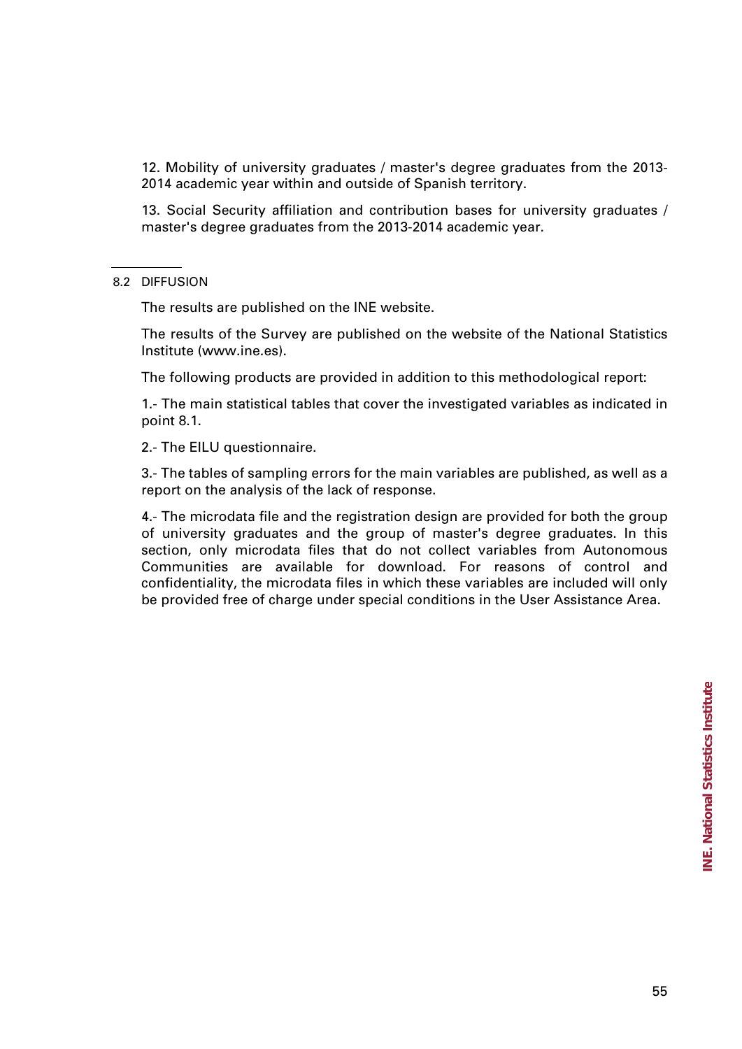12. Mobility of university graduates / master's degree graduates from the 2013-2014 academic year within and outside of Spanish territory.

13. Social Security affiliation and contribution bases for university graduates / master's degree graduates from the 2013-2014 academic year.

## 8.2 DIFFUSION

The results are published on the INE website.

The results of the Survey are published on the website of the National Statistics Institute (www.ine.es).

The following products are provided in addition to this methodological report:

1.- The main statistical tables that cover the investigated variables as indicated in point 8.1.

2.- The EILU questionnaire.

3.- The tables of sampling errors for the main variables are published, as well as a report on the analysis of the lack of response.

4.- The microdata file and the registration design are provided for both the group of university graduates and the group of master's degree graduates. In this section, only microdata files that do not collect variables from Autonomous Communities are available for download. For reasons of control and confidentiality, the microdata files in which these variables are included will only be provided free of charge under special conditions in the User Assistance Area.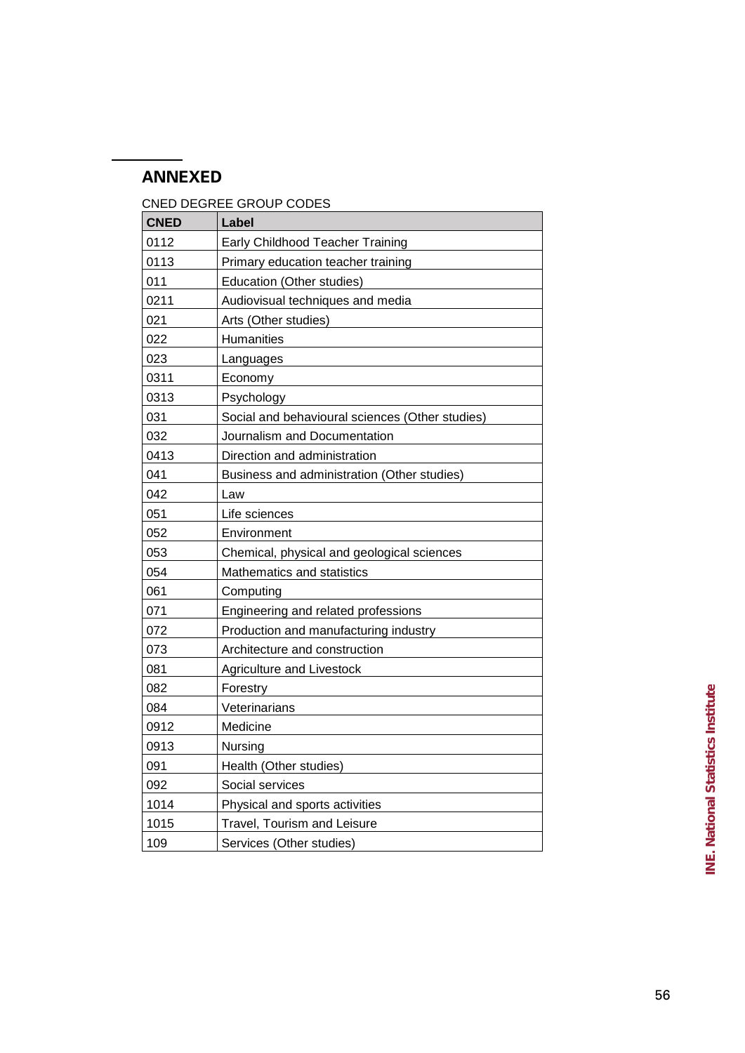## ANNEXED

CNED DEGREE GROUP CODES

| CNED | Label |
|---|---|
| 0112 | Early Childhood Teacher Training |
| 0113 | Primary education teacher training |
| 011 | Education (Other studies) |
| 0211 | Audiovisual techniques and media |
| 021 | Arts (Other studies) |
| 022 | Humanities |
| 023 | Languages |
| 0311 | Economy |
| 0313 | Psychology |
| 031 | Social and behavioural sciences (Other studies) |
| 032 | Journalism and Documentation |
| 0413 | Direction and administration |
| 041 | Business and administration (Other studies) |
| 042 | Law |
| 051 | Life sciences |
| 052 | Environment |
| 053 | Chemical, physical and geological sciences |
| 054 | Mathematics and statistics |
| 061 | Computing |
| 071 | Engineering and related professions |
| 072 | Production and manufacturing industry |
| 073 | Architecture and construction |
| 081 | Agriculture and Livestock |
| 082 | Forestry |
| 084 | Veterinarians |
| 0912 | Medicine |
| 0913 | Nursing |
| 091 | Health (Other studies) |
| 092 | Social services |
| 1014 | Physical and sports activities |
| 1015 | Travel, Tourism and Leisure |
| 109 | Services (Other studies) |